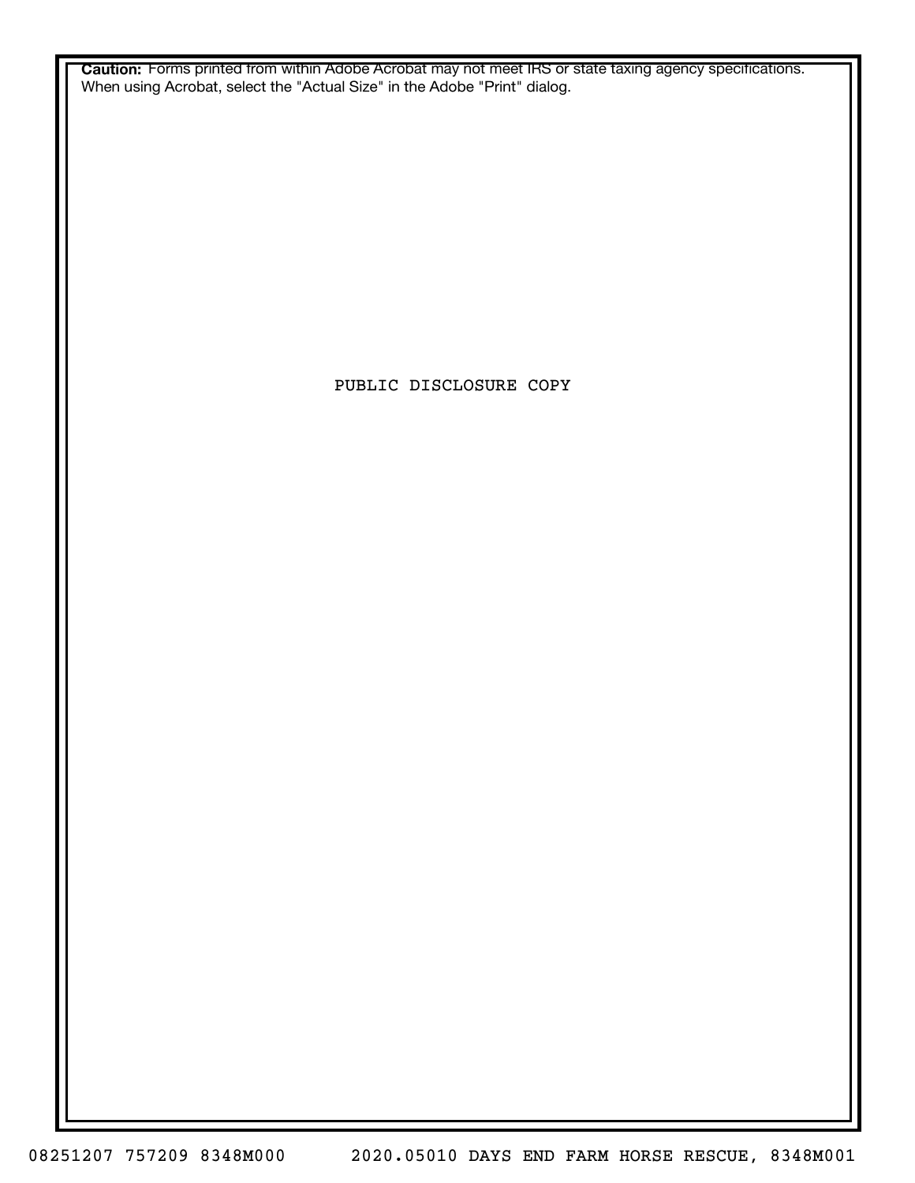**Caution:** Forms printed from within Adobe Acrobat may not meet IRS or state taxing agency specifications. When using Acrobat, select the "Actual Size" in the Adobe "Print" dialog.

PUBLIC DISCLOSURE COPY

08251207 757209 8348M000 2020.05010 DAYS END FARM HORSE RESCUE, 8348M001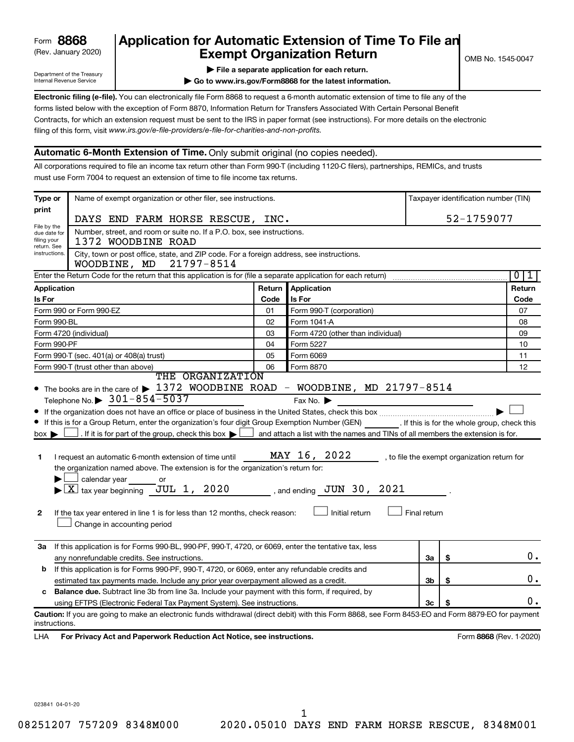Form **8868**
(Rev. January 2020)
Department of the Treasury
Internal Revenue Service

# Application for Automatic Extension of Time To File an Exempt Organization Return

OMB No. 1545-0047

▶ **File a separate application for each return.**
▶ **Go to www.irs.gov/Form8868 for the latest information.**

**Electronic filing (e-file).** You can electronically file Form 8868 to request a 6-month automatic extension of time to file any of the forms listed below with the exception of Form 8870, Information Return for Transfers Associated With Certain Personal Benefit Contracts, for which an extension request must be sent to the IRS in paper format (see instructions). For more details on the electronic filing of this form, visit *www.irs.gov/e-file-providers/e-file-for-charities-and-non-profits.*

## Automatic 6-Month Extension of Time. Only submit original (no copies needed).

All corporations required to file an income tax return other than Form 990-T (including 1120-C filers), partnerships, REMICs, and trusts must use Form 7004 to request an extension of time to file income tax returns.

**Type or print**

File by the due date for filing your return. See instructions.

| Name of exempt organization or other filer, see instructions. | Taxpayer identification number (TIN) |
|---|---|
| DAYS END FARM HORSE RESCUE, INC. | 52-1759077 |
| Number, street, and room or suite no. If a P.O. box, see instructions. 1372 WOODBINE ROAD | |
| City, town or post office, state, and ZIP code. For a foreign address, see instructions. WOODBINE, MD 21797-8514 | |

Enter the Return Code for the return that this application is for (file a separate application for each return) ........ 0 1

| Application Is For | Return Code | Application Is For | Return Code |
|---|---|---|---|
| Form 990 or Form 990-EZ | 01 | Form 990-T (corporation) | 07 |
| Form 990-BL | 02 | Form 1041-A | 08 |
| Form 4720 (individual) | 03 | Form 4720 (other than individual) | 09 |
| Form 990-PF | 04 | Form 5227 | 10 |
| Form 990-T (sec. 401(a) or 408(a) trust) | 05 | Form 6069 | 11 |
| Form 990-T (trust other than above) | 06 | Form 8870 | 12 |

- The books are in the care of ▶ THE ORGANIZATION 1372 WOODBINE ROAD - WOODBINE, MD 21797-8514
  Telephone No. ▶ 301-854-5037 Fax No. ▶
- If the organization does not have an office or place of business in the United States, check this box ........ ▶ ☐
- If this is for a Group Return, enter the organization's four digit Group Exemption Number (GEN) ______. If this is for the whole group, check this box ▶ ☐. If it is for part of the group, check this box ▶ ☐ and attach a list with the names and TINs of all members the extension is for.

**1** I request an automatic 6-month extension of time until MAY 16, 2022, to file the exempt organization return for the organization named above. The extension is for the organization's return for:
▶ ☐ calendar year ______ or
▶ ☒ tax year beginning JUL 1, 2020, and ending JUN 30, 2021.

**2** If the tax year entered in line 1 is for less than 12 months, check reason: ☐ Initial return ☐ Final return
☐ Change in accounting period

| | | | |
|---|---|---|---|
| **3a** | If this application is for Forms 990-BL, 990-PF, 990-T, 4720, or 6069, enter the tentative tax, less any nonrefundable credits. See instructions. | **3a** | $ 0. |
| **b** | If this application is for Forms 990-PF, 990-T, 4720, or 6069, enter any refundable credits and estimated tax payments made. Include any prior year overpayment allowed as a credit. | **3b** | $ 0. |
| **c** | **Balance due.** Subtract line 3b from line 3a. Include your payment with this form, if required, by using EFTPS (Electronic Federal Tax Payment System). See instructions. | **3c** | $ 0. |

**Caution:** If you are going to make an electronic funds withdrawal (direct debit) with this Form 8868, see Form 8453-EO and Form 8879-EO for payment instructions.

LHA **For Privacy Act and Paperwork Reduction Act Notice, see instructions.** Form **8868** (Rev. 1-2020)

023841 04-01-20

08251207 757209 8348M000 2020.05010 DAYS END FARM HORSE RESCUE, 8348M001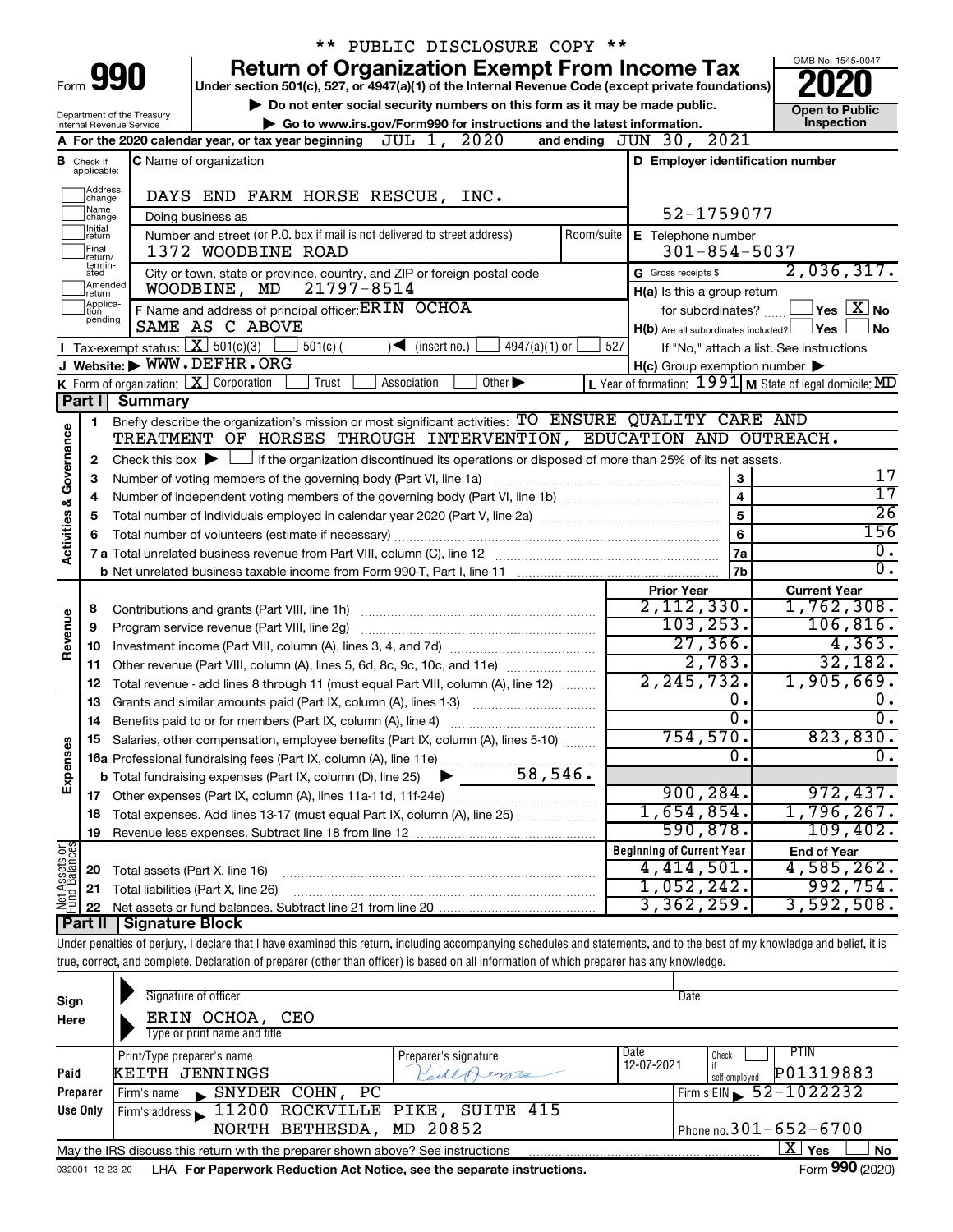\*\* PUBLIC DISCLOSURE COPY \*\*

# Form 990 — Return of Organization Exempt From Income Tax — 2020

Under section 501(c), 527, or 4947(a)(1) of the Internal Revenue Code (except private foundations)

▶ Do not enter social security numbers on this form as it may be made public.

▶ Go to www.irs.gov/Form990 for instructions and the latest information.

Department of the Treasury
Internal Revenue Service

OMB No. 1545-0047

Open to Public Inspection

**A** For the 2020 calendar year, or tax year beginning JUL 1, 2020 and ending JUN 30, 2021

**B** Check if applicable: Address change, Name change, Initial return, Final return/terminated, Amended return, Application pending

**C** Name of organization: DAYS END FARM HORSE RESCUE, INC.

Doing business as

Number and street (or P.O. box if mail is not delivered to street address): 1372 WOODBINE ROAD — Room/suite

City or town, state or province, country, and ZIP or foreign postal code: WOODBINE, MD 21797-8514

**D** Employer identification number: 52-1759077

**E** Telephone number: 301-854-5037

**G** Gross receipts $ 2,036,317.

**F** Name and address of principal officer: ERIN OCHOA, SAME AS C ABOVE

H(a) Is this a group return for subordinates? ☐ Yes ☒ No

H(b) Are all subordinates included? ☐ Yes ☐ No — If "No," attach a list. See instructions

H(c) Group exemption number ▶

**I** Tax-exempt status: ☒ 501(c)(3) ☐ 501(c) ( ) ◀ (insert no.) ☐ 4947(a)(1) or ☐ 527

**J** Website: ▶ WWW.DEFHR.ORG

**K** Form of organization: ☒ Corporation ☐ Trust ☐ Association ☐ Other ▶

**L** Year of formation: 1991 **M** State of legal domicile: MD

## Part I Summary

**Activities & Governance**

1 Briefly describe the organization's mission or most significant activities: TO ENSURE QUALITY CARE AND TREATMENT OF HORSES THROUGH INTERVENTION, EDUCATION AND OUTREACH.

2 Check this box ▶ ☐ if the organization discontinued its operations or disposed of more than 25% of its net assets.

| | | | |
|---|---|---|---|
| 3 | Number of voting members of the governing body (Part VI, line 1a) | 3 | 17 |
| 4 | Number of independent voting members of the governing body (Part VI, line 1b) | 4 | 17 |
| 5 | Total number of individuals employed in calendar year 2020 (Part V, line 2a) | 5 | 26 |
| 6 | Total number of volunteers (estimate if necessary) | 6 | 156 |
| 7a | Total unrelated business revenue from Part VIII, column (C), line 12 | 7a | 0. |
| b | Net unrelated business taxable income from Form 990-T, Part I, line 11 | 7b | 0. |

| | | Prior Year | Current Year |
|---|---|---|---|
| **Revenue** | | | |
| 8 | Contributions and grants (Part VIII, line 1h) | 2,112,330. | 1,762,308. |
| 9 | Program service revenue (Part VIII, line 2g) | 103,253. | 106,816. |
| 10 | Investment income (Part VIII, column (A), lines 3, 4, and 7d) | 27,366. | 4,363. |
| 11 | Other revenue (Part VIII, column (A), lines 5, 6d, 8c, 9c, 10c, and 11e) | 2,783. | 32,182. |
| 12 | Total revenue - add lines 8 through 11 (must equal Part VIII, column (A), line 12) | 2,245,732. | 1,905,669. |
| **Expenses** | | | |
| 13 | Grants and similar amounts paid (Part IX, column (A), lines 1-3) | 0. | 0. |
| 14 | Benefits paid to or for members (Part IX, column (A), line 4) | 0. | 0. |
| 15 | Salaries, other compensation, employee benefits (Part IX, column (A), lines 5-10) | 754,570. | 823,830. |
| 16a | Professional fundraising fees (Part IX, column (A), line 11e) | 0. | 0. |
| b | Total fundraising expenses (Part IX, column (D), line 25) ▶ 58,546. | | |
| 17 | Other expenses (Part IX, column (A), lines 11a-11d, 11f-24e) | 900,284. | 972,437. |
| 18 | Total expenses. Add lines 13-17 (must equal Part IX, column (A), line 25) | 1,654,854. | 1,796,267. |
| 19 | Revenue less expenses. Subtract line 18 from line 12 | 590,878. | 109,402. |

| | **Net Assets or Fund Balances** | Beginning of Current Year | End of Year |
|---|---|---|---|
| 20 | Total assets (Part X, line 16) | 4,414,501. | 4,585,262. |
| 21 | Total liabilities (Part X, line 26) | 1,052,242. | 992,754. |
| 22 | Net assets or fund balances. Subtract line 21 from line 20 | 3,362,259. | 3,592,508. |

## Part II Signature Block

Under penalties of perjury, I declare that I have examined this return, including accompanying schedules and statements, and to the best of my knowledge and belief, it is true, correct, and complete. Declaration of preparer (other than officer) is based on all information of which preparer has any knowledge.

**Sign Here**

Signature of officer — Date

ERIN OCHOA, CEO
Type or print name and title

**Paid Preparer Use Only**

| Print/Type preparer's name | Preparer's signature | Date | Check if self-employed | PTIN |
|---|---|---|---|---|
| KEITH JENNINGS | | 12-07-2021 | ☐ | P01319883 |

Firm's name ▶ SNYDER COHN, PC — Firm's EIN ▶ 52-1022232

Firm's address ▶ 11200 ROCKVILLE PIKE, SUITE 415, NORTH BETHESDA, MD 20852 — Phone no. 301-652-6700

May the IRS discuss this return with the preparer shown above? See instructions ☒ Yes ☐ No

032001 12-23-20 LHA For Paperwork Reduction Act Notice, see the separate instructions. Form 990 (2020)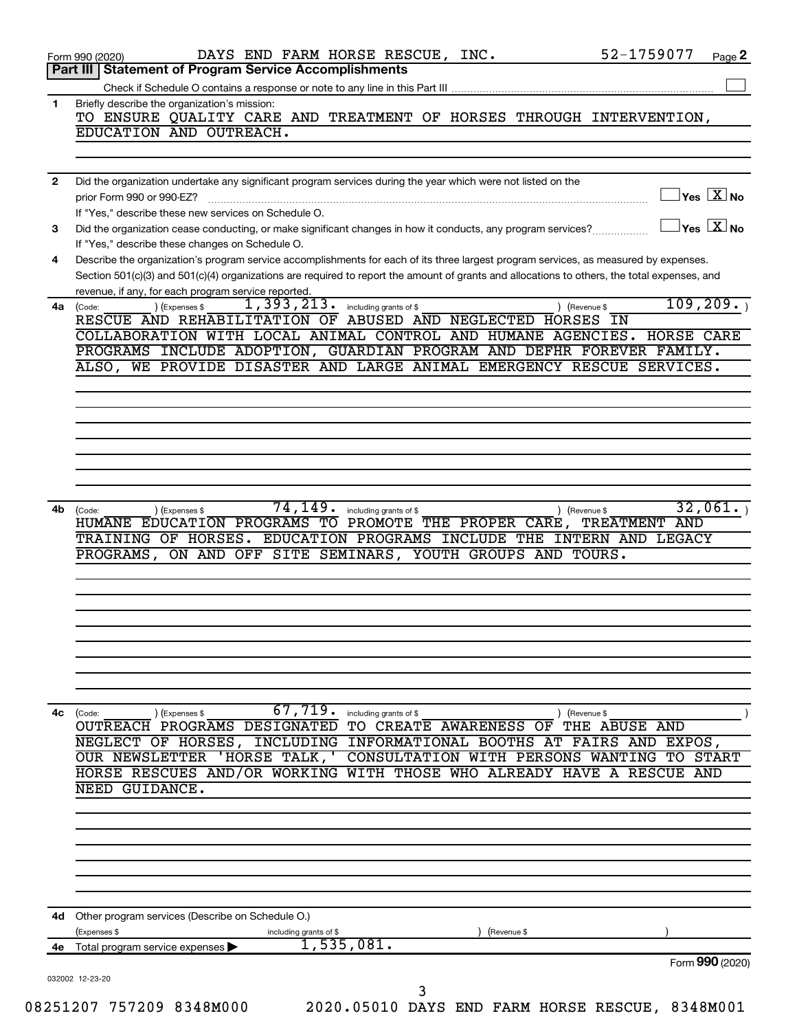Form 990 (2020) DAYS END FARM HORSE RESCUE, INC. 52-1759077 Page 2

**Part III | Statement of Program Service Accomplishments**

Check if Schedule O contains a response or note to any line in this Part III ☐

**1** Briefly describe the organization's mission:

TO ENSURE QUALITY CARE AND TREATMENT OF HORSES THROUGH INTERVENTION, EDUCATION AND OUTREACH.

**2** Did the organization undertake any significant program services during the year which were not listed on the prior Form 990 or 990-EZ? ☐ Yes ☒ No

If "Yes," describe these new services on Schedule O.

**3** Did the organization cease conducting, or make significant changes in how it conducts, any program services? ☐ Yes ☒ No

If "Yes," describe these changes on Schedule O.

**4** Describe the organization's program service accomplishments for each of its three largest program services, as measured by expenses. Section 501(c)(3) and 501(c)(4) organizations are required to report the amount of grants and allocations to others, the total expenses, and revenue, if any, for each program service reported.

**4a** (Code: ) (Expenses $ 1,393,213. including grants of $ ) (Revenue $ 109,209. )

RESCUE AND REHABILITATION OF ABUSED AND NEGLECTED HORSES IN COLLABORATION WITH LOCAL ANIMAL CONTROL AND HUMANE AGENCIES. HORSE CARE PROGRAMS INCLUDE ADOPTION, GUARDIAN PROGRAM AND DEFHR FOREVER FAMILY. ALSO, WE PROVIDE DISASTER AND LARGE ANIMAL EMERGENCY RESCUE SERVICES.

**4b** (Code: ) (Expenses $ 74,149. including grants of $ ) (Revenue $ 32,061. )

HUMANE EDUCATION PROGRAMS TO PROMOTE THE PROPER CARE, TREATMENT AND TRAINING OF HORSES. EDUCATION PROGRAMS INCLUDE THE INTERN AND LEGACY PROGRAMS, ON AND OFF SITE SEMINARS, YOUTH GROUPS AND TOURS.

**4c** (Code: ) (Expenses $ 67,719. including grants of $ ) (Revenue $ )

OUTREACH PROGRAMS DESIGNATED TO CREATE AWARENESS OF THE ABUSE AND NEGLECT OF HORSES, INCLUDING INFORMATIONAL BOOTHS AT FAIRS AND EXPOS, OUR NEWSLETTER 'HORSE TALK,' CONSULTATION WITH PERSONS WANTING TO START HORSE RESCUES AND/OR WORKING WITH THOSE WHO ALREADY HAVE A RESCUE AND NEED GUIDANCE.

**4d** Other program services (Describe on Schedule O.)

(Expenses $ including grants of $ ) (Revenue $ )

**4e** Total program service expenses ▶ 1,535,081.

Form **990** (2020)

032002 12-23-20

08251207 757209 8348M000 2020.05010 DAYS END FARM HORSE RESCUE, 8348M001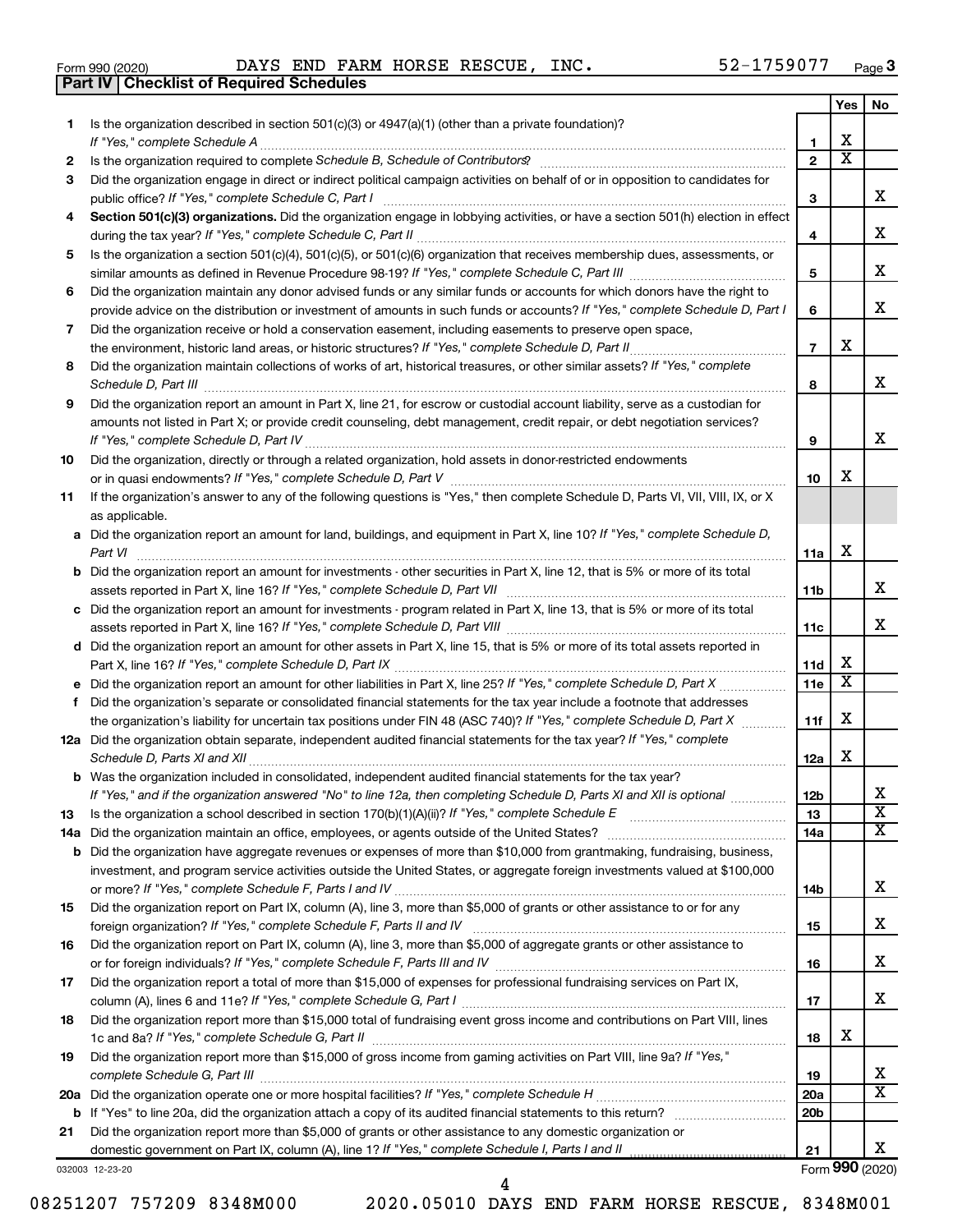Form 990 (2020) DAYS END FARM HORSE RESCUE, INC. 52-1759077 Page 3

**Part IV | Checklist of Required Schedules**

| | | | Yes | No |
|---|---|---|---|---|
| 1 | Is the organization described in section 501(c)(3) or 4947(a)(1) (other than a private foundation)? *If "Yes," complete Schedule A* | 1 | X | |
| 2 | Is the organization required to complete *Schedule B, Schedule of Contributors*? | 2 | X | |
| 3 | Did the organization engage in direct or indirect political campaign activities on behalf of or in opposition to candidates for public office? *If "Yes," complete Schedule C, Part I* | 3 | | X |
| 4 | **Section 501(c)(3) organizations.** Did the organization engage in lobbying activities, or have a section 501(h) election in effect during the tax year? *If "Yes," complete Schedule C, Part II* | 4 | | X |
| 5 | Is the organization a section 501(c)(4), 501(c)(5), or 501(c)(6) organization that receives membership dues, assessments, or similar amounts as defined in Revenue Procedure 98-19? *If "Yes," complete Schedule C, Part III* | 5 | | X |
| 6 | Did the organization maintain any donor advised funds or any similar funds or accounts for which donors have the right to provide advice on the distribution or investment of amounts in such funds or accounts? *If "Yes," complete Schedule D, Part I* | 6 | | X |
| 7 | Did the organization receive or hold a conservation easement, including easements to preserve open space, the environment, historic land areas, or historic structures? *If "Yes," complete Schedule D, Part II* | 7 | X | |
| 8 | Did the organization maintain collections of works of art, historical treasures, or other similar assets? *If "Yes," complete Schedule D, Part III* | 8 | | X |
| 9 | Did the organization report an amount in Part X, line 21, for escrow or custodial account liability, serve as a custodian for amounts not listed in Part X; or provide credit counseling, debt management, credit repair, or debt negotiation services? *If "Yes," complete Schedule D, Part IV* | 9 | | X |
| 10 | Did the organization, directly or through a related organization, hold assets in donor-restricted endowments or in quasi endowments? *If "Yes," complete Schedule D, Part V* | 10 | X | |
| 11 | If the organization's answer to any of the following questions is "Yes," then complete Schedule D, Parts VI, VII, VIII, IX, or X as applicable. | | | |
| a | Did the organization report an amount for land, buildings, and equipment in Part X, line 10? *If "Yes," complete Schedule D, Part VI* | 11a | X | |
| b | Did the organization report an amount for investments - other securities in Part X, line 12, that is 5% or more of its total assets reported in Part X, line 16? *If "Yes," complete Schedule D, Part VII* | 11b | | X |
| c | Did the organization report an amount for investments - program related in Part X, line 13, that is 5% or more of its total assets reported in Part X, line 16? *If "Yes," complete Schedule D, Part VIII* | 11c | | X |
| d | Did the organization report an amount for other assets in Part X, line 15, that is 5% or more of its total assets reported in Part X, line 16? *If "Yes," complete Schedule D, Part IX* | 11d | X | |
| e | Did the organization report an amount for other liabilities in Part X, line 25? *If "Yes," complete Schedule D, Part X* | 11e | X | |
| f | Did the organization's separate or consolidated financial statements for the tax year include a footnote that addresses the organization's liability for uncertain tax positions under FIN 48 (ASC 740)? *If "Yes," complete Schedule D, Part X* | 11f | X | |
| 12a | Did the organization obtain separate, independent audited financial statements for the tax year? *If "Yes," complete Schedule D, Parts XI and XII* | 12a | X | |
| b | Was the organization included in consolidated, independent audited financial statements for the tax year? *If "Yes," and if the organization answered "No" to line 12a, then completing Schedule D, Parts XI and XII is optional* | 12b | | X |
| 13 | Is the organization a school described in section 170(b)(1)(A)(ii)? *If "Yes," complete Schedule E* | 13 | | X |
| 14a | Did the organization maintain an office, employees, or agents outside of the United States? | 14a | | X |
| b | Did the organization have aggregate revenues or expenses of more than $10,000 from grantmaking, fundraising, business, investment, and program service activities outside the United States, or aggregate foreign investments valued at $100,000 or more? *If "Yes," complete Schedule F, Parts I and IV* | 14b | | X |
| 15 | Did the organization report on Part IX, column (A), line 3, more than $5,000 of grants or other assistance to or for any foreign organization? *If "Yes," complete Schedule F, Parts II and IV* | 15 | | X |
| 16 | Did the organization report on Part IX, column (A), line 3, more than $5,000 of aggregate grants or other assistance to or for foreign individuals? *If "Yes," complete Schedule F, Parts III and IV* | 16 | | X |
| 17 | Did the organization report a total of more than $15,000 of expenses for professional fundraising services on Part IX, column (A), lines 6 and 11e? *If "Yes," complete Schedule G, Part I* | 17 | | X |
| 18 | Did the organization report more than $15,000 total of fundraising event gross income and contributions on Part VIII, lines 1c and 8a? *If "Yes," complete Schedule G, Part II* | 18 | X | |
| 19 | Did the organization report more than $15,000 of gross income from gaming activities on Part VIII, line 9a? *If "Yes," complete Schedule G, Part III* | 19 | | X |
| 20a | Did the organization operate one or more hospital facilities? *If "Yes," complete Schedule H* | 20a | | X |
| b | If "Yes" to line 20a, did the organization attach a copy of its audited financial statements to this return? | 20b | | |
| 21 | Did the organization report more than $5,000 of grants or other assistance to any domestic organization or domestic government on Part IX, column (A), line 1? *If "Yes," complete Schedule I, Parts I and II* | 21 | | X |

032003 12-23-20 Form **990** (2020)

08251207 757209 8348M000 2020.05010 DAYS END FARM HORSE RESCUE, 8348M001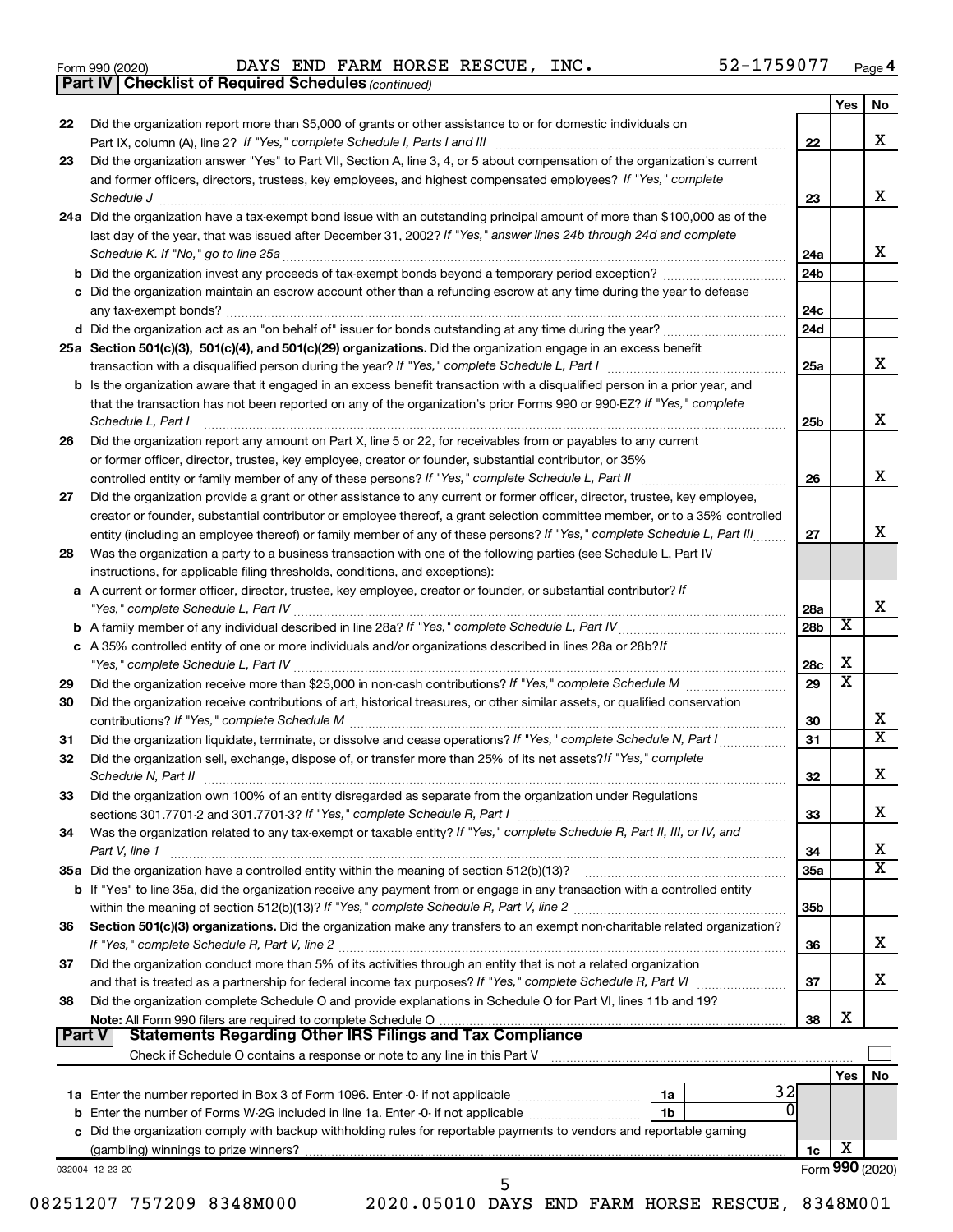Form 990 (2020) DAYS END FARM HORSE RESCUE, INC. 52-1759077 Page 4

**Part IV | Checklist of Required Schedules** *(continued)*

| | | | Yes | No |
|---|---|---|---|---|
| 22 | Did the organization report more than $5,000 of grants or other assistance to or for domestic individuals on Part IX, column (A), line 2? *If "Yes," complete Schedule I, Parts I and III* | 22 | | X |
| 23 | Did the organization answer "Yes" to Part VII, Section A, line 3, 4, or 5 about compensation of the organization's current and former officers, directors, trustees, key employees, and highest compensated employees? *If "Yes," complete Schedule J* | 23 | | X |
| 24a | Did the organization have a tax-exempt bond issue with an outstanding principal amount of more than $100,000 as of the last day of the year, that was issued after December 31, 2002? *If "Yes," answer lines 24b through 24d and complete Schedule K. If "No," go to line 25a* | 24a | | X |
| b | Did the organization invest any proceeds of tax-exempt bonds beyond a temporary period exception? | 24b | | |
| c | Did the organization maintain an escrow account other than a refunding escrow at any time during the year to defease any tax-exempt bonds? | 24c | | |
| d | Did the organization act as an "on behalf of" issuer for bonds outstanding at any time during the year? | 24d | | |
| 25a | **Section 501(c)(3), 501(c)(4), and 501(c)(29) organizations.** Did the organization engage in an excess benefit transaction with a disqualified person during the year? *If "Yes," complete Schedule L, Part I* | 25a | | X |
| b | Is the organization aware that it engaged in an excess benefit transaction with a disqualified person in a prior year, and that the transaction has not been reported on any of the organization's prior Forms 990 or 990-EZ? *If "Yes," complete Schedule L, Part I* | 25b | | X |
| 26 | Did the organization report any amount on Part X, line 5 or 22, for receivables from or payables to any current or former officer, director, trustee, key employee, creator or founder, substantial contributor, or 35% controlled entity or family member of any of these persons? *If "Yes," complete Schedule L, Part II* | 26 | | X |
| 27 | Did the organization provide a grant or other assistance to any current or former officer, director, trustee, key employee, creator or founder, substantial contributor or employee thereof, a grant selection committee member, or to a 35% controlled entity (including an employee thereof) or family member of any of these persons? *If "Yes," complete Schedule L, Part III* | 27 | | X |
| 28 | Was the organization a party to a business transaction with one of the following parties (see Schedule L, Part IV instructions, for applicable filing thresholds, conditions, and exceptions): | | | |
| a | A current or former officer, director, trustee, key employee, creator or founder, or substantial contributor? *If "Yes," complete Schedule L, Part IV* | 28a | | X |
| b | A family member of any individual described in line 28a? *If "Yes," complete Schedule L, Part IV* | 28b | X | |
| c | A 35% controlled entity of one or more individuals and/or organizations described in lines 28a or 28b? *If "Yes," complete Schedule L, Part IV* | 28c | X | |
| 29 | Did the organization receive more than $25,000 in non-cash contributions? *If "Yes," complete Schedule M* | 29 | X | |
| 30 | Did the organization receive contributions of art, historical treasures, or other similar assets, or qualified conservation contributions? *If "Yes," complete Schedule M* | 30 | | X |
| 31 | Did the organization liquidate, terminate, or dissolve and cease operations? *If "Yes," complete Schedule N, Part I* | 31 | | X |
| 32 | Did the organization sell, exchange, dispose of, or transfer more than 25% of its net assets? *If "Yes," complete Schedule N, Part II* | 32 | | X |
| 33 | Did the organization own 100% of an entity disregarded as separate from the organization under Regulations sections 301.7701-2 and 301.7701-3? *If "Yes," complete Schedule R, Part I* | 33 | | X |
| 34 | Was the organization related to any tax-exempt or taxable entity? *If "Yes," complete Schedule R, Part II, III, or IV, and Part V, line 1* | 34 | | X |
| 35a | Did the organization have a controlled entity within the meaning of section 512(b)(13)? | 35a | | X |
| b | If "Yes" to line 35a, did the organization receive any payment from or engage in any transaction with a controlled entity within the meaning of section 512(b)(13)? *If "Yes," complete Schedule R, Part V, line 2* | 35b | | |
| 36 | **Section 501(c)(3) organizations.** Did the organization make any transfers to an exempt non-charitable related organization? *If "Yes," complete Schedule R, Part V, line 2* | 36 | | X |
| 37 | Did the organization conduct more than 5% of its activities through an entity that is not a related organization and that is treated as a partnership for federal income tax purposes? *If "Yes," complete Schedule R, Part VI* | 37 | | X |
| 38 | Did the organization complete Schedule O and provide explanations in Schedule O for Part VI, lines 11b and 19? **Note:** All Form 990 filers are required to complete Schedule O | 38 | X | |

**Part V | Statements Regarding Other IRS Filings and Tax Compliance**

Check if Schedule O contains a response or note to any line in this Part V ☐

| | | | | | Yes | No |
|---|---|---|---|---|---|---|
| 1a | Enter the number reported in Box 3 of Form 1096. Enter -0- if not applicable | 1a | 32 | | | |
| b | Enter the number of Forms W-2G included in line 1a. Enter -0- if not applicable | 1b | 0 | | | |
| c | Did the organization comply with backup withholding rules for reportable payments to vendors and reportable gaming (gambling) winnings to prize winners? | | | 1c | X | |

032004 12-23-20 Form **990** (2020)

08251207 757209 8348M000 2020.05010 DAYS END FARM HORSE RESCUE, 8348M001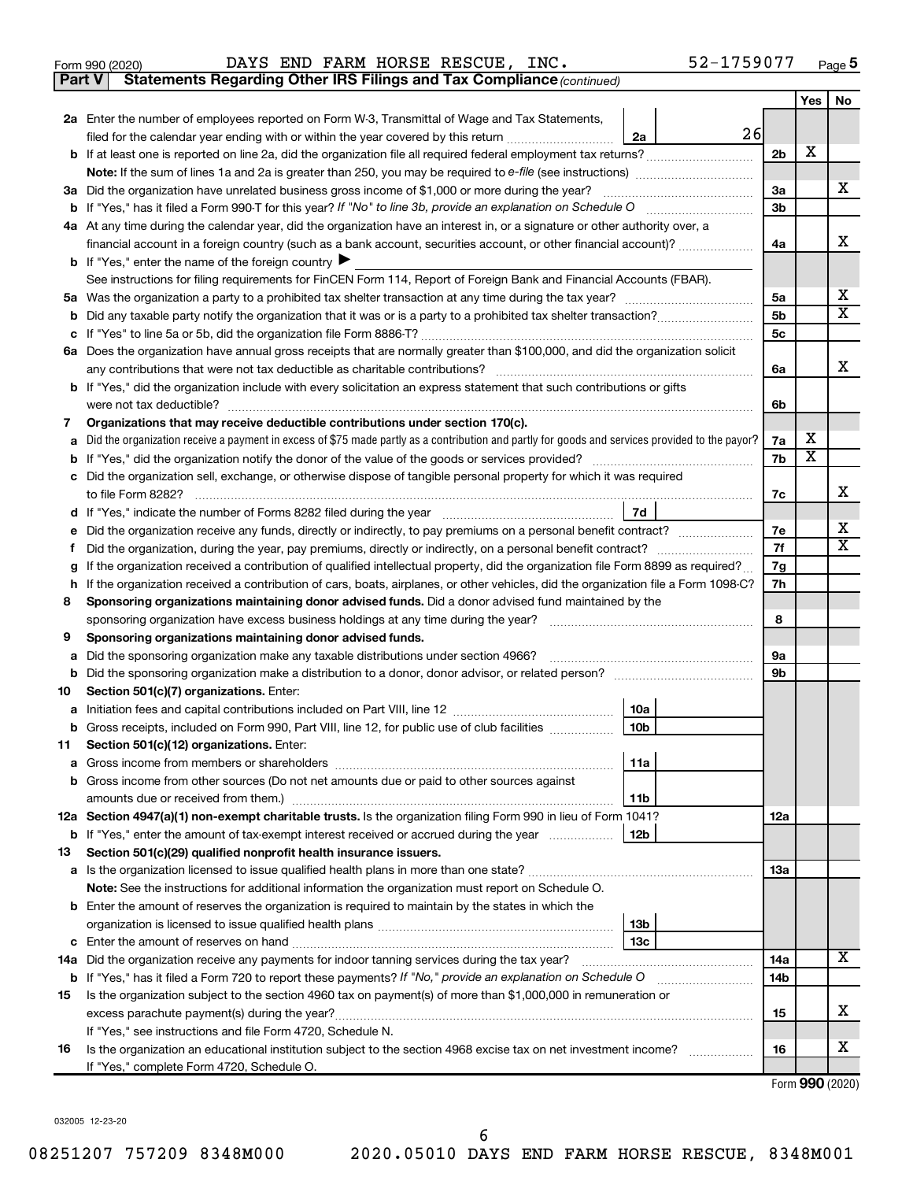Form 990 (2020) DAYS END FARM HORSE RESCUE, INC. 52-1759077 Page 5

**Part V Statements Regarding Other IRS Filings and Tax Compliance** *(continued)*

| | | | | | Yes | No |
|---|---|---|---|---|---|---|
| **2a** | Enter the number of employees reported on Form W-3, Transmittal of Wage and Tax Statements, filed for the calendar year ending with or within the year covered by this return | 2a | 26 | | | |
| **b** | If at least one is reported on line 2a, did the organization file all required federal employment tax returns? | | | 2b | X | |
| | **Note:** If the sum of lines 1a and 2a is greater than 250, you may be required to *e-file* (see instructions) | | | | | |
| **3a** | Did the organization have unrelated business gross income of $1,000 or more during the year? | | | 3a | | X |
| **b** | If "Yes," has it filed a Form 990-T for this year? *If "No" to line 3b, provide an explanation on Schedule O* | | | 3b | | |
| **4a** | At any time during the calendar year, did the organization have an interest in, or a signature or other authority over, a financial account in a foreign country (such as a bank account, securities account, or other financial account)? | | | 4a | | X |
| **b** | If "Yes," enter the name of the foreign country ▶ | | | | | |
| | See instructions for filing requirements for FinCEN Form 114, Report of Foreign Bank and Financial Accounts (FBAR). | | | | | |
| **5a** | Was the organization a party to a prohibited tax shelter transaction at any time during the tax year? | | | 5a | | X |
| **b** | Did any taxable party notify the organization that it was or is a party to a prohibited tax shelter transaction? | | | 5b | | X |
| **c** | If "Yes" to line 5a or 5b, did the organization file Form 8886-T? | | | 5c | | |
| **6a** | Does the organization have annual gross receipts that are normally greater than $100,000, and did the organization solicit any contributions that were not tax deductible as charitable contributions? | | | 6a | | X |
| **b** | If "Yes," did the organization include with every solicitation an express statement that such contributions or gifts were not tax deductible? | | | 6b | | |
| **7** | **Organizations that may receive deductible contributions under section 170(c).** | | | | | |
| **a** | Did the organization receive a payment in excess of $75 made partly as a contribution and partly for goods and services provided to the payor? | | | 7a | X | |
| **b** | If "Yes," did the organization notify the donor of the value of the goods or services provided? | | | 7b | X | |
| **c** | Did the organization sell, exchange, or otherwise dispose of tangible personal property for which it was required to file Form 8282? | | | 7c | | X |
| **d** | If "Yes," indicate the number of Forms 8282 filed during the year | 7d | | | | |
| **e** | Did the organization receive any funds, directly or indirectly, to pay premiums on a personal benefit contract? | | | 7e | | X |
| **f** | Did the organization, during the year, pay premiums, directly or indirectly, on a personal benefit contract? | | | 7f | | X |
| **g** | If the organization received a contribution of qualified intellectual property, did the organization file Form 8899 as required? | | | 7g | | |
| **h** | If the organization received a contribution of cars, boats, airplanes, or other vehicles, did the organization file a Form 1098-C? | | | 7h | | |
| **8** | **Sponsoring organizations maintaining donor advised funds.** Did a donor advised fund maintained by the sponsoring organization have excess business holdings at any time during the year? | | | 8 | | |
| **9** | **Sponsoring organizations maintaining donor advised funds.** | | | | | |
| **a** | Did the sponsoring organization make any taxable distributions under section 4966? | | | 9a | | |
| **b** | Did the sponsoring organization make a distribution to a donor, donor advisor, or related person? | | | 9b | | |
| **10** | **Section 501(c)(7) organizations.** Enter: | | | | | |
| **a** | Initiation fees and capital contributions included on Part VIII, line 12 | 10a | | | | |
| **b** | Gross receipts, included on Form 990, Part VIII, line 12, for public use of club facilities | 10b | | | | |
| **11** | **Section 501(c)(12) organizations.** Enter: | | | | | |
| **a** | Gross income from members or shareholders | 11a | | | | |
| **b** | Gross income from other sources (Do not net amounts due or paid to other sources against amounts due or received from them.) | 11b | | | | |
| **12a** | **Section 4947(a)(1) non-exempt charitable trusts.** Is the organization filing Form 990 in lieu of Form 1041? | | | 12a | | |
| **b** | If "Yes," enter the amount of tax-exempt interest received or accrued during the year | 12b | | | | |
| **13** | **Section 501(c)(29) qualified nonprofit health insurance issuers.** | | | | | |
| **a** | Is the organization licensed to issue qualified health plans in more than one state? | | | 13a | | |
| | **Note:** See the instructions for additional information the organization must report on Schedule O. | | | | | |
| **b** | Enter the amount of reserves the organization is required to maintain by the states in which the organization is licensed to issue qualified health plans | 13b | | | | |
| **c** | Enter the amount of reserves on hand | 13c | | | | |
| **14a** | Did the organization receive any payments for indoor tanning services during the tax year? | | | 14a | | X |
| **b** | If "Yes," has it filed a Form 720 to report these payments? *If "No," provide an explanation on Schedule O* | | | 14b | | |
| **15** | Is the organization subject to the section 4960 tax on payment(s) of more than $1,000,000 in remuneration or excess parachute payment(s) during the year? | | | 15 | | X |
| | If "Yes," see instructions and file Form 4720, Schedule N. | | | | | |
| **16** | Is the organization an educational institution subject to the section 4968 excise tax on net investment income? | | | 16 | | X |
| | If "Yes," complete Form 4720, Schedule O. | | | | | |

Form **990** (2020)

032005 12-23-20

08251207 757209 8348M000 2020.05010 DAYS END FARM HORSE RESCUE, 8348M001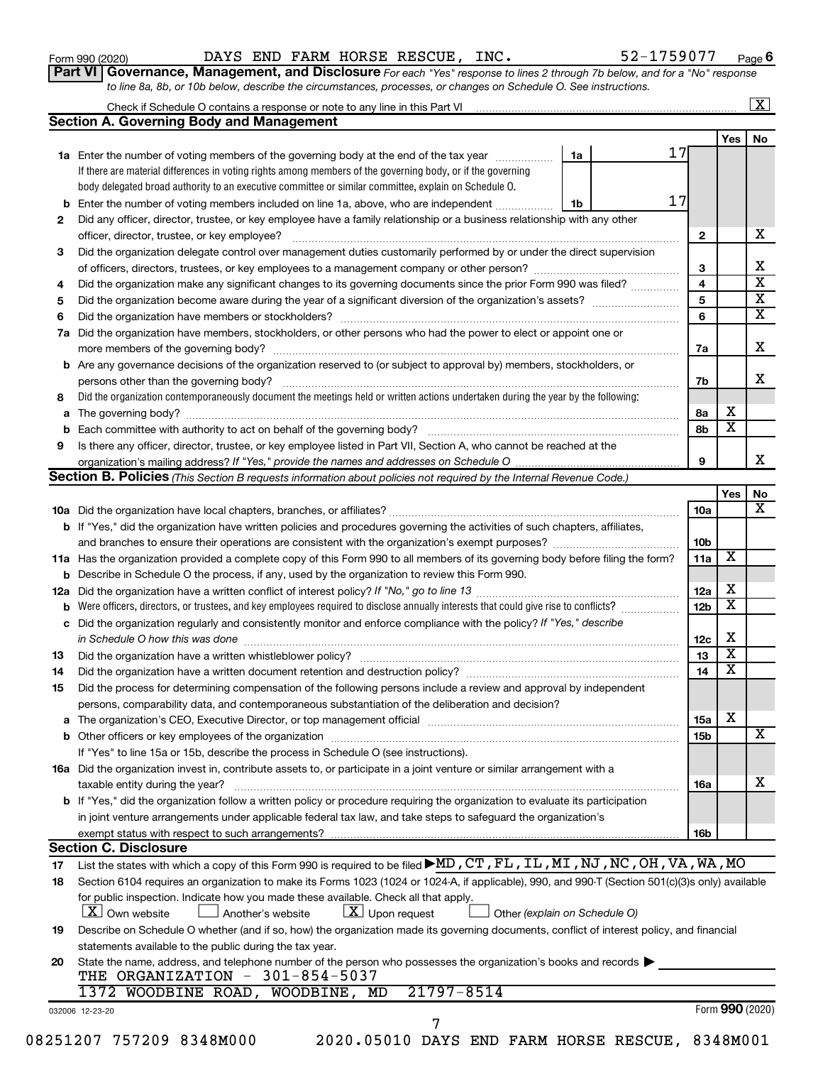Form 990 (2020) DAYS END FARM HORSE RESCUE, INC. 52-1759077 Page 6

**Part VI Governance, Management, and Disclosure** *For each "Yes" response to lines 2 through 7b below, and for a "No" response to line 8a, 8b, or 10b below, describe the circumstances, processes, or changes on Schedule O. See instructions.*

Check if Schedule O contains a response or note to any line in this Part VI [X]

## Section A. Governing Body and Management

| | | | | Yes | No |
|---|---|---|---|---|---|
| 1a | Enter the number of voting members of the governing body at the end of the tax year. If there are material differences in voting rights among members of the governing body, or if the governing body delegated broad authority to an executive committee or similar committee, explain on Schedule O. | 1a: 17 | | | |
| b | Enter the number of voting members included on line 1a, above, who are independent | 1b: 17 | | | |
| 2 | Did any officer, director, trustee, or key employee have a family relationship or a business relationship with any other officer, director, trustee, or key employee? | | 2 | | X |
| 3 | Did the organization delegate control over management duties customarily performed by or under the direct supervision of officers, directors, trustees, or key employees to a management company or other person? | | 3 | | X |
| 4 | Did the organization make any significant changes to its governing documents since the prior Form 990 was filed? | | 4 | | X |
| 5 | Did the organization become aware during the year of a significant diversion of the organization's assets? | | 5 | | X |
| 6 | Did the organization have members or stockholders? | | 6 | | X |
| 7a | Did the organization have members, stockholders, or other persons who had the power to elect or appoint one or more members of the governing body? | | 7a | | X |
| b | Are any governance decisions of the organization reserved to (or subject to approval by) members, stockholders, or persons other than the governing body? | | 7b | | X |
| 8 | Did the organization contemporaneously document the meetings held or written actions undertaken during the year by the following: | | | | |
| a | The governing body? | | 8a | X | |
| b | Each committee with authority to act on behalf of the governing body? | | 8b | X | |
| 9 | Is there any officer, director, trustee, or key employee listed in Part VII, Section A, who cannot be reached at the organization's mailing address? *If "Yes," provide the names and addresses on Schedule O* | | 9 | | X |

## Section B. Policies *(This Section B requests information about policies not required by the Internal Revenue Code.)*

| | | | Yes | No |
|---|---|---|---|---|
| 10a | Did the organization have local chapters, branches, or affiliates? | 10a | | X |
| b | If "Yes," did the organization have written policies and procedures governing the activities of such chapters, affiliates, and branches to ensure their operations are consistent with the organization's exempt purposes? | 10b | | |
| 11a | Has the organization provided a complete copy of this Form 990 to all members of its governing body before filing the form? | 11a | X | |
| b | Describe in Schedule O the process, if any, used by the organization to review this Form 990. | | | |
| 12a | Did the organization have a written conflict of interest policy? *If "No," go to line 13* | 12a | X | |
| b | Were officers, directors, or trustees, and key employees required to disclose annually interests that could give rise to conflicts? | 12b | X | |
| c | Did the organization regularly and consistently monitor and enforce compliance with the policy? *If "Yes," describe in Schedule O how this was done* | 12c | X | |
| 13 | Did the organization have a written whistleblower policy? | 13 | X | |
| 14 | Did the organization have a written document retention and destruction policy? | 14 | X | |
| 15 | Did the process for determining compensation of the following persons include a review and approval by independent persons, comparability data, and contemporaneous substantiation of the deliberation and decision? | | | |
| a | The organization's CEO, Executive Director, or top management official | 15a | X | |
| b | Other officers or key employees of the organization | 15b | | X |
| | If "Yes" to line 15a or 15b, describe the process in Schedule O (see instructions). | | | |
| 16a | Did the organization invest in, contribute assets to, or participate in a joint venture or similar arrangement with a taxable entity during the year? | 16a | | X |
| b | If "Yes," did the organization follow a written policy or procedure requiring the organization to evaluate its participation in joint venture arrangements under applicable federal tax law, and take steps to safeguard the organization's exempt status with respect to such arrangements? | 16b | | |

## Section C. Disclosure

17 List the states with which a copy of this Form 990 is required to be filed ▶MD,CT,FL,IL,MI,NJ,NC,OH,VA,WA,MO

18 Section 6104 requires an organization to make its Forms 1023 (1024 or 1024-A, if applicable), 990, and 990-T (Section 501(c)(3)s only) available for public inspection. Indicate how you made these available. Check all that apply.

[X] Own website [ ] Another's website [X] Upon request [ ] Other *(explain on Schedule O)*

19 Describe on Schedule O whether (and if so, how) the organization made its governing documents, conflict of interest policy, and financial statements available to the public during the tax year.

20 State the name, address, and telephone number of the person who possesses the organization's books and records ▶
THE ORGANIZATION - 301-854-5037
1372 WOODBINE ROAD, WOODBINE, MD 21797-8514

032006 12-23-20 Form **990** (2020)

08251207 757209 8348M000 2020.05010 DAYS END FARM HORSE RESCUE, 8348M001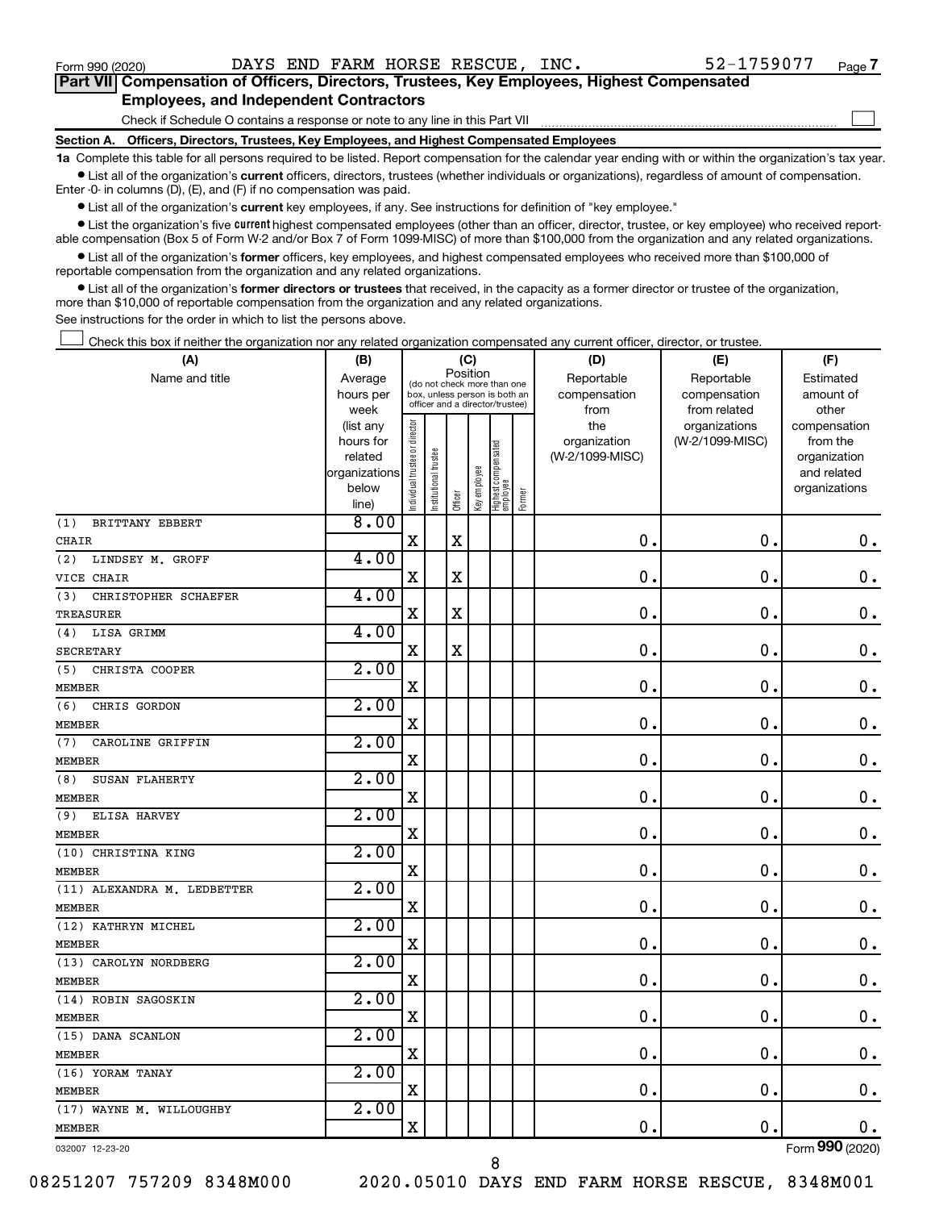Form 990 (2020) DAYS END FARM HORSE RESCUE, INC. 52-1759077 Page 7

**Part VII Compensation of Officers, Directors, Trustees, Key Employees, Highest Compensated Employees, and Independent Contractors**

Check if Schedule O contains a response or note to any line in this Part VII

**Section A. Officers, Directors, Trustees, Key Employees, and Highest Compensated Employees**

**1a** Complete this table for all persons required to be listed. Report compensation for the calendar year ending with or within the organization's tax year.

- List all of the organization's **current** officers, directors, trustees (whether individuals or organizations), regardless of amount of compensation. Enter -0- in columns (D), (E), and (F) if no compensation was paid.
- List all of the organization's **current** key employees, if any. See instructions for definition of "key employee."
- List the organization's five **current** highest compensated employees (other than an officer, director, trustee, or key employee) who received reportable compensation (Box 5 of Form W-2 and/or Box 7 of Form 1099-MISC) of more than $100,000 from the organization and any related organizations.
- List all of the organization's **former** officers, key employees, and highest compensated employees who received more than $100,000 of reportable compensation from the organization and any related organizations.
- List all of the organization's **former directors or trustees** that received, in the capacity as a former director or trustee of the organization, more than $10,000 of reportable compensation from the organization and any related organizations.

See instructions for the order in which to list the persons above.

Check this box if neither the organization nor any related organization compensated any current officer, director, or trustee.

| (A) Name and title | (B) Average hours per week (list any hours for related organizations below line) | (C) Position: Individual trustee or director | Institutional trustee | Officer | Key employee | Highest compensated employee | Former | (D) Reportable compensation from the organization (W-2/1099-MISC) | (E) Reportable compensation from related organizations (W-2/1099-MISC) | (F) Estimated amount of other compensation from the organization and related organizations |
|---|---|---|---|---|---|---|---|---|---|---|
| (1) BRITTANY EBBERT<br>CHAIR | 8.00 | X | | X | | | | 0. | 0. | 0. |
| (2) LINDSEY M. GROFF<br>VICE CHAIR | 4.00 | X | | X | | | | 0. | 0. | 0. |
| (3) CHRISTOPHER SCHAEFER<br>TREASURER | 4.00 | X | | X | | | | 0. | 0. | 0. |
| (4) LISA GRIMM<br>SECRETARY | 4.00 | X | | X | | | | 0. | 0. | 0. |
| (5) CHRISTA COOPER<br>MEMBER | 2.00 | X | | | | | | 0. | 0. | 0. |
| (6) CHRIS GORDON<br>MEMBER | 2.00 | X | | | | | | 0. | 0. | 0. |
| (7) CAROLINE GRIFFIN<br>MEMBER | 2.00 | X | | | | | | 0. | 0. | 0. |
| (8) SUSAN FLAHERTY<br>MEMBER | 2.00 | X | | | | | | 0. | 0. | 0. |
| (9) ELISA HARVEY<br>MEMBER | 2.00 | X | | | | | | 0. | 0. | 0. |
| (10) CHRISTINA KING<br>MEMBER | 2.00 | X | | | | | | 0. | 0. | 0. |
| (11) ALEXANDRA M. LEDBETTER<br>MEMBER | 2.00 | X | | | | | | 0. | 0. | 0. |
| (12) KATHRYN MICHEL<br>MEMBER | 2.00 | X | | | | | | 0. | 0. | 0. |
| (13) CAROLYN NORDBERG<br>MEMBER | 2.00 | X | | | | | | 0. | 0. | 0. |
| (14) ROBIN SAGOSKIN<br>MEMBER | 2.00 | X | | | | | | 0. | 0. | 0. |
| (15) DANA SCANLON<br>MEMBER | 2.00 | X | | | | | | 0. | 0. | 0. |
| (16) YORAM TANAY<br>MEMBER | 2.00 | X | | | | | | 0. | 0. | 0. |
| (17) WAYNE M. WILLOUGHBY<br>MEMBER | 2.00 | X | | | | | | 0. | 0. | 0. |

032007 12-23-20 Form 990 (2020)

08251207 757209 8348M000 2020.05010 DAYS END FARM HORSE RESCUE, 8348M001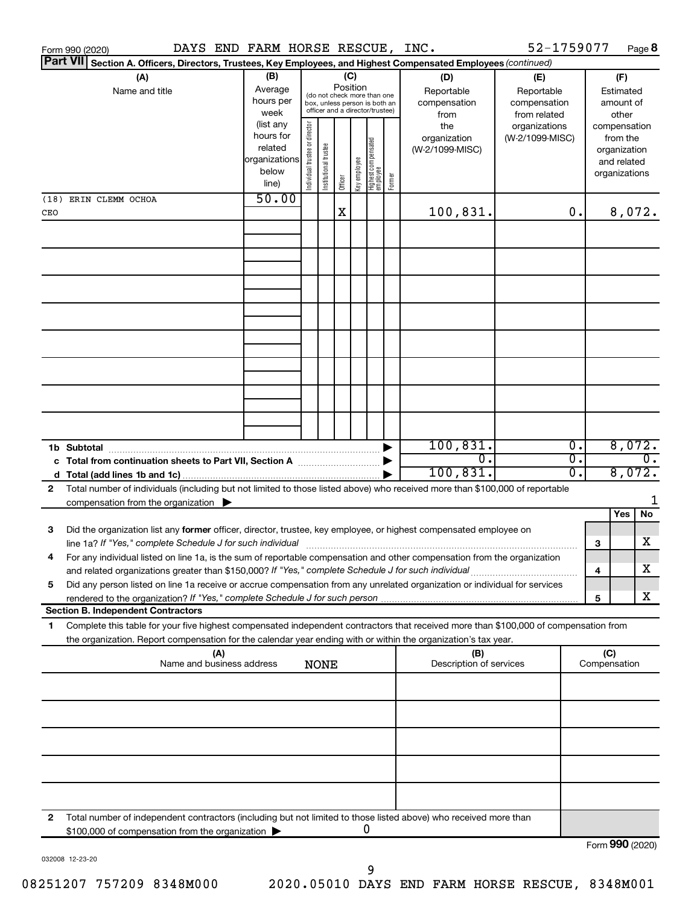Form 990 (2020) DAYS END FARM HORSE RESCUE, INC. 52-1759077 Page **8**

**Part VII** **Section A. Officers, Directors, Trustees, Key Employees, and Highest Compensated Employees** *(continued)*

| (A) Name and title | (B) Average hours per week (list any hours for related organizations below line) | (C) Position: Individual trustee or director | Institutional trustee | Officer | Key employee | Highest compensated employee | Former | (D) Reportable compensation from the organization (W-2/1099-MISC) | (E) Reportable compensation from related organizations (W-2/1099-MISC) | (F) Estimated amount of other compensation from the organization and related organizations |
|---|---|---|---|---|---|---|---|---|---|---|
| (18) ERIN CLEMM OCHOA<br>CEO | 50.00 | | | X | | | | 100,831. | 0. | 8,072. |
| | | | | | | | | | | |
| | | | | | | | | | | |
| | | | | | | | | | | |
| | | | | | | | | | | |
| | | | | | | | | | | |
| | | | | | | | | | | |
| | | | | | | | | | | |
| | | | | | | | | | | |

| | (D) | (E) | (F) |
|---|---|---|---|
| **1b Subtotal** | 100,831. | 0. | 8,072. |
| **c Total from continuation sheets to Part VII, Section A** | 0. | 0. | 0. |
| **d Total (add lines 1b and 1c)** | 100,831. | 0. | 8,072. |

**2** Total number of individuals (including but not limited to those listed above) who received more than $100,000 of reportable compensation from the organization ▶ 1

| | | Yes | No |
|---|---|---|---|
| **3** Did the organization list any **former** officer, director, trustee, key employee, or highest compensated employee on line 1a? *If "Yes," complete Schedule J for such individual* | 3 | | X |
| **4** For any individual listed on line 1a, is the sum of reportable compensation and other compensation from the organization and related organizations greater than $150,000? *If "Yes," complete Schedule J for such individual* | 4 | | X |
| **5** Did any person listed on line 1a receive or accrue compensation from any unrelated organization or individual for services rendered to the organization? *If "Yes," complete Schedule J for such person* | 5 | | X |

**Section B. Independent Contractors**

**1** Complete this table for your five highest compensated independent contractors that received more than $100,000 of compensation from the organization. Report compensation for the calendar year ending with or within the organization's tax year.

| (A) Name and business address | (B) Description of services | (C) Compensation |
|---|---|---|
| NONE | | |
| | | |
| | | |
| | | |
| | | |

**2** Total number of independent contractors (including but not limited to those listed above) who received more than $100,000 of compensation from the organization ▶ 0

Form **990** (2020)

032008 12-23-20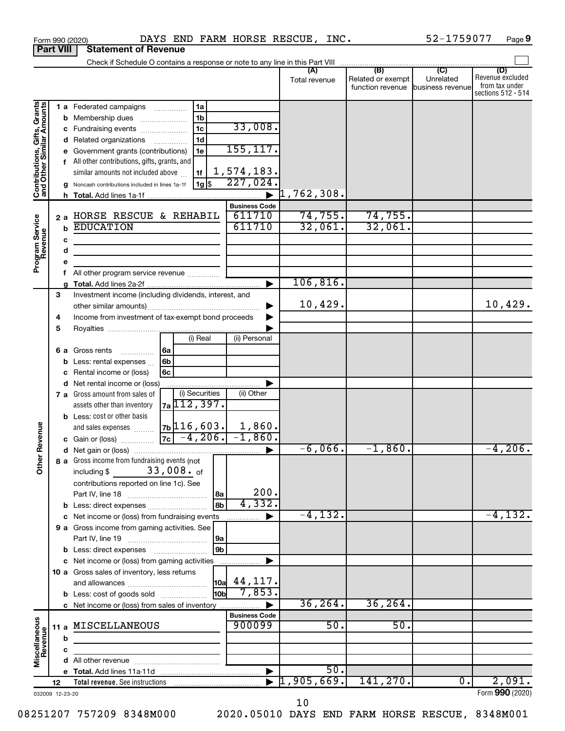Form 990 (2020) DAYS END FARM HORSE RESCUE, INC. 52-1759077 Page 9

**Part VIII Statement of Revenue**

Check if Schedule O contains a response or note to any line in this Part VIII

| | | | | (A) Total revenue | (B) Related or exempt function revenue | (C) Unrelated business revenue | (D) Revenue excluded from tax under sections 512 - 514 |
|---|---|---|---|---|---|---|---|
| **Contributions, Gifts, Grants and Other Similar Amounts** | 1 a Federated campaigns | 1a | | | | | |
| | b Membership dues | 1b | | | | | |
| | c Fundraising events | 1c | 33,008. | | | | |
| | d Related organizations | 1d | | | | | |
| | e Government grants (contributions) | 1e | 155,117. | | | | |
| | f All other contributions, gifts, grants, and similar amounts not included above | 1f | 1,574,183. | | | | |
| | g Noncash contributions included in lines 1a-1f | 1g $ | 227,024. | | | | |
| | h **Total.** Add lines 1a-1f | | ▶ | 1,762,308. | | | |
| **Program Service Revenue** | | | **Business Code** | | | | |
| | 2 a HORSE RESCUE & REHABIL | | 611710 | 74,755. | 74,755. | | |
| | b EDUCATION | | 611710 | 32,061. | 32,061. | | |
| | c | | | | | | |
| | d | | | | | | |
| | e | | | | | | |
| | f All other program service revenue | | | | | | |
| | g **Total.** Add lines 2a-2f | | ▶ | 106,816. | | | |
| **Other Revenue** | 3 Investment income (including dividends, interest, and other similar amounts) | | ▶ | 10,429. | | | 10,429. |
| | 4 Income from investment of tax-exempt bond proceeds | | ▶ | | | | |
| | 5 Royalties | | ▶ | | | | |
| | | (i) Real | (ii) Personal | | | | |
| | 6 a Gross rents 6a | | | | | | |
| | b Less: rental expenses 6b | | | | | | |
| | c Rental income or (loss) 6c | | | | | | |
| | d Net rental income or (loss) | | ▶ | | | | |
| | | (i) Securities | (ii) Other | | | | |
| | 7 a Gross amount from sales of assets other than inventory 7a | 112,397. | | | | | |
| | b Less: cost or other basis and sales expenses 7b | 116,603. | 1,860. | | | | |
| | c Gain or (loss) 7c | -4,206. | -1,860. | | | | |
| | d Net gain or (loss) | | ▶ | -6,066. | -1,860. | | -4,206. |
| | 8 a Gross income from fundraising events (not including $ 33,008. of contributions reported on line 1c). See Part IV, line 18 | 8a | 200. | | | | |
| | b Less: direct expenses | 8b | 4,332. | | | | |
| | c Net income or (loss) from fundraising events | | ▶ | -4,132. | | | -4,132. |
| | 9 a Gross income from gaming activities. See Part IV, line 19 | 9a | | | | | |
| | b Less: direct expenses | 9b | | | | | |
| | c Net income or (loss) from gaming activities | | ▶ | | | | |
| | 10 a Gross sales of inventory, less returns and allowances | 10a | 44,117. | | | | |
| | b Less: cost of goods sold | 10b | 7,853. | | | | |
| | c Net income or (loss) from sales of inventory | | ▶ | 36,264. | 36,264. | | |
| **Miscellaneous Revenue** | | | **Business Code** | | | | |
| | 11 a MISCELLANEOUS | | 900099 | 50. | 50. | | |
| | b | | | | | | |
| | c | | | | | | |
| | d All other revenue | | | | | | |
| | e **Total.** Add lines 11a-11d | | ▶ | 50. | | | |
| | 12 **Total revenue.** See instructions | | ▶ | 1,905,669. | 141,270. | 0. | 2,091. |

032009 12-23-20

Form **990** (2020)

08251207 757209 8348M000 2020.05010 DAYS END FARM HORSE RESCUE, 8348M001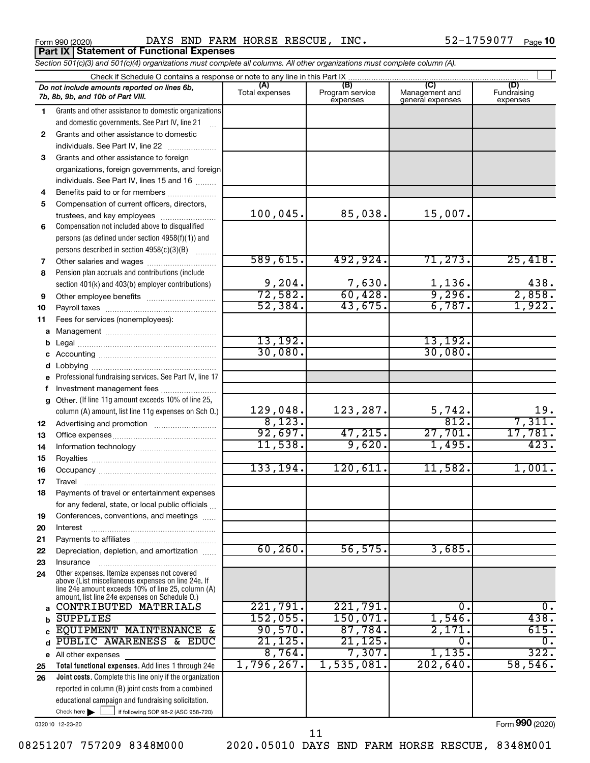Form 990 (2020) DAYS END FARM HORSE RESCUE, INC. 52-1759077 Page **10**

## Part IX Statement of Functional Expenses

*Section 501(c)(3) and 501(c)(4) organizations must complete all columns. All other organizations must complete column (A).*

Check if Schedule O contains a response or note to any line in this Part IX

| *Do not include amounts reported on lines 6b, 7b, 8b, 9b, and 10b of Part VIII.* | (A) Total expenses | (B) Program service expenses | (C) Management and general expenses | (D) Fundraising expenses |
|---|---|---|---|---|
| **1** Grants and other assistance to domestic organizations and domestic governments. See Part IV, line 21 | | | | |
| **2** Grants and other assistance to domestic individuals. See Part IV, line 22 | | | | |
| **3** Grants and other assistance to foreign organizations, foreign governments, and foreign individuals. See Part IV, lines 15 and 16 | | | | |
| **4** Benefits paid to or for members | | | | |
| **5** Compensation of current officers, directors, trustees, and key employees | 100,045. | 85,038. | 15,007. | |
| **6** Compensation not included above to disqualified persons (as defined under section 4958(f)(1)) and persons described in section 4958(c)(3)(B) | | | | |
| **7** Other salaries and wages | 589,615. | 492,924. | 71,273. | 25,418. |
| **8** Pension plan accruals and contributions (include section 401(k) and 403(b) employer contributions) | 9,204. | 7,630. | 1,136. | 438. |
| **9** Other employee benefits | 72,582. | 60,428. | 9,296. | 2,858. |
| **10** Payroll taxes | 52,384. | 43,675. | 6,787. | 1,922. |
| **11** Fees for services (nonemployees): | | | | |
| **a** Management | | | | |
| **b** Legal | 13,192. | | 13,192. | |
| **c** Accounting | 30,080. | | 30,080. | |
| **d** Lobbying | | | | |
| **e** Professional fundraising services. See Part IV, line 17 | | | | |
| **f** Investment management fees | | | | |
| **g** Other. (If line 11g amount exceeds 10% of line 25, column (A) amount, list line 11g expenses on Sch O.) | 129,048. | 123,287. | 5,742. | 19. |
| **12** Advertising and promotion | 8,123. | | 812. | 7,311. |
| **13** Office expenses | 92,697. | 47,215. | 27,701. | 17,781. |
| **14** Information technology | 11,538. | 9,620. | 1,495. | 423. |
| **15** Royalties | | | | |
| **16** Occupancy | 133,194. | 120,611. | 11,582. | 1,001. |
| **17** Travel | | | | |
| **18** Payments of travel or entertainment expenses for any federal, state, or local public officials | | | | |
| **19** Conferences, conventions, and meetings | | | | |
| **20** Interest | | | | |
| **21** Payments to affiliates | | | | |
| **22** Depreciation, depletion, and amortization | 60,260. | 56,575. | 3,685. | |
| **23** Insurance | | | | |
| **24** Other expenses. Itemize expenses not covered above (List miscellaneous expenses on line 24e. If line 24e amount exceeds 10% of line 25, column (A) amount, list line 24e expenses on Schedule O.) | | | | |
| **a** CONTRIBUTED MATERIALS | 221,791. | 221,791. | 0. | 0. |
| **b** SUPPLIES | 152,055. | 150,071. | 1,546. | 438. |
| **c** EQUIPMENT MAINTENANCE & | 90,570. | 87,784. | 2,171. | 615. |
| **d** PUBLIC AWARENESS & EDUC | 21,125. | 21,125. | 0. | 0. |
| **e** All other expenses | 8,764. | 7,307. | 1,135. | 322. |
| **25 Total functional expenses.** Add lines 1 through 24e | 1,796,267. | 1,535,081. | 202,640. | 58,546. |
| **26 Joint costs.** Complete this line only if the organization reported in column (B) joint costs from a combined educational campaign and fundraising solicitation. Check here ☐ if following SOP 98-2 (ASC 958-720) | | | | |

032010 12-23-20 Form **990** (2020)

08251207 757209 8348M000 2020.05010 DAYS END FARM HORSE RESCUE, 8348M001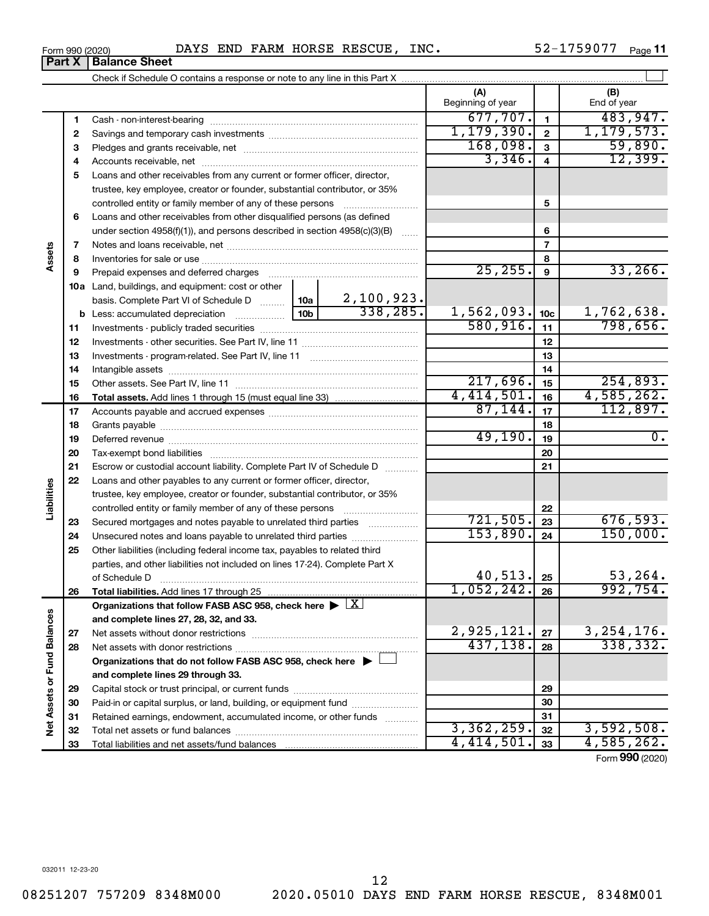Form 990 (2020) DAYS END FARM HORSE RESCUE, INC. 52-1759077 Page **11**

## Part X | Balance Sheet

Check if Schedule O contains a response or note to any line in this Part X

| | | | | (A) Beginning of year | | (B) End of year |
|---|---|---|---|---|---|---|
| **Assets** | 1 | Cash - non-interest-bearing | | 677,707. | 1 | 483,947. |
| | 2 | Savings and temporary cash investments | | 1,179,390. | 2 | 1,179,573. |
| | 3 | Pledges and grants receivable, net | | 168,098. | 3 | 59,890. |
| | 4 | Accounts receivable, net | | 3,346. | 4 | 12,399. |
| | 5 | Loans and other receivables from any current or former officer, director, trustee, key employee, creator or founder, substantial contributor, or 35% controlled entity or family member of any of these persons | | | 5 | |
| | 6 | Loans and other receivables from other disqualified persons (as defined under section 4958(f)(1)), and persons described in section 4958(c)(3)(B) | | | 6 | |
| | 7 | Notes and loans receivable, net | | | 7 | |
| | 8 | Inventories for sale or use | | | 8 | |
| | 9 | Prepaid expenses and deferred charges | | 25,255. | 9 | 33,266. |
| | 10a | Land, buildings, and equipment: cost or other basis. Complete Part VI of Schedule D | 10a 2,100,923. | | | |
| | b | Less: accumulated depreciation | 10b 338,285. | 1,562,093. | 10c | 1,762,638. |
| | 11 | Investments - publicly traded securities | | 580,916. | 11 | 798,656. |
| | 12 | Investments - other securities. See Part IV, line 11 | | | 12 | |
| | 13 | Investments - program-related. See Part IV, line 11 | | | 13 | |
| | 14 | Intangible assets | | | 14 | |
| | 15 | Other assets. See Part IV, line 11 | | 217,696. | 15 | 254,893. |
| | 16 | **Total assets.** Add lines 1 through 15 (must equal line 33) | | 4,414,501. | 16 | 4,585,262. |
| **Liabilities** | 17 | Accounts payable and accrued expenses | | 87,144. | 17 | 112,897. |
| | 18 | Grants payable | | | 18 | |
| | 19 | Deferred revenue | | 49,190. | 19 | 0. |
| | 20 | Tax-exempt bond liabilities | | | 20 | |
| | 21 | Escrow or custodial account liability. Complete Part IV of Schedule D | | | 21 | |
| | 22 | Loans and other payables to any current or former officer, director, trustee, key employee, creator or founder, substantial contributor, or 35% controlled entity or family member of any of these persons | | | 22 | |
| | 23 | Secured mortgages and notes payable to unrelated third parties | | 721,505. | 23 | 676,593. |
| | 24 | Unsecured notes and loans payable to unrelated third parties | | 153,890. | 24 | 150,000. |
| | 25 | Other liabilities (including federal income tax, payables to related third parties, and other liabilities not included on lines 17-24). Complete Part X of Schedule D | | 40,513. | 25 | 53,264. |
| | 26 | **Total liabilities.** Add lines 17 through 25 | | 1,052,242. | 26 | 992,754. |
| **Net Assets or Fund Balances** | | **Organizations that follow FASB ASC 958, check here** ▶ [X] **and complete lines 27, 28, 32, and 33.** | | | | |
| | 27 | Net assets without donor restrictions | | 2,925,121. | 27 | 3,254,176. |
| | 28 | Net assets with donor restrictions | | 437,138. | 28 | 338,332. |
| | | **Organizations that do not follow FASB ASC 958, check here** ▶ [ ] **and complete lines 29 through 33.** | | | | |
| | 29 | Capital stock or trust principal, or current funds | | | 29 | |
| | 30 | Paid-in or capital surplus, or land, building, or equipment fund | | | 30 | |
| | 31 | Retained earnings, endowment, accumulated income, or other funds | | | 31 | |
| | 32 | Total net assets or fund balances | | 3,362,259. | 32 | 3,592,508. |
| | 33 | Total liabilities and net assets/fund balances | | 4,414,501. | 33 | 4,585,262. |

Form **990** (2020)

032011 12-23-20

08251207 757209 8348M000 2020.05010 DAYS END FARM HORSE RESCUE, 8348M001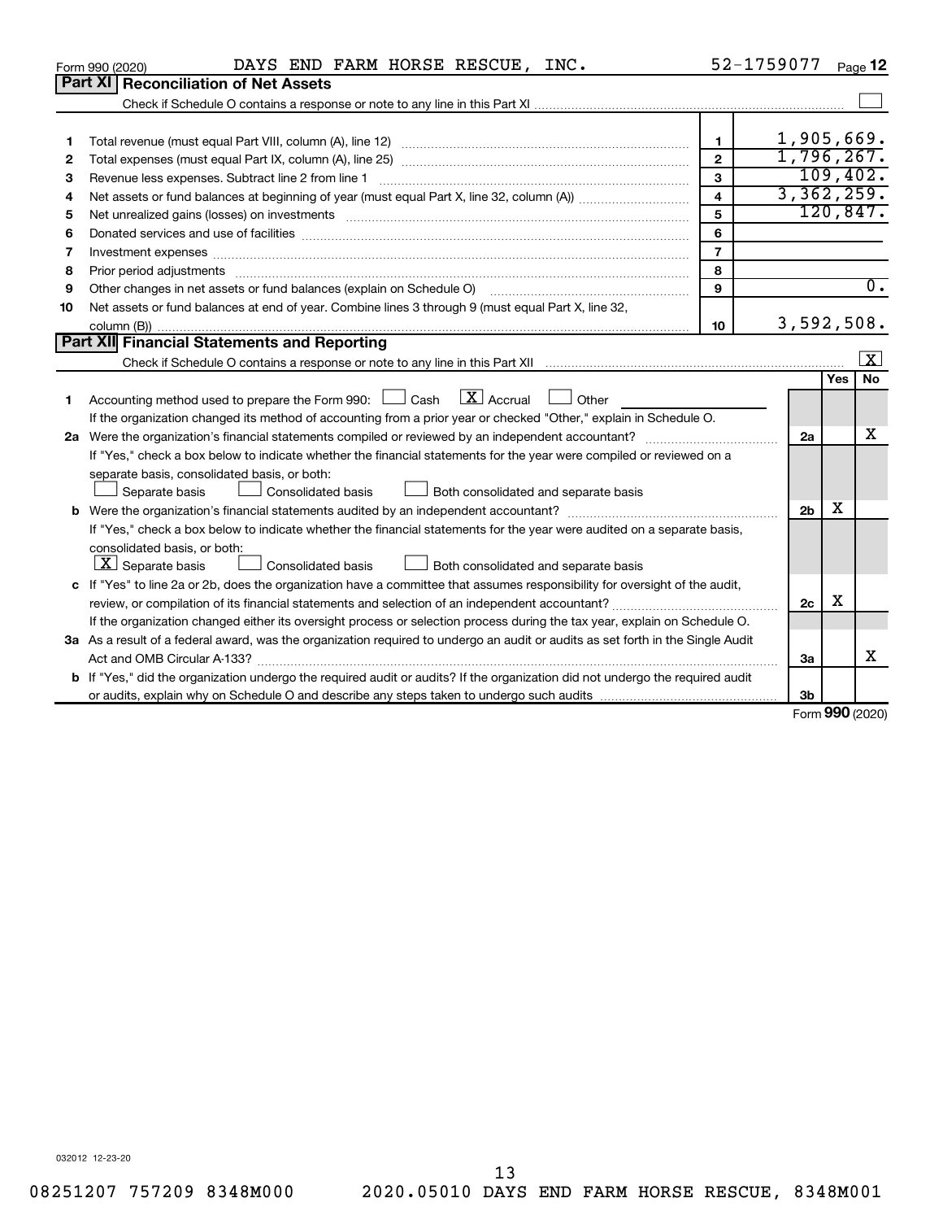Form 990 (2020) DAYS END FARM HORSE RESCUE, INC. 52-1759077 Page 12

## Part XI Reconciliation of Net Assets

Check if Schedule O contains a response or note to any line in this Part XI ☐

| | | | |
|---|---|---|---|
| 1 | Total revenue (must equal Part VIII, column (A), line 12) | 1 | 1,905,669. |
| 2 | Total expenses (must equal Part IX, column (A), line 25) | 2 | 1,796,267. |
| 3 | Revenue less expenses. Subtract line 2 from line 1 | 3 | 109,402. |
| 4 | Net assets or fund balances at beginning of year (must equal Part X, line 32, column (A)) | 4 | 3,362,259. |
| 5 | Net unrealized gains (losses) on investments | 5 | 120,847. |
| 6 | Donated services and use of facilities | 6 | |
| 7 | Investment expenses | 7 | |
| 8 | Prior period adjustments | 8 | |
| 9 | Other changes in net assets or fund balances (explain on Schedule O) | 9 | 0. |
| 10 | Net assets or fund balances at end of year. Combine lines 3 through 9 (must equal Part X, line 32, column (B)) | 10 | 3,592,508. |

## Part XII Financial Statements and Reporting

Check if Schedule O contains a response or note to any line in this Part XII ☒

| | | | Yes | No |
|---|---|---|---|---|
| 1 | Accounting method used to prepare the Form 990: ☐ Cash ☒ Accrual ☐ Other<br>If the organization changed its method of accounting from a prior year or checked "Other," explain in Schedule O. | | | |
| 2a | Were the organization's financial statements compiled or reviewed by an independent accountant?<br>If "Yes," check a box below to indicate whether the financial statements for the year were compiled or reviewed on a separate basis, consolidated basis, or both:<br>☐ Separate basis ☐ Consolidated basis ☐ Both consolidated and separate basis | 2a | | X |
| b | Were the organization's financial statements audited by an independent accountant?<br>If "Yes," check a box below to indicate whether the financial statements for the year were audited on a separate basis, consolidated basis, or both:<br>☒ Separate basis ☐ Consolidated basis ☐ Both consolidated and separate basis | 2b | X | |
| c | If "Yes" to line 2a or 2b, does the organization have a committee that assumes responsibility for oversight of the audit, review, or compilation of its financial statements and selection of an independent accountant?<br>If the organization changed either its oversight process or selection process during the tax year, explain on Schedule O. | 2c | X | |
| 3a | As a result of a federal award, was the organization required to undergo an audit or audits as set forth in the Single Audit Act and OMB Circular A-133? | 3a | | X |
| b | If "Yes," did the organization undergo the required audit or audits? If the organization did not undergo the required audit or audits, explain why on Schedule O and describe any steps taken to undergo such audits | 3b | | |

Form 990 (2020)

032012 12-23-20

08251207 757209 8348M000 2020.05010 DAYS END FARM HORSE RESCUE, 8348M001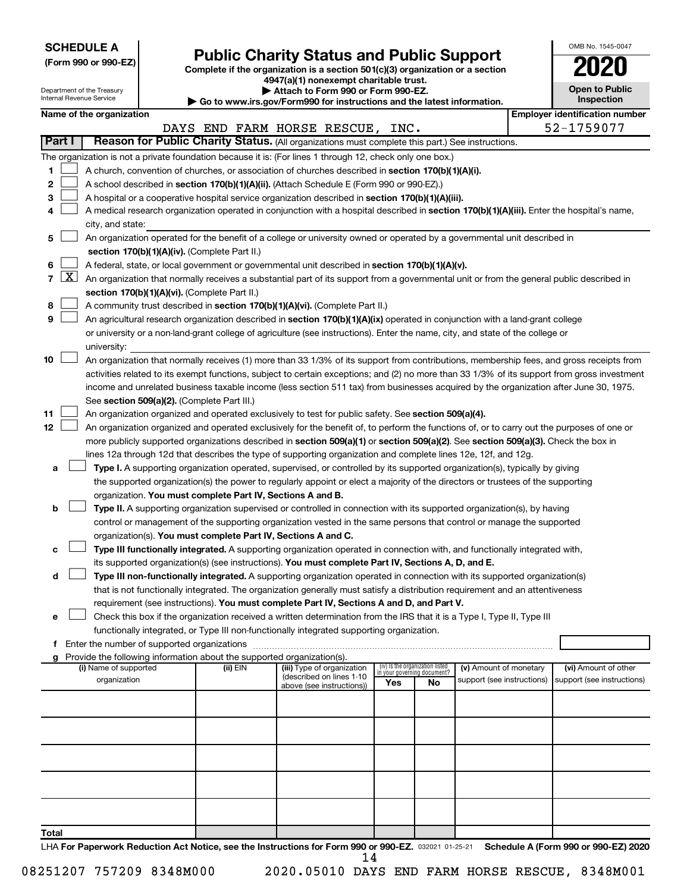**SCHEDULE A**
**(Form 990 or 990-EZ)**

Department of the Treasury
Internal Revenue Service

# Public Charity Status and Public Support

**Complete if the organization is a section 501(c)(3) organization or a section 4947(a)(1) nonexempt charitable trust.**
**▶ Attach to Form 990 or Form 990-EZ.**
**▶ Go to www.irs.gov/Form990 for instructions and the latest information.**

OMB No. 1545-0047
**2020**
**Open to Public Inspection**

**Name of the organization:** DAYS END FARM HORSE RESCUE, INC.
**Employer identification number:** 52-1759077

**Part I — Reason for Public Charity Status.** (All organizations must complete this part.) See instructions.

The organization is not a private foundation because it is: (For lines 1 through 12, check only one box.)

1. [ ] A church, convention of churches, or association of churches described in **section 170(b)(1)(A)(i).**
2. [ ] A school described in **section 170(b)(1)(A)(ii).** (Attach Schedule E (Form 990 or 990-EZ).)
3. [ ] A hospital or a cooperative hospital service organization described in **section 170(b)(1)(A)(iii).**
4. [ ] A medical research organization operated in conjunction with a hospital described in **section 170(b)(1)(A)(iii).** Enter the hospital's name, city, and state:
5. [ ] An organization operated for the benefit of a college or university owned or operated by a governmental unit described in **section 170(b)(1)(A)(iv).** (Complete Part II.)
6. [ ] A federal, state, or local government or governmental unit described in **section 170(b)(1)(A)(v).**
7. [X] An organization that normally receives a substantial part of its support from a governmental unit or from the general public described in **section 170(b)(1)(A)(vi).** (Complete Part II.)
8. [ ] A community trust described in **section 170(b)(1)(A)(vi).** (Complete Part II.)
9. [ ] An agricultural research organization described in **section 170(b)(1)(A)(ix)** operated in conjunction with a land-grant college or university or a non-land-grant college of agriculture (see instructions). Enter the name, city, and state of the college or university:
10. [ ] An organization that normally receives (1) more than 33 1/3% of its support from contributions, membership fees, and gross receipts from activities related to its exempt functions, subject to certain exceptions; and (2) no more than 33 1/3% of its support from gross investment income and unrelated business taxable income (less section 511 tax) from businesses acquired by the organization after June 30, 1975. See **section 509(a)(2).** (Complete Part III.)
11. [ ] An organization organized and operated exclusively to test for public safety. See **section 509(a)(4).**
12. [ ] An organization organized and operated exclusively for the benefit of, to perform the functions of, or to carry out the purposes of one or more publicly supported organizations described in **section 509(a)(1)** or **section 509(a)(2).** See **section 509(a)(3).** Check the box in lines 12a through 12d that describes the type of supporting organization and complete lines 12e, 12f, and 12g.
   - **a** [ ] **Type I.** A supporting organization operated, supervised, or controlled by its supported organization(s), typically by giving the supported organization(s) the power to regularly appoint or elect a majority of the directors or trustees of the supporting organization. **You must complete Part IV, Sections A and B.**
   - **b** [ ] **Type II.** A supporting organization supervised or controlled in connection with its supported organization(s), by having control or management of the supporting organization vested in the same persons that control or manage the supported organization(s). **You must complete Part IV, Sections A and C.**
   - **c** [ ] **Type III functionally integrated.** A supporting organization operated in connection with, and functionally integrated with, its supported organization(s) (see instructions). **You must complete Part IV, Sections A, D, and E.**
   - **d** [ ] **Type III non-functionally integrated.** A supporting organization operated in connection with its supported organization(s) that is not functionally integrated. The organization generally must satisfy a distribution requirement and an attentiveness requirement (see instructions). **You must complete Part IV, Sections A and D, and Part V.**
   - **e** [ ] Check this box if the organization received a written determination from the IRS that it is a Type I, Type II, Type III functionally integrated, or Type III non-functionally integrated supporting organization.
   - **f** Enter the number of supported organizations
   - **g** Provide the following information about the supported organization(s).

| (i) Name of supported organization | (ii) EIN | (iii) Type of organization (described on lines 1-10 above (see instructions)) | (iv) Is the organization listed in your governing document? Yes | No | (v) Amount of monetary support (see instructions) | (vi) Amount of other support (see instructions) |
|---|---|---|---|---|---|---|
| | | | | | | |
| | | | | | | |
| | | | | | | |
| | | | | | | |
| | | | | | | |
| **Total** | | | | | | |

LHA **For Paperwork Reduction Act Notice, see the Instructions for Form 990 or 990-EZ.** 032021 01-25-21 **Schedule A (Form 990 or 990-EZ) 2020**

08251207 757209 8348M000 2020.05010 DAYS END FARM HORSE RESCUE, 8348M001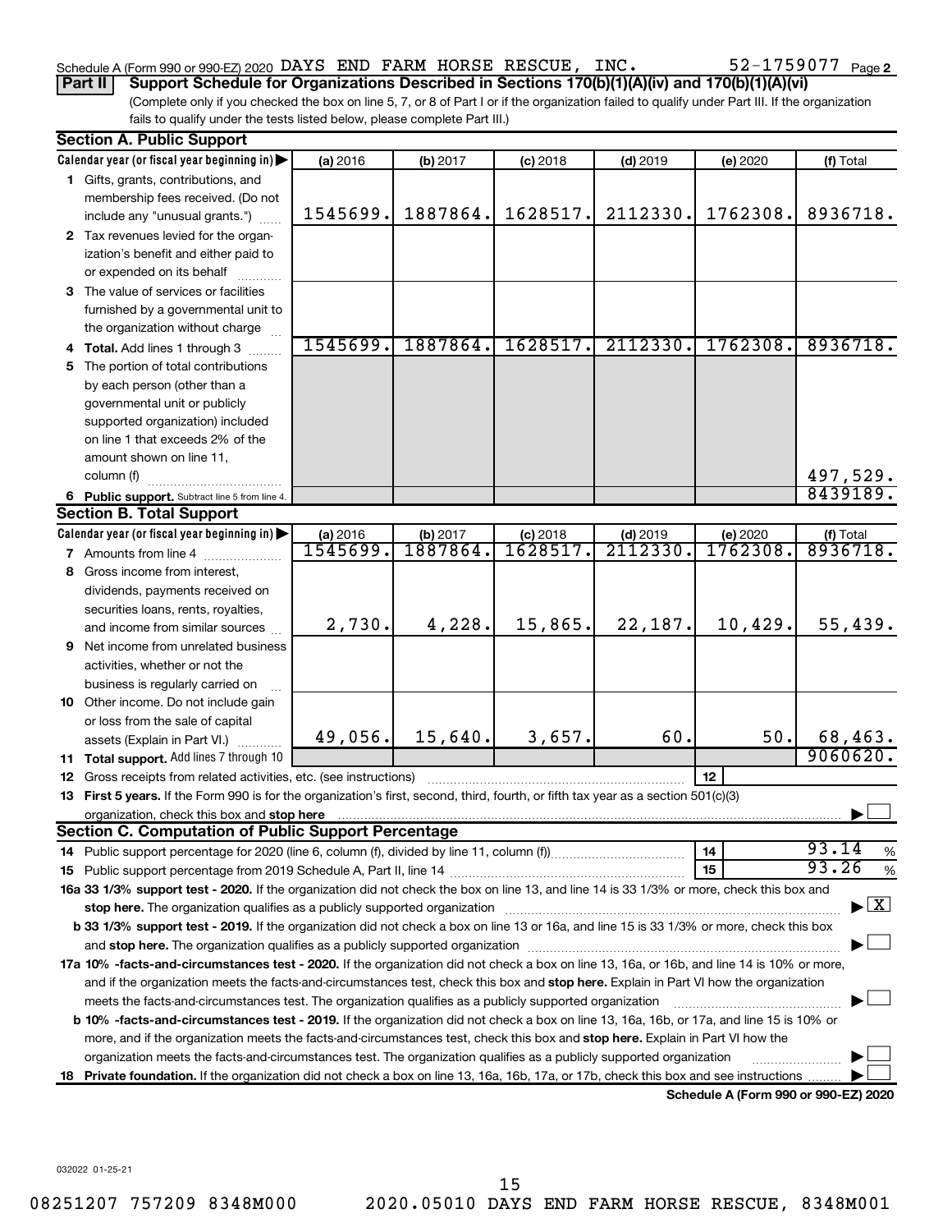Schedule A (Form 990 or 990-EZ) 2020 DAYS END FARM HORSE RESCUE, INC. 52-1759077 Page 2

**Part II** **Support Schedule for Organizations Described in Sections 170(b)(1)(A)(iv) and 170(b)(1)(A)(vi)**

(Complete only if you checked the box on line 5, 7, or 8 of Part I or if the organization failed to qualify under Part III. If the organization fails to qualify under the tests listed below, please complete Part III.)

**Section A. Public Support**

| Calendar year (or fiscal year beginning in) ▶ | (a) 2016 | (b) 2017 | (c) 2018 | (d) 2019 | (e) 2020 | (f) Total |
|---|---|---|---|---|---|---|
| **1** Gifts, grants, contributions, and membership fees received. (Do not include any "unusual grants.") | 1545699. | 1887864. | 1628517. | 2112330. | 1762308. | 8936718. |
| **2** Tax revenues levied for the organization's benefit and either paid to or expended on its behalf | | | | | | |
| **3** The value of services or facilities furnished by a governmental unit to the organization without charge | | | | | | |
| **4 Total.** Add lines 1 through 3 | 1545699. | 1887864. | 1628517. | 2112330. | 1762308. | 8936718. |
| **5** The portion of total contributions by each person (other than a governmental unit or publicly supported organization) included on line 1 that exceeds 2% of the amount shown on line 11, column (f) | | | | | | 497,529. |
| **6 Public support.** Subtract line 5 from line 4. | | | | | | 8439189. |

**Section B. Total Support**

| Calendar year (or fiscal year beginning in) ▶ | (a) 2016 | (b) 2017 | (c) 2018 | (d) 2019 | (e) 2020 | (f) Total |
|---|---|---|---|---|---|---|
| **7** Amounts from line 4 | 1545699. | 1887864. | 1628517. | 2112330. | 1762308. | 8936718. |
| **8** Gross income from interest, dividends, payments received on securities loans, rents, royalties, and income from similar sources | 2,730. | 4,228. | 15,865. | 22,187. | 10,429. | 55,439. |
| **9** Net income from unrelated business activities, whether or not the business is regularly carried on | | | | | | |
| **10** Other income. Do not include gain or loss from the sale of capital assets (Explain in Part VI.) | 49,056. | 15,640. | 3,657. | 60. | 50. | 68,463. |
| **11 Total support.** Add lines 7 through 10 | | | | | | 9060620. |

**12** Gross receipts from related activities, etc. (see instructions) | 12 |

**13 First 5 years.** If the Form 990 is for the organization's first, second, third, fourth, or fifth tax year as a section 501(c)(3) organization, check this box and **stop here** ☐

**Section C. Computation of Public Support Percentage**

**14** Public support percentage for 2020 (line 6, column (f), divided by line 11, column (f)) | 14 | 93.14 %

**15** Public support percentage from 2019 Schedule A, Part II, line 14 | 15 | 93.26 %

**16a 33 1/3% support test - 2020.** If the organization did not check the box on line 13, and line 14 is 33 1/3% or more, check this box and **stop here.** The organization qualifies as a publicly supported organization ☒

**b 33 1/3% support test - 2019.** If the organization did not check a box on line 13 or 16a, and line 15 is 33 1/3% or more, check this box and **stop here.** The organization qualifies as a publicly supported organization ☐

**17a 10% -facts-and-circumstances test - 2020.** If the organization did not check a box on line 13, 16a, or 16b, and line 14 is 10% or more, and if the organization meets the facts-and-circumstances test, check this box and **stop here.** Explain in Part VI how the organization meets the facts-and-circumstances test. The organization qualifies as a publicly supported organization ☐

**b 10% -facts-and-circumstances test - 2019.** If the organization did not check a box on line 13, 16a, 16b, or 17a, and line 15 is 10% or more, and if the organization meets the facts-and-circumstances test, check this box and **stop here.** Explain in Part VI how the organization meets the facts-and-circumstances test. The organization qualifies as a publicly supported organization ☐

**18 Private foundation.** If the organization did not check a box on line 13, 16a, 16b, 17a, or 17b, check this box and see instructions ☐

**Schedule A (Form 990 or 990-EZ) 2020**

032022 01-25-21

08251207 757209 8348M000 2020.05010 DAYS END FARM HORSE RESCUE, 8348M001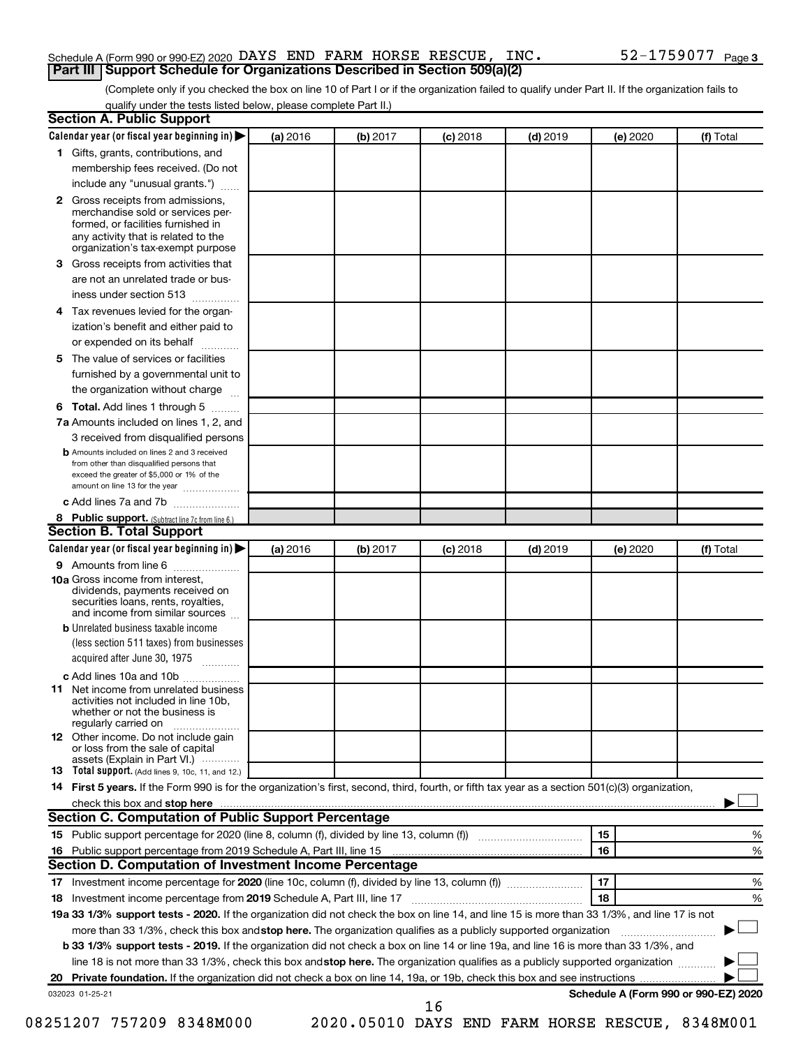Schedule A (Form 990 or 990-EZ) 2020 DAYS END FARM HORSE RESCUE, INC. 52-1759077 Page 3

## Part III Support Schedule for Organizations Described in Section 509(a)(2)

(Complete only if you checked the box on line 10 of Part I or if the organization failed to qualify under Part II. If the organization fails to qualify under the tests listed below, please complete Part II.)

### Section A. Public Support

| Calendar year (or fiscal year beginning in) ▶ | (a) 2016 | (b) 2017 | (c) 2018 | (d) 2019 | (e) 2020 | (f) Total |
|---|---|---|---|---|---|---|
| 1 Gifts, grants, contributions, and membership fees received. (Do not include any "unusual grants.") | | | | | | |
| 2 Gross receipts from admissions, merchandise sold or services performed, or facilities furnished in any activity that is related to the organization's tax-exempt purpose | | | | | | |
| 3 Gross receipts from activities that are not an unrelated trade or business under section 513 | | | | | | |
| 4 Tax revenues levied for the organization's benefit and either paid to or expended on its behalf | | | | | | |
| 5 The value of services or facilities furnished by a governmental unit to the organization without charge | | | | | | |
| 6 **Total.** Add lines 1 through 5 | | | | | | |
| 7a Amounts included on lines 1, 2, and 3 received from disqualified persons | | | | | | |
| b Amounts included on lines 2 and 3 received from other than disqualified persons that exceed the greater of $5,000 or 1% of the amount on line 13 for the year | | | | | | |
| c Add lines 7a and 7b | | | | | | |
| 8 **Public support.** (Subtract line 7c from line 6.) | | | | | | |

### Section B. Total Support

| Calendar year (or fiscal year beginning in) ▶ | (a) 2016 | (b) 2017 | (c) 2018 | (d) 2019 | (e) 2020 | (f) Total |
|---|---|---|---|---|---|---|
| 9 Amounts from line 6 | | | | | | |
| 10a Gross income from interest, dividends, payments received on securities loans, rents, royalties, and income from similar sources | | | | | | |
| b Unrelated business taxable income (less section 511 taxes) from businesses acquired after June 30, 1975 | | | | | | |
| c Add lines 10a and 10b | | | | | | |
| 11 Net income from unrelated business activities not included in line 10b, whether or not the business is regularly carried on | | | | | | |
| 12 Other income. Do not include gain or loss from the sale of capital assets (Explain in Part VI.) | | | | | | |
| 13 **Total support.** (Add lines 9, 10c, 11, and 12.) | | | | | | |

14 **First 5 years.** If the Form 990 is for the organization's first, second, third, fourth, or fifth tax year as a section 501(c)(3) organization, check this box and **stop here** ▶ ☐

### Section C. Computation of Public Support Percentage

| | | | |
|---|---|---|---|
| 15 | Public support percentage for 2020 (line 8, column (f), divided by line 13, column (f)) | 15 | % |
| 16 | Public support percentage from 2019 Schedule A, Part III, line 15 | 16 | % |

### Section D. Computation of Investment Income Percentage

| | | | |
|---|---|---|---|
| 17 | Investment income percentage for **2020** (line 10c, column (f), divided by line 13, column (f)) | 17 | % |
| 18 | Investment income percentage from **2019** Schedule A, Part III, line 17 | 18 | % |

**19a 33 1/3% support tests - 2020.** If the organization did not check the box on line 14, and line 15 is more than 33 1/3%, and line 17 is not more than 33 1/3%, check this box and **stop here.** The organization qualifies as a publicly supported organization ▶ ☐

**b 33 1/3% support tests - 2019.** If the organization did not check a box on line 14 or line 19a, and line 16 is more than 33 1/3%, and line 18 is not more than 33 1/3%, check this box and **stop here.** The organization qualifies as a publicly supported organization ▶ ☐

**20 Private foundation.** If the organization did not check a box on line 14, 19a, or 19b, check this box and see instructions ▶ ☐

032023 01-25-21 **Schedule A (Form 990 or 990-EZ) 2020**

08251207 757209 8348M000 2020.05010 DAYS END FARM HORSE RESCUE, 8348M001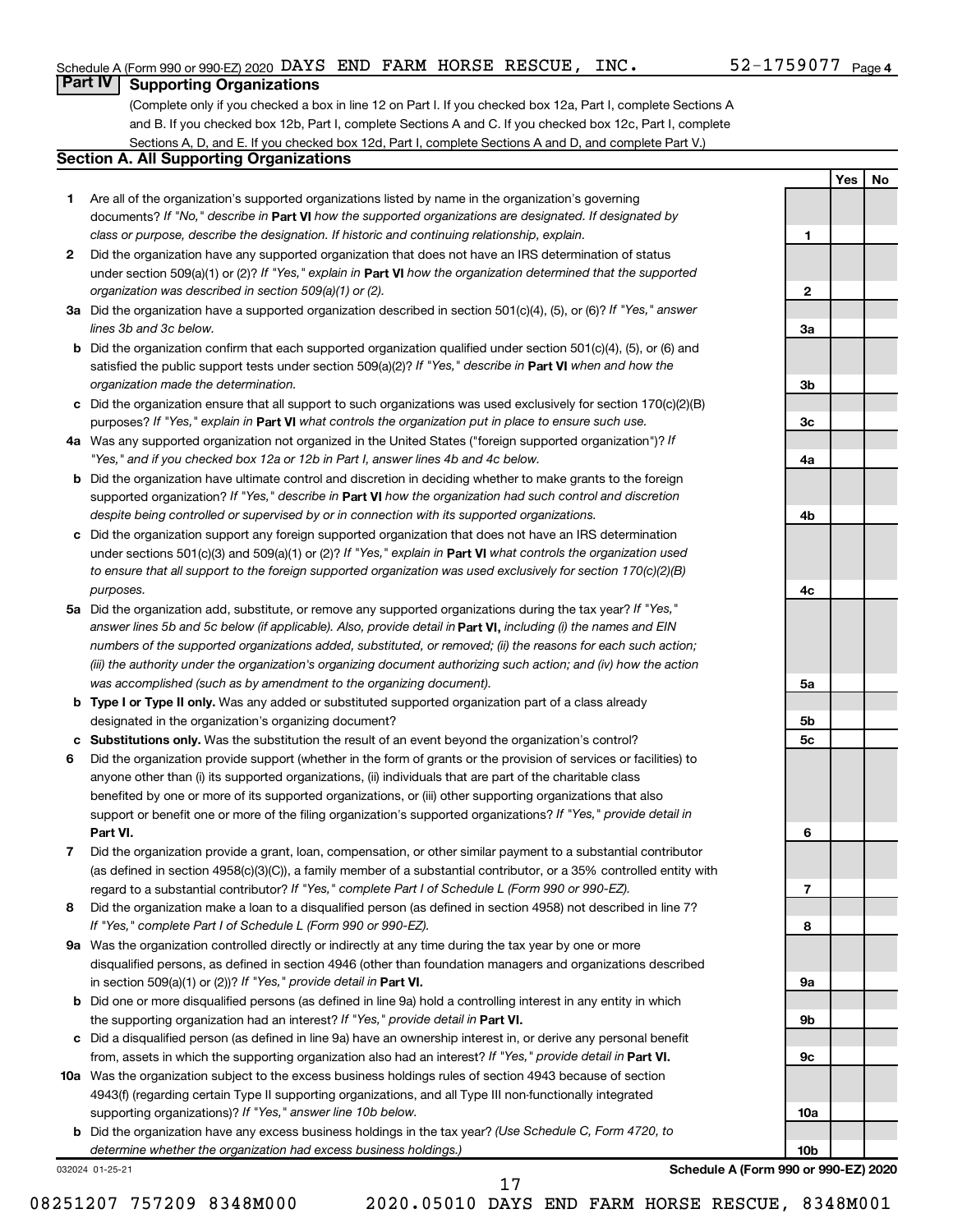Schedule A (Form 990 or 990-EZ) 2020 DAYS END FARM HORSE RESCUE, INC. 52-1759077 Page 4

## Part IV Supporting Organizations

(Complete only if you checked a box in line 12 on Part I. If you checked box 12a, Part I, complete Sections A and B. If you checked box 12b, Part I, complete Sections A and C. If you checked box 12c, Part I, complete Sections A, D, and E. If you checked box 12d, Part I, complete Sections A and D, and complete Part V.)

### Section A. All Supporting Organizations

| | | | Yes | No |
|---|---|---|---|---|
| 1 | Are all of the organization's supported organizations listed by name in the organization's governing documents? *If "No," describe in* **Part VI** *how the supported organizations are designated. If designated by class or purpose, describe the designation. If historic and continuing relationship, explain.* | 1 | | |
| 2 | Did the organization have any supported organization that does not have an IRS determination of status under section 509(a)(1) or (2)? *If "Yes," explain in* **Part VI** *how the organization determined that the supported organization was described in section 509(a)(1) or (2).* | 2 | | |
| 3a | Did the organization have a supported organization described in section 501(c)(4), (5), or (6)? *If "Yes," answer lines 3b and 3c below.* | 3a | | |
| b | Did the organization confirm that each supported organization qualified under section 501(c)(4), (5), or (6) and satisfied the public support tests under section 509(a)(2)? *If "Yes," describe in* **Part VI** *when and how the organization made the determination.* | 3b | | |
| c | Did the organization ensure that all support to such organizations was used exclusively for section 170(c)(2)(B) purposes? *If "Yes," explain in* **Part VI** *what controls the organization put in place to ensure such use.* | 3c | | |
| 4a | Was any supported organization not organized in the United States ("foreign supported organization")? *If "Yes," and if you checked box 12a or 12b in Part I, answer lines 4b and 4c below.* | 4a | | |
| b | Did the organization have ultimate control and discretion in deciding whether to make grants to the foreign supported organization? *If "Yes," describe in* **Part VI** *how the organization had such control and discretion despite being controlled or supervised by or in connection with its supported organizations.* | 4b | | |
| c | Did the organization support any foreign supported organization that does not have an IRS determination under sections 501(c)(3) and 509(a)(1) or (2)? *If "Yes," explain in* **Part VI** *what controls the organization used to ensure that all support to the foreign supported organization was used exclusively for section 170(c)(2)(B) purposes.* | 4c | | |
| 5a | Did the organization add, substitute, or remove any supported organizations during the tax year? *If "Yes," answer lines 5b and 5c below (if applicable). Also, provide detail in* **Part VI,** *including (i) the names and EIN numbers of the supported organizations added, substituted, or removed; (ii) the reasons for each such action; (iii) the authority under the organization's organizing document authorizing such action; and (iv) how the action was accomplished (such as by amendment to the organizing document).* | 5a | | |
| b | **Type I or Type II only.** Was any added or substituted supported organization part of a class already designated in the organization's organizing document? | 5b | | |
| c | **Substitutions only.** Was the substitution the result of an event beyond the organization's control? | 5c | | |
| 6 | Did the organization provide support (whether in the form of grants or the provision of services or facilities) to anyone other than (i) its supported organizations, (ii) individuals that are part of the charitable class benefited by one or more of its supported organizations, or (iii) other supporting organizations that also support or benefit one or more of the filing organization's supported organizations? *If "Yes," provide detail in* **Part VI.** | 6 | | |
| 7 | Did the organization provide a grant, loan, compensation, or other similar payment to a substantial contributor (as defined in section 4958(c)(3)(C)), a family member of a substantial contributor, or a 35% controlled entity with regard to a substantial contributor? *If "Yes," complete Part I of Schedule L (Form 990 or 990-EZ).* | 7 | | |
| 8 | Did the organization make a loan to a disqualified person (as defined in section 4958) not described in line 7? *If "Yes," complete Part I of Schedule L (Form 990 or 990-EZ).* | 8 | | |
| 9a | Was the organization controlled directly or indirectly at any time during the tax year by one or more disqualified persons, as defined in section 4946 (other than foundation managers and organizations described in section 509(a)(1) or (2))? *If "Yes," provide detail in* **Part VI.** | 9a | | |
| b | Did one or more disqualified persons (as defined in line 9a) hold a controlling interest in any entity in which the supporting organization had an interest? *If "Yes," provide detail in* **Part VI.** | 9b | | |
| c | Did a disqualified person (as defined in line 9a) have an ownership interest in, or derive any personal benefit from, assets in which the supporting organization also had an interest? *If "Yes," provide detail in* **Part VI.** | 9c | | |
| 10a | Was the organization subject to the excess business holdings rules of section 4943 because of section 4943(f) (regarding certain Type II supporting organizations, and all Type III non-functionally integrated supporting organizations)? *If "Yes," answer line 10b below.* | 10a | | |
| b | Did the organization have any excess business holdings in the tax year? *(Use Schedule C, Form 4720, to determine whether the organization had excess business holdings.)* | 10b | | |

032024 01-25-21 **Schedule A (Form 990 or 990-EZ) 2020**

08251207 757209 8348M000 2020.05010 DAYS END FARM HORSE RESCUE, 8348M001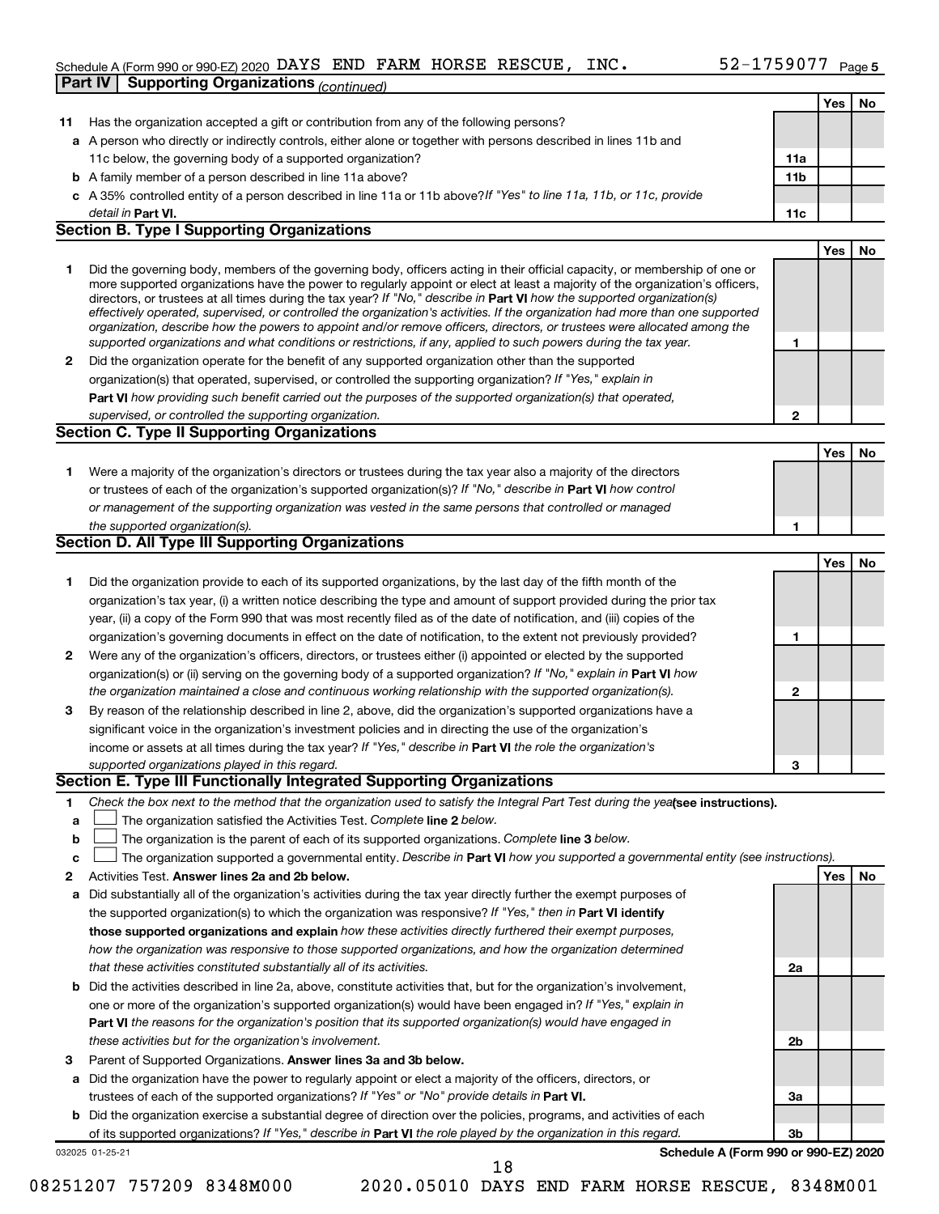Schedule A (Form 990 or 990-EZ) 2020 DAYS END FARM HORSE RESCUE, INC. 52-1759077 Page 5

**Part IV | Supporting Organizations** *(continued)*

| | | | Yes | No |
|---|---|---|---|---|
| **11** | Has the organization accepted a gift or contribution from any of the following persons? | | | |
| **a** | A person who directly or indirectly controls, either alone or together with persons described in lines 11b and 11c below, the governing body of a supported organization? | **11a** | | |
| **b** | A family member of a person described in line 11a above? | **11b** | | |
| **c** | A 35% controlled entity of a person described in line 11a or 11b above? *If "Yes" to line 11a, 11b, or 11c, provide detail in* **Part VI.** | **11c** | | |

**Section B. Type I Supporting Organizations**

| | | | Yes | No |
|---|---|---|---|---|
| **1** | Did the governing body, members of the governing body, officers acting in their official capacity, or membership of one or more supported organizations have the power to regularly appoint or elect at least a majority of the organization's officers, directors, or trustees at all times during the tax year? *If "No," describe in* **Part VI** *how the supported organization(s) effectively operated, supervised, or controlled the organization's activities. If the organization had more than one supported organization, describe how the powers to appoint and/or remove officers, directors, or trustees were allocated among the supported organizations and what conditions or restrictions, if any, applied to such powers during the tax year.* | **1** | | |
| **2** | Did the organization operate for the benefit of any supported organization other than the supported organization(s) that operated, supervised, or controlled the supporting organization? *If "Yes," explain in* **Part VI** *how providing such benefit carried out the purposes of the supported organization(s) that operated, supervised, or controlled the supporting organization.* | **2** | | |

**Section C. Type II Supporting Organizations**

| | | | Yes | No |
|---|---|---|---|---|
| **1** | Were a majority of the organization's directors or trustees during the tax year also a majority of the directors or trustees of each of the organization's supported organization(s)? *If "No," describe in* **Part VI** *how control or management of the supporting organization was vested in the same persons that controlled or managed the supported organization(s).* | **1** | | |

**Section D. All Type III Supporting Organizations**

| | | | Yes | No |
|---|---|---|---|---|
| **1** | Did the organization provide to each of its supported organizations, by the last day of the fifth month of the organization's tax year, (i) a written notice describing the type and amount of support provided during the prior tax year, (ii) a copy of the Form 990 that was most recently filed as of the date of notification, and (iii) copies of the organization's governing documents in effect on the date of notification, to the extent not previously provided? | **1** | | |
| **2** | Were any of the organization's officers, directors, or trustees either (i) appointed or elected by the supported organization(s) or (ii) serving on the governing body of a supported organization? *If "No," explain in* **Part VI** *how the organization maintained a close and continuous working relationship with the supported organization(s).* | **2** | | |
| **3** | By reason of the relationship described in line 2, above, did the organization's supported organizations have a significant voice in the organization's investment policies and in directing the use of the organization's income or assets at all times during the tax year? *If "Yes," describe in* **Part VI** *the role the organization's supported organizations played in this regard.* | **3** | | |

**Section E. Type III Functionally Integrated Supporting Organizations**

**1** *Check the box next to the method that the organization used to satisfy the Integral Part Test during the year* **(see instructions).**

**a** ☐ The organization satisfied the Activities Test. *Complete* **line 2** *below.*

**b** ☐ The organization is the parent of each of its supported organizations. *Complete* **line 3** *below.*

**c** ☐ The organization supported a governmental entity. *Describe in* **Part VI** *how you supported a governmental entity (see instructions).*

| | | | Yes | No |
|---|---|---|---|---|
| **2** | Activities Test. **Answer lines 2a and 2b below.** | | | |
| **a** | Did substantially all of the organization's activities during the tax year directly further the exempt purposes of the supported organization(s) to which the organization was responsive? *If "Yes," then in* **Part VI identify those supported organizations and explain** *how these activities directly furthered their exempt purposes, how the organization was responsive to those supported organizations, and how the organization determined that these activities constituted substantially all of its activities.* | **2a** | | |
| **b** | Did the activities described in line 2a, above, constitute activities that, but for the organization's involvement, one or more of the organization's supported organization(s) would have been engaged in? *If "Yes," explain in* **Part VI** *the reasons for the organization's position that its supported organization(s) would have engaged in these activities but for the organization's involvement.* | **2b** | | |
| **3** | Parent of Supported Organizations. **Answer lines 3a and 3b below.** | | | |
| **a** | Did the organization have the power to regularly appoint or elect a majority of the officers, directors, or trustees of each of the supported organizations? *If "Yes" or "No" provide details in* **Part VI.** | **3a** | | |
| **b** | Did the organization exercise a substantial degree of direction over the policies, programs, and activities of each of its supported organizations? *If "Yes," describe in* **Part VI** *the role played by the organization in this regard.* | **3b** | | |

032025 01-25-21 **Schedule A (Form 990 or 990-EZ) 2020**

08251207 757209 8348M000 2020.05010 DAYS END FARM HORSE RESCUE, 8348M001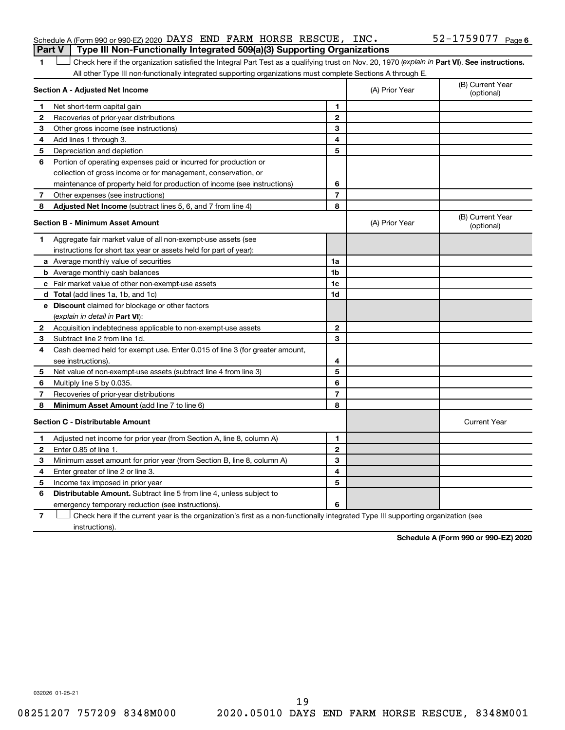Schedule A (Form 990 or 990-EZ) 2020 DAYS END FARM HORSE RESCUE, INC. 52-1759077 Page 6

**Part V | Type III Non-Functionally Integrated 509(a)(3) Supporting Organizations**

1 ☐ Check here if the organization satisfied the Integral Part Test as a qualifying trust on Nov. 20, 1970 (*explain in* **Part VI**). **See instructions.** All other Type III non-functionally integrated supporting organizations must complete Sections A through E.

| **Section A - Adjusted Net Income** | | | (A) Prior Year | (B) Current Year (optional) |
|---|---|---|---|---|
| 1 | Net short-term capital gain | 1 | | |
| 2 | Recoveries of prior-year distributions | 2 | | |
| 3 | Other gross income (see instructions) | 3 | | |
| 4 | Add lines 1 through 3. | 4 | | |
| 5 | Depreciation and depletion | 5 | | |
| 6 | Portion of operating expenses paid or incurred for production or collection of gross income or for management, conservation, or maintenance of property held for production of income (see instructions) | 6 | | |
| 7 | Other expenses (see instructions) | 7 | | |
| 8 | **Adjusted Net Income** (subtract lines 5, 6, and 7 from line 4) | 8 | | |

| **Section B - Minimum Asset Amount** | | | (A) Prior Year | (B) Current Year (optional) |
|---|---|---|---|---|
| 1 | Aggregate fair market value of all non-exempt-use assets (see instructions for short tax year or assets held for part of year): | | | |
| a | Average monthly value of securities | 1a | | |
| b | Average monthly cash balances | 1b | | |
| c | Fair market value of other non-exempt-use assets | 1c | | |
| d | **Total** (add lines 1a, 1b, and 1c) | 1d | | |
| e | **Discount** claimed for blockage or other factors (*explain in detail in* **Part VI**): | | | |
| 2 | Acquisition indebtedness applicable to non-exempt-use assets | 2 | | |
| 3 | Subtract line 2 from line 1d. | 3 | | |
| 4 | Cash deemed held for exempt use. Enter 0.015 of line 3 (for greater amount, see instructions). | 4 | | |
| 5 | Net value of non-exempt-use assets (subtract line 4 from line 3) | 5 | | |
| 6 | Multiply line 5 by 0.035. | 6 | | |
| 7 | Recoveries of prior-year distributions | 7 | | |
| 8 | **Minimum Asset Amount** (add line 7 to line 6) | 8 | | |

| **Section C - Distributable Amount** | | | | Current Year |
|---|---|---|---|---|
| 1 | Adjusted net income for prior year (from Section A, line 8, column A) | 1 | | |
| 2 | Enter 0.85 of line 1. | 2 | | |
| 3 | Minimum asset amount for prior year (from Section B, line 8, column A) | 3 | | |
| 4 | Enter greater of line 2 or line 3. | 4 | | |
| 5 | Income tax imposed in prior year | 5 | | |
| 6 | **Distributable Amount.** Subtract line 5 from line 4, unless subject to emergency temporary reduction (see instructions). | 6 | | |

7 ☐ Check here if the current year is the organization's first as a non-functionally integrated Type III supporting organization (see instructions).

**Schedule A (Form 990 or 990-EZ) 2020**

032026 01-25-21

08251207 757209 8348M000 2020.05010 DAYS END FARM HORSE RESCUE, 8348M001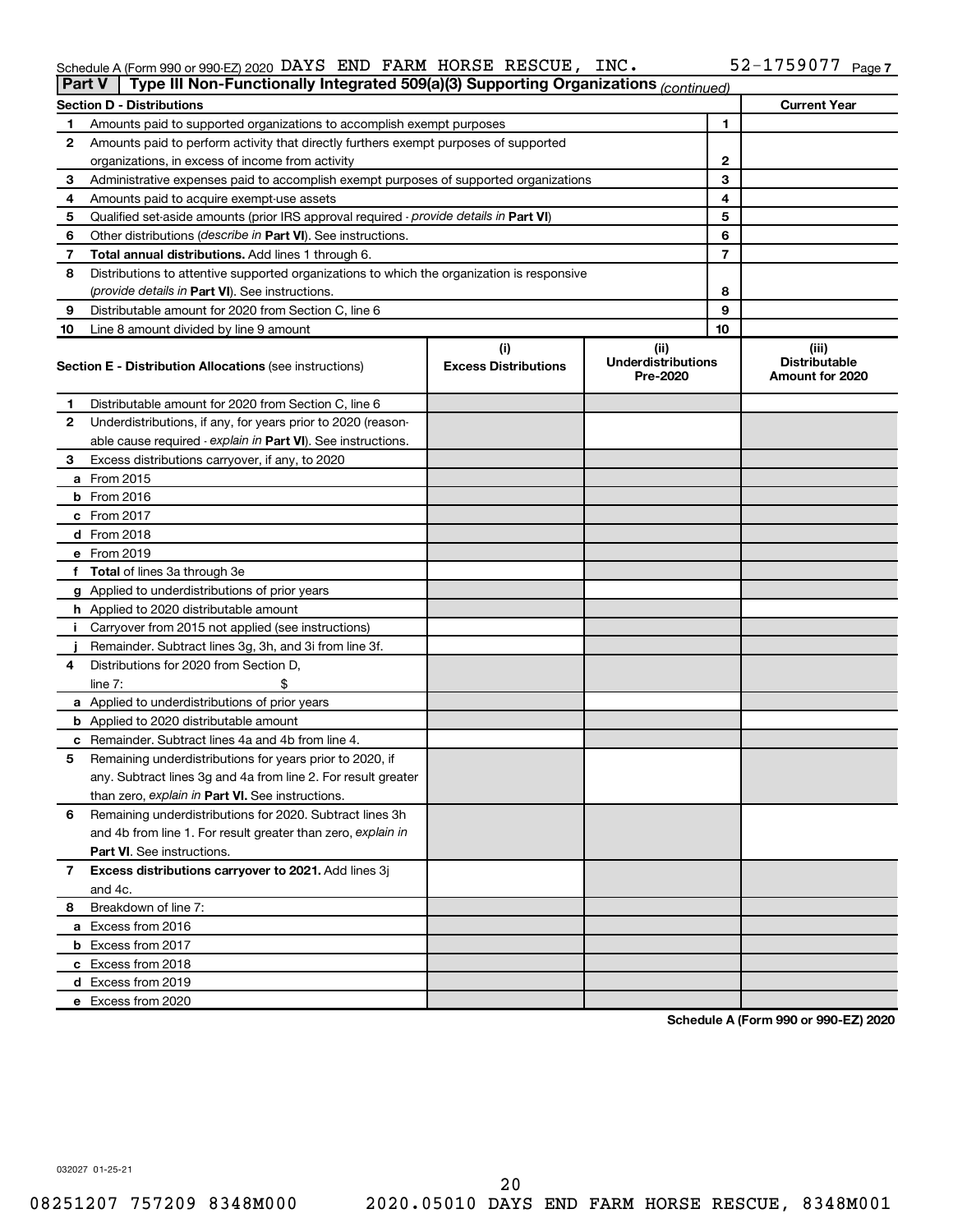Schedule A (Form 990 or 990-EZ) 2020 DAYS END FARM HORSE RESCUE, INC. 52-1759077 Page 7

**Part V | Type III Non-Functionally Integrated 509(a)(3) Supporting Organizations** *(continued)*

| Section D - Distributions | | | Current Year |
|---|---|---|---|
| 1 | Amounts paid to supported organizations to accomplish exempt purposes | 1 | |
| 2 | Amounts paid to perform activity that directly furthers exempt purposes of supported organizations, in excess of income from activity | 2 | |
| 3 | Administrative expenses paid to accomplish exempt purposes of supported organizations | 3 | |
| 4 | Amounts paid to acquire exempt-use assets | 4 | |
| 5 | Qualified set-aside amounts (prior IRS approval required - *provide details in* **Part VI**) | 5 | |
| 6 | Other distributions (*describe in* **Part VI**). See instructions. | 6 | |
| 7 | **Total annual distributions.** Add lines 1 through 6. | 7 | |
| 8 | Distributions to attentive supported organizations to which the organization is responsive (*provide details in* **Part VI**). See instructions. | 8 | |
| 9 | Distributable amount for 2020 from Section C, line 6 | 9 | |
| 10 | Line 8 amount divided by line 9 amount | 10 | |

| **Section E - Distribution Allocations** (see instructions) | (i) Excess Distributions | (ii) Underdistributions Pre-2020 | (iii) Distributable Amount for 2020 |
|---|---|---|---|
| **1** Distributable amount for 2020 from Section C, line 6 | | | |
| **2** Underdistributions, if any, for years prior to 2020 (reasonable cause required - *explain in* **Part VI**). See instructions. | | | |
| **3** Excess distributions carryover, if any, to 2020 | | | |
| **a** From 2015 | | | |
| **b** From 2016 | | | |
| **c** From 2017 | | | |
| **d** From 2018 | | | |
| **e** From 2019 | | | |
| **f Total** of lines 3a through 3e | | | |
| **g** Applied to underdistributions of prior years | | | |
| **h** Applied to 2020 distributable amount | | | |
| **i** Carryover from 2015 not applied (see instructions) | | | |
| **j** Remainder. Subtract lines 3g, 3h, and 3i from line 3f. | | | |
| **4** Distributions for 2020 from Section D, line 7: $ | | | |
| **a** Applied to underdistributions of prior years | | | |
| **b** Applied to 2020 distributable amount | | | |
| **c** Remainder. Subtract lines 4a and 4b from line 4. | | | |
| **5** Remaining underdistributions for years prior to 2020, if any. Subtract lines 3g and 4a from line 2. For result greater than zero, *explain in* **Part VI.** See instructions. | | | |
| **6** Remaining underdistributions for 2020. Subtract lines 3h and 4b from line 1. For result greater than zero, *explain in* **Part VI**. See instructions. | | | |
| **7 Excess distributions carryover to 2021.** Add lines 3j and 4c. | | | |
| **8** Breakdown of line 7: | | | |
| **a** Excess from 2016 | | | |
| **b** Excess from 2017 | | | |
| **c** Excess from 2018 | | | |
| **d** Excess from 2019 | | | |
| **e** Excess from 2020 | | | |

**Schedule A (Form 990 or 990-EZ) 2020**

032027 01-25-21

08251207 757209 8348M000 2020.05010 DAYS END FARM HORSE RESCUE, 8348M001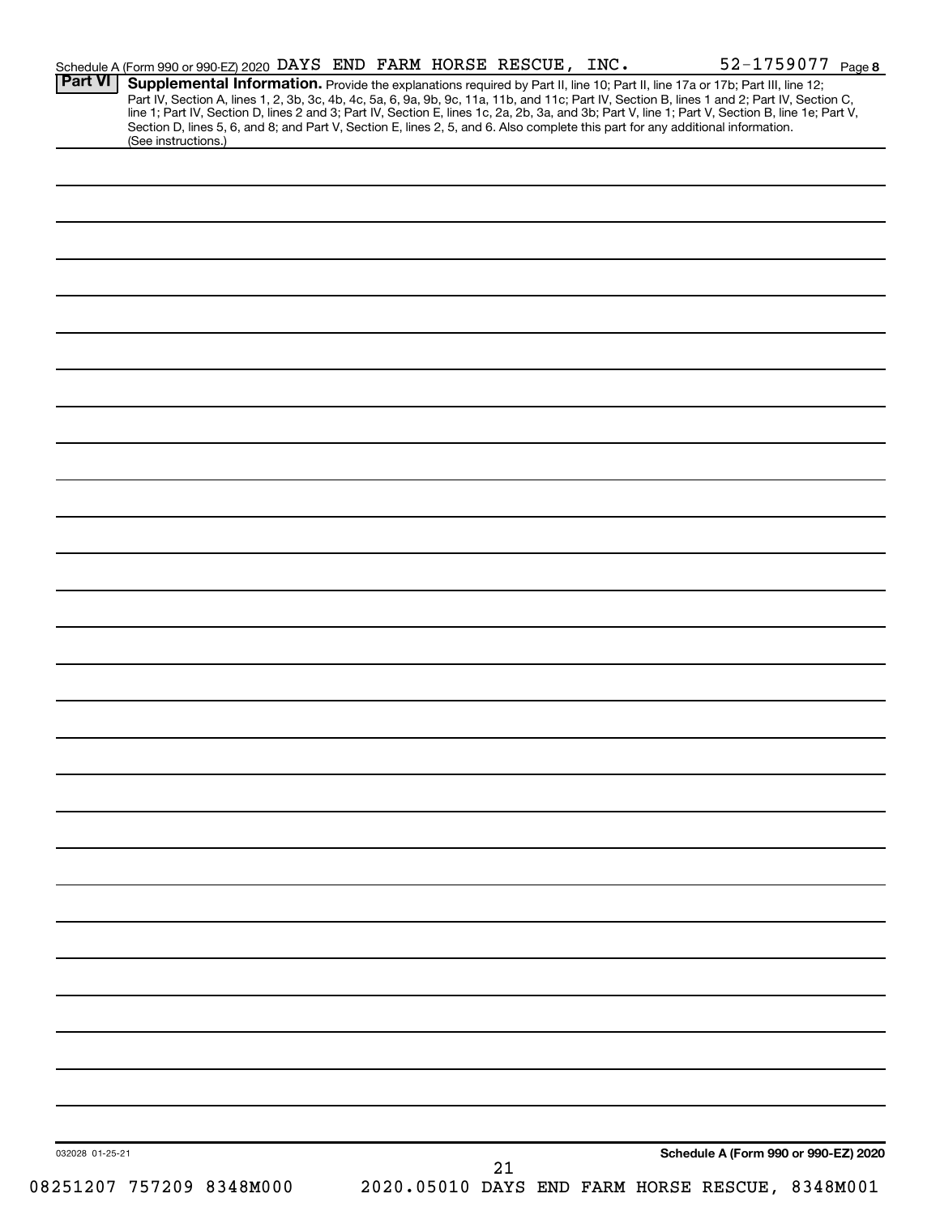Schedule A (Form 990 or 990-EZ) 2020 DAYS END FARM HORSE RESCUE, INC. 52-1759077 Page 8

## Part VI Supplemental Information.

Provide the explanations required by Part II, line 10; Part II, line 17a or 17b; Part III, line 12; Part IV, Section A, lines 1, 2, 3b, 3c, 4b, 4c, 5a, 6, 9a, 9b, 9c, 11a, 11b, and 11c; Part IV, Section B, lines 1 and 2; Part IV, Section C, line 1; Part IV, Section D, lines 2 and 3; Part IV, Section E, lines 1c, 2a, 2b, 3a, and 3b; Part V, line 1; Part V, Section B, line 1e; Part V, Section D, lines 5, 6, and 8; and Part V, Section E, lines 2, 5, and 6. Also complete this part for any additional information. (See instructions.)

032028 01-25-21

Schedule A (Form 990 or 990-EZ) 2020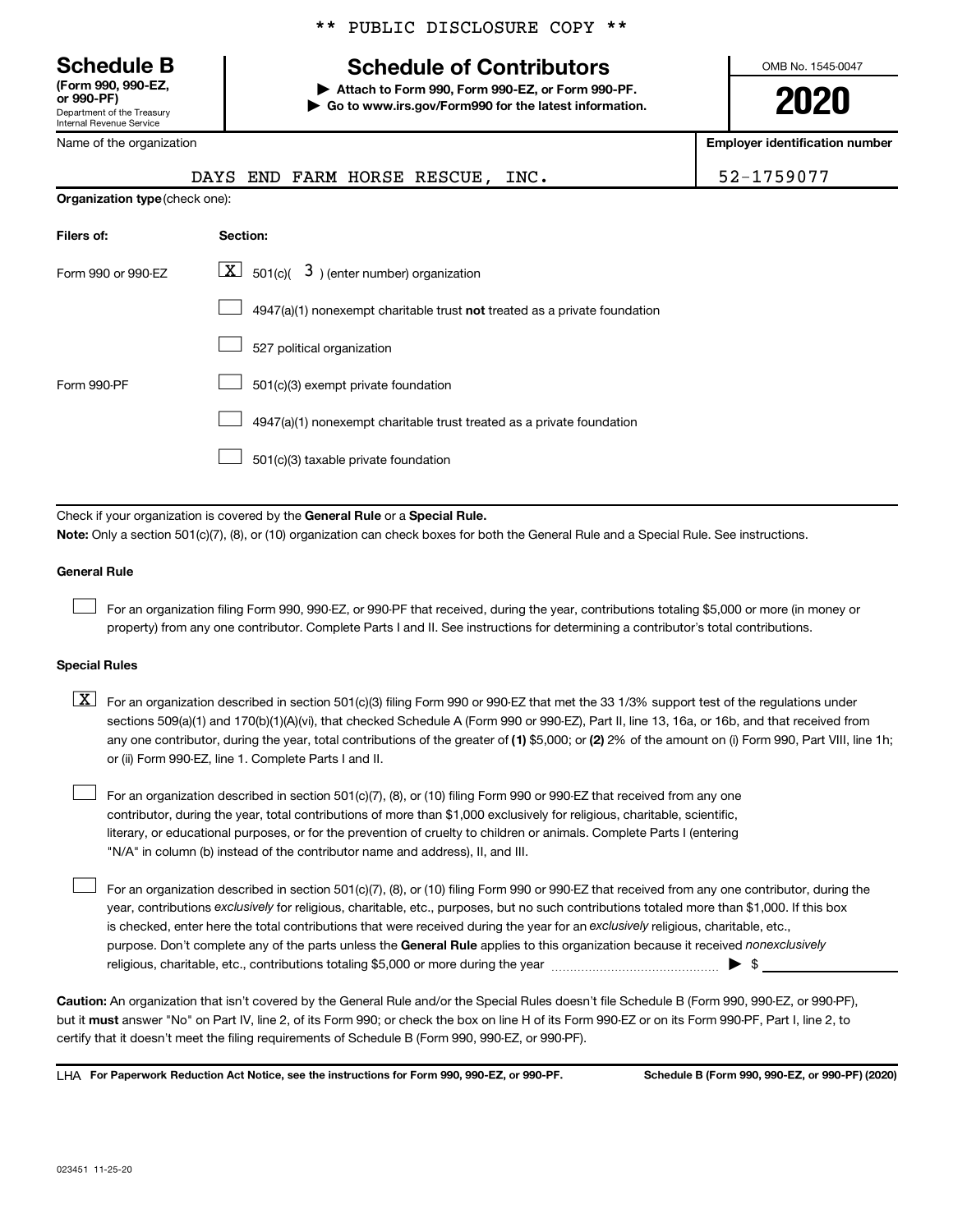** PUBLIC DISCLOSURE COPY **

**Schedule B**
**(Form 990, 990-EZ, or 990-PF)**
Department of the Treasury
Internal Revenue Service

# Schedule of Contributors

▶ **Attach to Form 990, Form 990-EZ, or Form 990-PF.**
▶ **Go to www.irs.gov/Form990 for the latest information.**

OMB No. 1545-0047

**2020**

| Name of the organization | Employer identification number |
|---|---|
| DAYS END FARM HORSE RESCUE, INC. | 52-1759077 |

**Organization type** (check one):

| Filers of: | Section: |
|---|---|
| Form 990 or 990-EZ | [X] 501(c)( 3 ) (enter number) organization |
| | [ ] 4947(a)(1) nonexempt charitable trust **not** treated as a private foundation |
| | [ ] 527 political organization |
| Form 990-PF | [ ] 501(c)(3) exempt private foundation |
| | [ ] 4947(a)(1) nonexempt charitable trust treated as a private foundation |
| | [ ] 501(c)(3) taxable private foundation |

Check if your organization is covered by the **General Rule** or a **Special Rule.**

**Note:** Only a section 501(c)(7), (8), or (10) organization can check boxes for both the General Rule and a Special Rule. See instructions.

**General Rule**

[ ] For an organization filing Form 990, 990-EZ, or 990-PF that received, during the year, contributions totaling $5,000 or more (in money or property) from any one contributor. Complete Parts I and II. See instructions for determining a contributor's total contributions.

**Special Rules**

[X] For an organization described in section 501(c)(3) filing Form 990 or 990-EZ that met the 33 1/3% support test of the regulations under sections 509(a)(1) and 170(b)(1)(A)(vi), that checked Schedule A (Form 990 or 990-EZ), Part II, line 13, 16a, or 16b, and that received from any one contributor, during the year, total contributions of the greater of **(1)** $5,000; or **(2)** 2% of the amount on (i) Form 990, Part VIII, line 1h; or (ii) Form 990-EZ, line 1. Complete Parts I and II.

[ ] For an organization described in section 501(c)(7), (8), or (10) filing Form 990 or 990-EZ that received from any one contributor, during the year, total contributions of more than $1,000 exclusively for religious, charitable, scientific, literary, or educational purposes, or for the prevention of cruelty to children or animals. Complete Parts I (entering "N/A" in column (b) instead of the contributor name and address), II, and III.

[ ] For an organization described in section 501(c)(7), (8), or (10) filing Form 990 or 990-EZ that received from any one contributor, during the year, contributions *exclusively* for religious, charitable, etc., purposes, but no such contributions totaled more than $1,000. If this box is checked, enter here the total contributions that were received during the year for an *exclusively* religious, charitable, etc., purpose. Don't complete any of the parts unless the **General Rule** applies to this organization because it received *nonexclusively* religious, charitable, etc., contributions totaling $5,000 or more during the year ▶ $ ______

**Caution:** An organization that isn't covered by the General Rule and/or the Special Rules doesn't file Schedule B (Form 990, 990-EZ, or 990-PF), but it **must** answer "No" on Part IV, line 2, of its Form 990; or check the box on line H of its Form 990-EZ or on its Form 990-PF, Part I, line 2, to certify that it doesn't meet the filing requirements of Schedule B (Form 990, 990-EZ, or 990-PF).

LHA **For Paperwork Reduction Act Notice, see the instructions for Form 990, 990-EZ, or 990-PF.** **Schedule B (Form 990, 990-EZ, or 990-PF) (2020)**

023451 11-25-20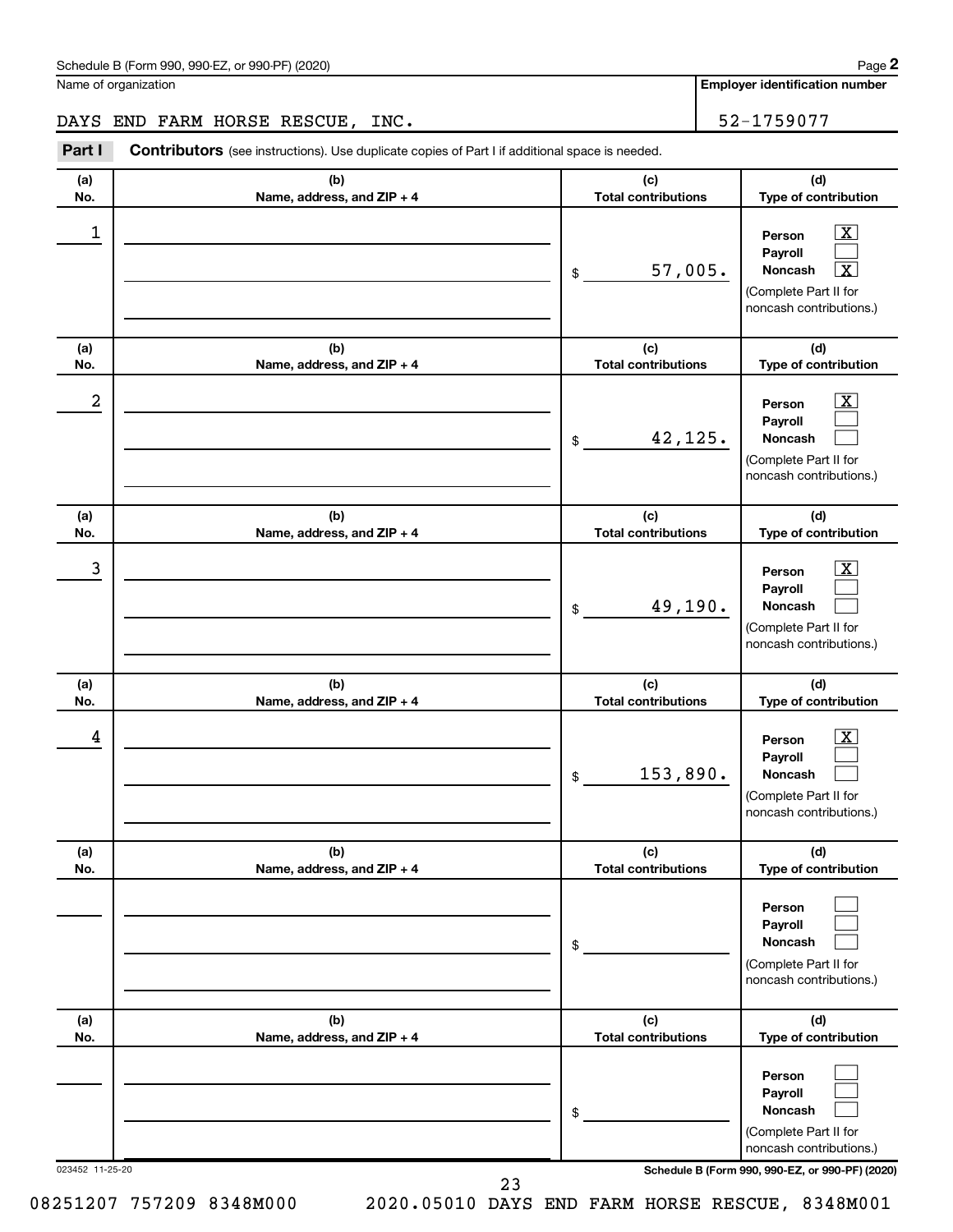Schedule B (Form 990, 990-EZ, or 990-PF) (2020)

Name of organization: DAYS END FARM HORSE RESCUE, INC.

Employer identification number: 52-1759077

**Part I** **Contributors** (see instructions). Use duplicate copies of Part I if additional space is needed.

| (a) No. | (b) Name, address, and ZIP + 4 | (c) Total contributions | (d) Type of contribution |
|---|---|---|---|
| 1 | | $ 57,005. | Person [X] Payroll [ ] Noncash [X] (Complete Part II for noncash contributions.) |
| 2 | | $ 42,125. | Person [X] Payroll [ ] Noncash [ ] (Complete Part II for noncash contributions.) |
| 3 | | $ 49,190. | Person [X] Payroll [ ] Noncash [ ] (Complete Part II for noncash contributions.) |
| 4 | | $ 153,890. | Person [X] Payroll [ ] Noncash [ ] (Complete Part II for noncash contributions.) |
| | | $ | Person [ ] Payroll [ ] Noncash [ ] (Complete Part II for noncash contributions.) |
| | | $ | Person [ ] Payroll [ ] Noncash [ ] (Complete Part II for noncash contributions.) |

023452 11-25-20

Schedule B (Form 990, 990-EZ, or 990-PF) (2020)

08251207 757209 8348M000 2020.05010 DAYS END FARM HORSE RESCUE, 8348M001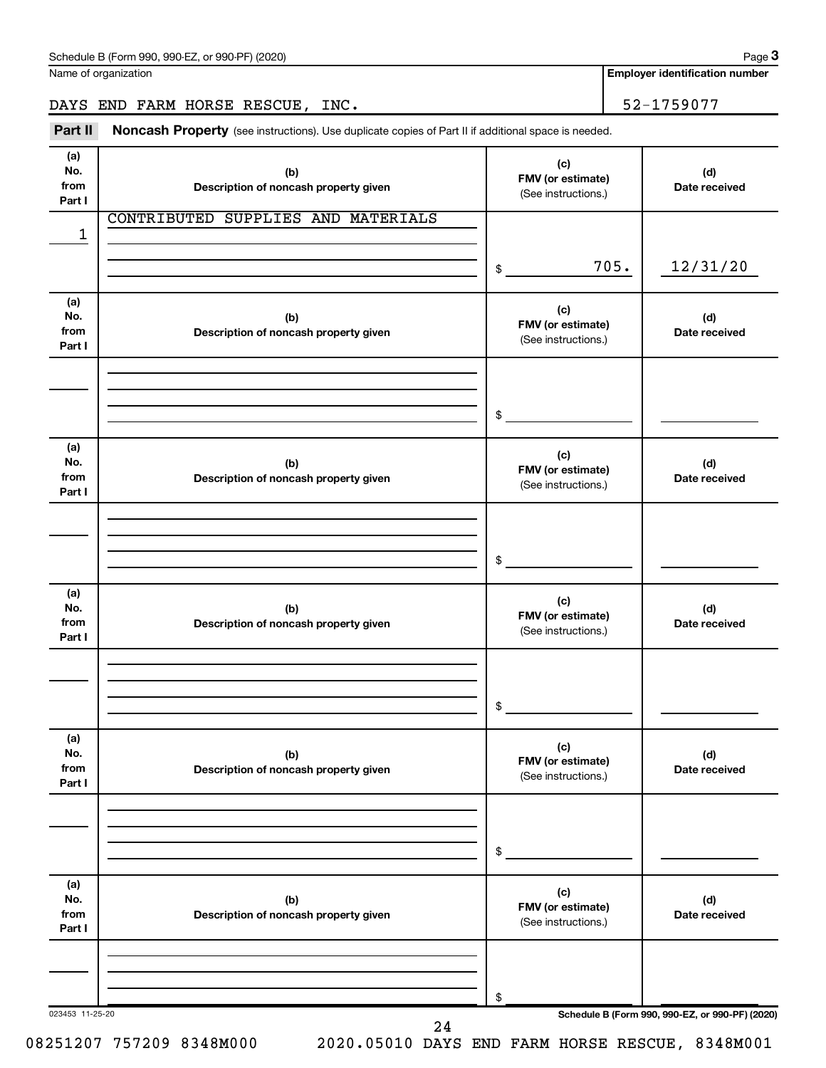Schedule B (Form 990, 990-EZ, or 990-PF) (2020)

Name of organization: DAYS END FARM HORSE RESCUE, INC.

Employer identification number: 52-1759077

## Part II Noncash Property (see instructions). Use duplicate copies of Part II if additional space is needed.

| (a) No. from Part I | (b) Description of noncash property given | (c) FMV (or estimate) (See instructions.) | (d) Date received |
|---|---|---|---|
| 1 | CONTRIBUTED SUPPLIES AND MATERIALS | $ 705. | 12/31/20 |
| | | $ | |
| | | $ | |
| | | $ | |
| | | $ | |
| | | $ | |

023453 11-25-20

Schedule B (Form 990, 990-EZ, or 990-PF) (2020)

08251207 757209 8348M000 2020.05010 DAYS END FARM HORSE RESCUE, 8348M001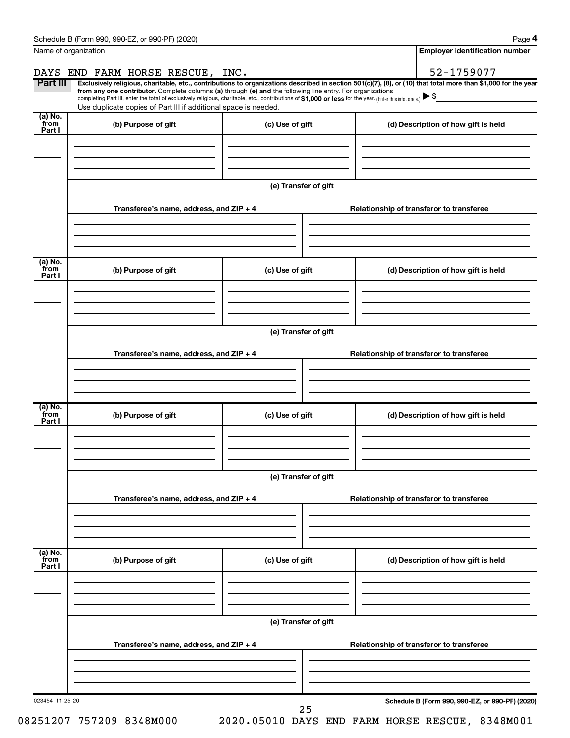Schedule B (Form 990, 990-EZ, or 990-PF) (2020)

Name of organization: DAYS END FARM HORSE RESCUE, INC.

Employer identification number: 52-1759077

**Part III** **Exclusively religious, charitable, etc., contributions to organizations described in section 501(c)(7), (8), or (10) that total more than $1,000 for the year from any one contributor.** Complete columns **(a)** through **(e)** and the following line entry. For organizations completing Part III, enter the total of exclusively religious, charitable, etc., contributions of **$1,000 or less** for the year. (Enter this info. once.) ▶ $

Use duplicate copies of Part III if additional space is needed.

| (a) No. from Part I | (b) Purpose of gift | (c) Use of gift | (d) Description of how gift is held |
|---|---|---|---|
| | | | |

(e) Transfer of gift

| Transferee's name, address, and ZIP + 4 | Relationship of transferor to transferee |
|---|---|
| | |

| (a) No. from Part I | (b) Purpose of gift | (c) Use of gift | (d) Description of how gift is held |
|---|---|---|---|
| | | | |

(e) Transfer of gift

| Transferee's name, address, and ZIP + 4 | Relationship of transferor to transferee |
|---|---|
| | |

| (a) No. from Part I | (b) Purpose of gift | (c) Use of gift | (d) Description of how gift is held |
|---|---|---|---|
| | | | |

(e) Transfer of gift

| Transferee's name, address, and ZIP + 4 | Relationship of transferor to transferee |
|---|---|
| | |

| (a) No. from Part I | (b) Purpose of gift | (c) Use of gift | (d) Description of how gift is held |
|---|---|---|---|
| | | | |

(e) Transfer of gift

| Transferee's name, address, and ZIP + 4 | Relationship of transferor to transferee |
|---|---|
| | |

023454 11-25-20

Schedule B (Form 990, 990-EZ, or 990-PF) (2020)

08251207 757209 8348M000 2020.05010 DAYS END FARM HORSE RESCUE, 8348M001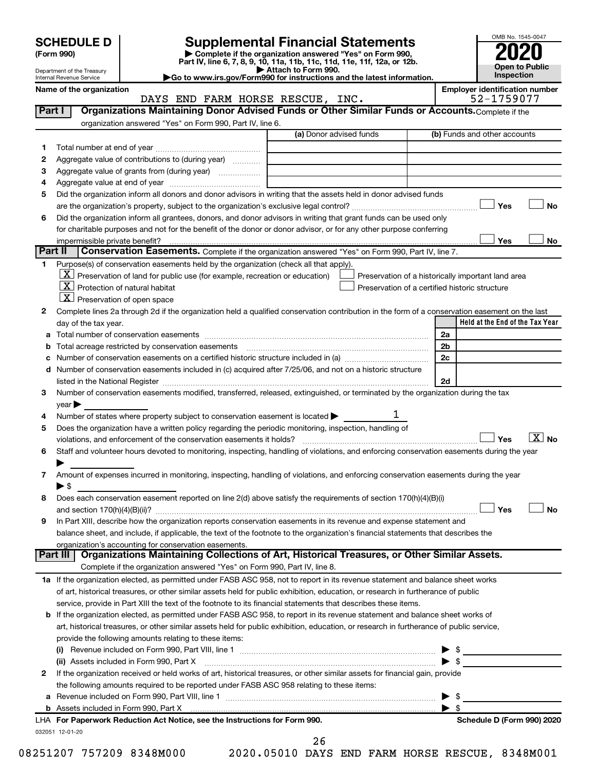**SCHEDULE D (Form 990)**

Department of the Treasury
Internal Revenue Service

# Supplemental Financial Statements

▶ Complete if the organization answered "Yes" on Form 990, Part IV, line 6, 7, 8, 9, 10, 11a, 11b, 11c, 11d, 11e, 11f, 12a, or 12b.
▶ Attach to Form 990.
▶Go to www.irs.gov/Form990 for instructions and the latest information.

OMB No. 1545-0047
**2020**
**Open to Public Inspection**

**Name of the organization:** DAYS END FARM HORSE RESCUE, INC.
**Employer identification number:** 52-1759077

## Part I — Organizations Maintaining Donor Advised Funds or Other Similar Funds or Accounts.

Complete if the organization answered "Yes" on Form 990, Part IV, line 6.

| | | (a) Donor advised funds | (b) Funds and other accounts |
|---|---|---|---|
| 1 | Total number at end of year | | |
| 2 | Aggregate value of contributions to (during year) | | |
| 3 | Aggregate value of grants from (during year) | | |
| 4 | Aggregate value at end of year | | |

5 Did the organization inform all donors and donor advisors in writing that the assets held in donor advised funds are the organization's property, subject to the organization's exclusive legal control? ☐ Yes ☐ No

6 Did the organization inform all grantees, donors, and donor advisors in writing that grant funds can be used only for charitable purposes and not for the benefit of the donor or donor advisor, or for any other purpose conferring impermissible private benefit? ☐ Yes ☐ No

## Part II — Conservation Easements.

Complete if the organization answered "Yes" on Form 990, Part IV, line 7.

1 Purpose(s) of conservation easements held by the organization (check all that apply).
- ☒ Preservation of land for public use (for example, recreation or education)
- ☒ Protection of natural habitat
- ☒ Preservation of open space
- ☐ Preservation of a historically important land area
- ☐ Preservation of a certified historic structure

2 Complete lines 2a through 2d if the organization held a qualified conservation contribution in the form of a conservation easement on the last day of the tax year.

| | | | Held at the End of the Tax Year |
|---|---|---|---|
| a | Total number of conservation easements | 2a | |
| b | Total acreage restricted by conservation easements | 2b | |
| c | Number of conservation easements on a certified historic structure included in (a) | 2c | |
| d | Number of conservation easements included in (c) acquired after 7/25/06, and not on a historic structure listed in the National Register | 2d | |

3 Number of conservation easements modified, transferred, released, extinguished, or terminated by the organization during the tax year ▶

4 Number of states where property subject to conservation easement is located ▶ 1

5 Does the organization have a written policy regarding the periodic monitoring, inspection, handling of violations, and enforcement of the conservation easements it holds? ☐ Yes ☒ No

6 Staff and volunteer hours devoted to monitoring, inspecting, handling of violations, and enforcing conservation easements during the year ▶

7 Amount of expenses incurred in monitoring, inspecting, handling of violations, and enforcing conservation easements during the year ▶ $

8 Does each conservation easement reported on line 2(d) above satisfy the requirements of section 170(h)(4)(B)(i) and section 170(h)(4)(B)(ii)? ☐ Yes ☐ No

9 In Part XIII, describe how the organization reports conservation easements in its revenue and expense statement and balance sheet, and include, if applicable, the text of the footnote to the organization's financial statements that describes the organization's accounting for conservation easements.

## Part III — Organizations Maintaining Collections of Art, Historical Treasures, or Other Similar Assets.

Complete if the organization answered "Yes" on Form 990, Part IV, line 8.

1a If the organization elected, as permitted under FASB ASC 958, not to report in its revenue statement and balance sheet works of art, historical treasures, or other similar assets held for public exhibition, education, or research in furtherance of public service, provide in Part XIII the text of the footnote to its financial statements that describes these items.

b If the organization elected, as permitted under FASB ASC 958, to report in its revenue statement and balance sheet works of art, historical treasures, or other similar assets held for public exhibition, education, or research in furtherance of public service, provide the following amounts relating to these items:

(i) Revenue included on Form 990, Part VIII, line 1 ▶ $

(ii) Assets included in Form 990, Part X ▶ $

2 If the organization received or held works of art, historical treasures, or other similar assets for financial gain, provide the following amounts required to be reported under FASB ASC 958 relating to these items:

a Revenue included on Form 990, Part VIII, line 1 ▶ $

b Assets included in Form 990, Part X ▶ $

LHA For Paperwork Reduction Act Notice, see the Instructions for Form 990. **Schedule D (Form 990) 2020**

032051 12-01-20

08251207 757209 8348M000 2020.05010 DAYS END FARM HORSE RESCUE, 8348M001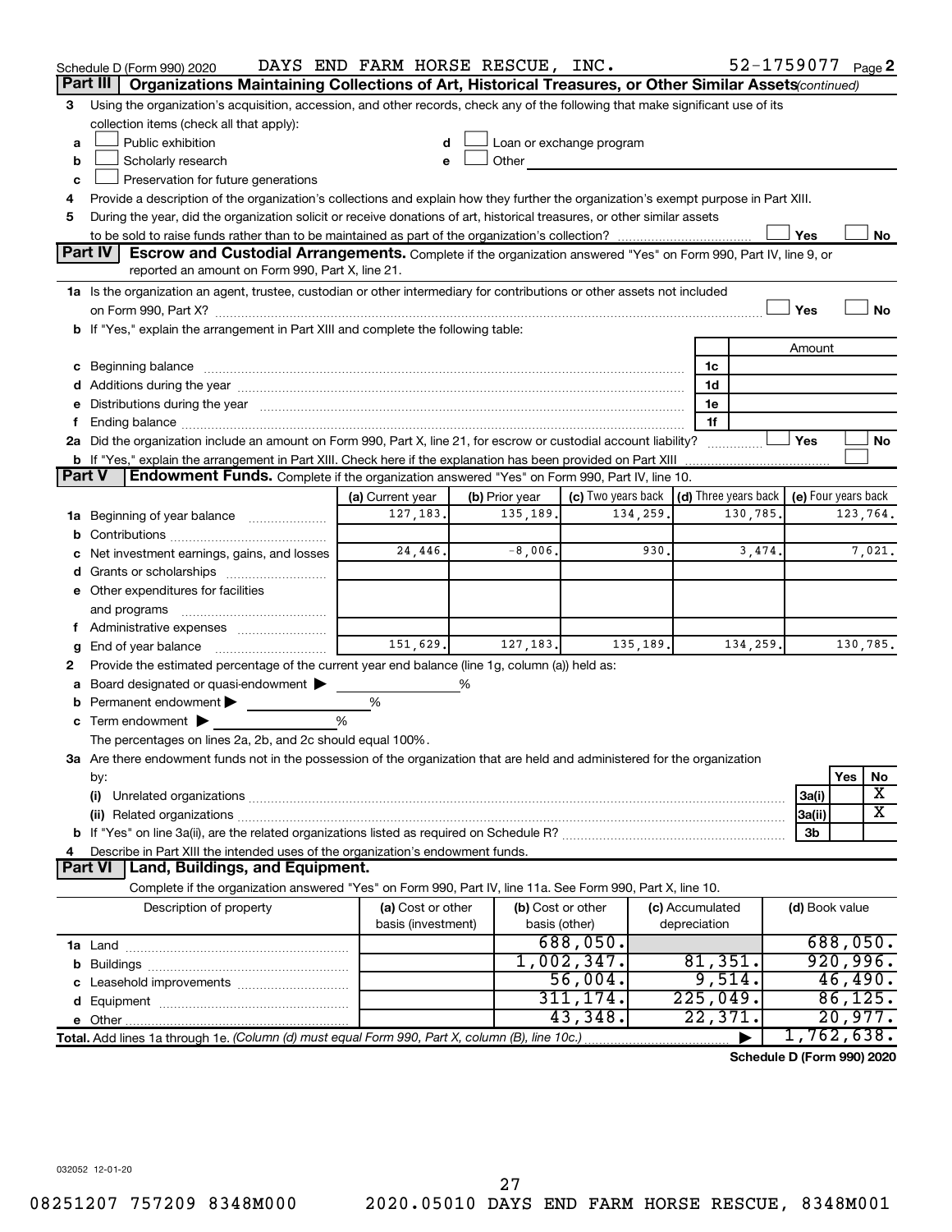Schedule D (Form 990) 2020 DAYS END FARM HORSE RESCUE, INC. 52-1759077 Page 2

## Part III Organizations Maintaining Collections of Art, Historical Treasures, or Other Similar Assets (continued)

3 Using the organization's acquisition, accession, and other records, check any of the following that make significant use of its collection items (check all that apply):

- a ☐ Public exhibition
- b ☐ Scholarly research
- c ☐ Preservation for future generations
- d ☐ Loan or exchange program
- e ☐ Other

4 Provide a description of the organization's collections and explain how they further the organization's exempt purpose in Part XIII.

5 During the year, did the organization solicit or receive donations of art, historical treasures, or other similar assets to be sold to raise funds rather than to be maintained as part of the organization's collection? ☐ Yes ☐ No

## Part IV Escrow and Custodial Arrangements.

Complete if the organization answered "Yes" on Form 990, Part IV, line 9, or reported an amount on Form 990, Part X, line 21.

1a Is the organization an agent, trustee, custodian or other intermediary for contributions or other assets not included on Form 990, Part X? ☐ Yes ☐ No

b If "Yes," explain the arrangement in Part XIII and complete the following table:

| | | Amount |
|---|---|---|
| c Beginning balance | 1c | |
| d Additions during the year | 1d | |
| e Distributions during the year | 1e | |
| f Ending balance | 1f | |

2a Did the organization include an amount on Form 990, Part X, line 21, for escrow or custodial account liability? ☐ Yes ☐ No

b If "Yes," explain the arrangement in Part XIII. Check here if the explanation has been provided on Part XIII ☐

## Part V Endowment Funds.

Complete if the organization answered "Yes" on Form 990, Part IV, line 10.

| | (a) Current year | (b) Prior year | (c) Two years back | (d) Three years back | (e) Four years back |
|---|---|---|---|---|---|
| 1a Beginning of year balance | 127,183. | 135,189. | 134,259. | 130,785. | 123,764. |
| b Contributions | | | | | |
| c Net investment earnings, gains, and losses | 24,446. | -8,006. | 930. | 3,474. | 7,021. |
| d Grants or scholarships | | | | | |
| e Other expenditures for facilities and programs | | | | | |
| f Administrative expenses | | | | | |
| g End of year balance | 151,629. | 127,183. | 135,189. | 134,259. | 130,785. |

2 Provide the estimated percentage of the current year end balance (line 1g, column (a)) held as:

- a Board designated or quasi-endowment ▶ %
- b Permanent endowment ▶ %
- c Term endowment ▶ %

The percentages on lines 2a, 2b, and 2c should equal 100%.

3a Are there endowment funds not in the possession of the organization that are held and administered for the organization by:

| | | Yes | No |
|---|---|---|---|
| (i) Unrelated organizations | 3a(i) | | X |
| (ii) Related organizations | 3a(ii) | | X |
| b If "Yes" on line 3a(ii), are the related organizations listed as required on Schedule R? | 3b | | |

4 Describe in Part XIII the intended uses of the organization's endowment funds.

## Part VI Land, Buildings, and Equipment.

Complete if the organization answered "Yes" on Form 990, Part IV, line 11a. See Form 990, Part X, line 10.

| Description of property | (a) Cost or other basis (investment) | (b) Cost or other basis (other) | (c) Accumulated depreciation | (d) Book value |
|---|---|---|---|---|
| 1a Land | | 688,050. | | 688,050. |
| b Buildings | | 1,002,347. | 81,351. | 920,996. |
| c Leasehold improvements | | 56,004. | 9,514. | 46,490. |
| d Equipment | | 311,174. | 225,049. | 86,125. |
| e Other | | 43,348. | 22,371. | 20,977. |
| Total. Add lines 1a through 1e. (Column (d) must equal Form 990, Part X, column (B), line 10c.) ▶ | | | | 1,762,638. |

Schedule D (Form 990) 2020

032052 12-01-20

08251207 757209 8348M000 2020.05010 DAYS END FARM HORSE RESCUE, 8348M001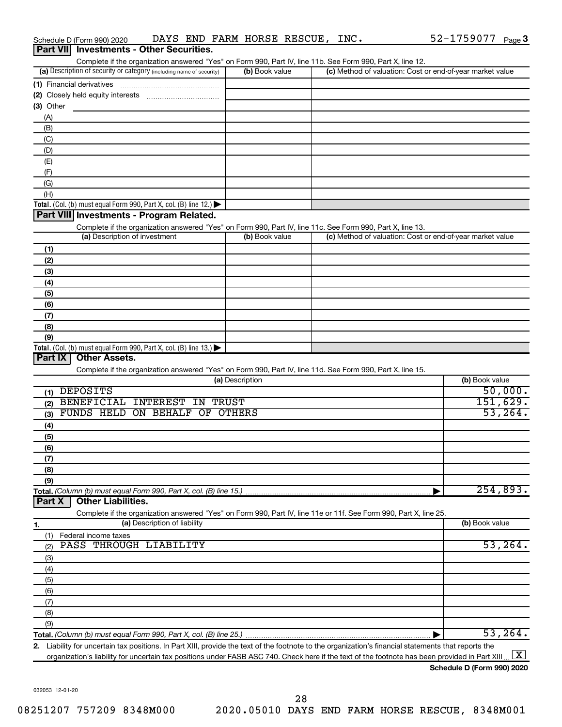Schedule D (Form 990) 2020 DAYS END FARM HORSE RESCUE, INC. 52-1759077 Page 3

## Part VII Investments - Other Securities.

Complete if the organization answered "Yes" on Form 990, Part IV, line 11b. See Form 990, Part X, line 12.

| (a) Description of security or category (including name of security) | (b) Book value | (c) Method of valuation: Cost or end-of-year market value |
|---|---|---|
| (1) Financial derivatives | | |
| (2) Closely held equity interests | | |
| (3) Other | | |
| (A) | | |
| (B) | | |
| (C) | | |
| (D) | | |
| (E) | | |
| (F) | | |
| (G) | | |
| (H) | | |
| **Total.** (Col. (b) must equal Form 990, Part X, col. (B) line 12.) ▶ | | |

## Part VIII Investments - Program Related.

Complete if the organization answered "Yes" on Form 990, Part IV, line 11c. See Form 990, Part X, line 13.

| (a) Description of investment | (b) Book value | (c) Method of valuation: Cost or end-of-year market value |
|---|---|---|
| (1) | | |
| (2) | | |
| (3) | | |
| (4) | | |
| (5) | | |
| (6) | | |
| (7) | | |
| (8) | | |
| (9) | | |
| **Total.** (Col. (b) must equal Form 990, Part X, col. (B) line 13.) ▶ | | |

## Part IX Other Assets.

Complete if the organization answered "Yes" on Form 990, Part IV, line 11d. See Form 990, Part X, line 15.

| (a) Description | (b) Book value |
|---|---|
| (1) DEPOSITS | 50,000. |
| (2) BENEFICIAL INTEREST IN TRUST | 151,629. |
| (3) FUNDS HELD ON BEHALF OF OTHERS | 53,264. |
| (4) | |
| (5) | |
| (6) | |
| (7) | |
| (8) | |
| (9) | |
| **Total.** (Column (b) must equal Form 990, Part X, col. (B) line 15.) ▶ | 254,893. |

## Part X Other Liabilities.

Complete if the organization answered "Yes" on Form 990, Part IV, line 11e or 11f. See Form 990, Part X, line 25.

| 1. (a) Description of liability | (b) Book value |
|---|---|
| (1) Federal income taxes | |
| (2) PASS THROUGH LIABILITY | 53,264. |
| (3) | |
| (4) | |
| (5) | |
| (6) | |
| (7) | |
| (8) | |
| (9) | |
| **Total.** (Column (b) must equal Form 990, Part X, col. (B) line 25.) ▶ | 53,264. |

2. Liability for uncertain tax positions. In Part XIII, provide the text of the footnote to the organization's financial statements that reports the organization's liability for uncertain tax positions under FASB ASC 740. Check here if the text of the footnote has been provided in Part XIII [X]

**Schedule D (Form 990) 2020**

032053 12-01-20

08251207 757209 8348M000 2020.05010 DAYS END FARM HORSE RESCUE, 8348M001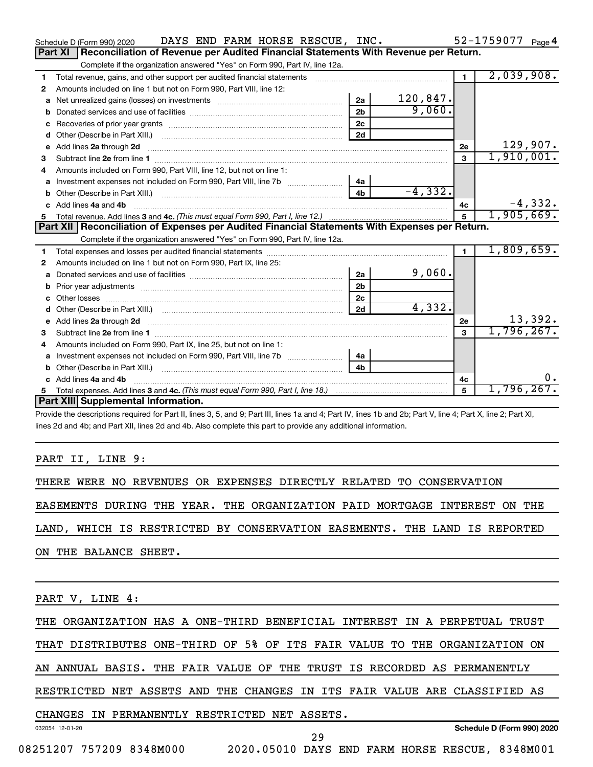Schedule D (Form 990) 2020 DAYS END FARM HORSE RESCUE, INC. 52-1759077 Page 4

## Part XI Reconciliation of Revenue per Audited Financial Statements With Revenue per Return.

Complete if the organization answered "Yes" on Form 990, Part IV, line 12a.

| | | | | | |
|---|---|---|---|---|---|
| 1 | Total revenue, gains, and other support per audited financial statements | | | 1 | 2,039,908. |
| 2 | Amounts included on line 1 but not on Form 990, Part VIII, line 12: | | | | |
| a | Net unrealized gains (losses) on investments | 2a | 120,847. | | |
| b | Donated services and use of facilities | 2b | 9,060. | | |
| c | Recoveries of prior year grants | 2c | | | |
| d | Other (Describe in Part XIII.) | 2d | | | |
| e | Add lines 2a through 2d | | | 2e | 129,907. |
| 3 | Subtract line 2e from line 1 | | | 3 | 1,910,001. |
| 4 | Amounts included on Form 990, Part VIII, line 12, but not on line 1: | | | | |
| a | Investment expenses not included on Form 990, Part VIII, line 7b | 4a | | | |
| b | Other (Describe in Part XIII.) | 4b | -4,332. | | |
| c | Add lines 4a and 4b | | | 4c | -4,332. |
| 5 | Total revenue. Add lines 3 and 4c. *(This must equal Form 990, Part I, line 12.)* | | | 5 | 1,905,669. |

## Part XII Reconciliation of Expenses per Audited Financial Statements With Expenses per Return.

Complete if the organization answered "Yes" on Form 990, Part IV, line 12a.

| | | | | | |
|---|---|---|---|---|---|
| 1 | Total expenses and losses per audited financial statements | | | 1 | 1,809,659. |
| 2 | Amounts included on line 1 but not on Form 990, Part IX, line 25: | | | | |
| a | Donated services and use of facilities | 2a | 9,060. | | |
| b | Prior year adjustments | 2b | | | |
| c | Other losses | 2c | | | |
| d | Other (Describe in Part XIII.) | 2d | 4,332. | | |
| e | Add lines 2a through 2d | | | 2e | 13,392. |
| 3 | Subtract line 2e from line 1 | | | 3 | 1,796,267. |
| 4 | Amounts included on Form 990, Part IX, line 25, but not on line 1: | | | | |
| a | Investment expenses not included on Form 990, Part VIII, line 7b | 4a | | | |
| b | Other (Describe in Part XIII.) | 4b | | | |
| c | Add lines 4a and 4b | | | 4c | 0. |
| 5 | Total expenses. Add lines 3 and 4c. *(This must equal Form 990, Part I, line 18.)* | | | 5 | 1,796,267. |

## Part XIII Supplemental Information.

Provide the descriptions required for Part II, lines 3, 5, and 9; Part III, lines 1a and 4; Part IV, lines 1b and 2b; Part V, line 4; Part X, line 2; Part XI, lines 2d and 4b; and Part XII, lines 2d and 4b. Also complete this part to provide any additional information.

PART II, LINE 9:

THERE WERE NO REVENUES OR EXPENSES DIRECTLY RELATED TO CONSERVATION EASEMENTS DURING THE YEAR. THE ORGANIZATION PAID MORTGAGE INTEREST ON THE LAND, WHICH IS RESTRICTED BY CONSERVATION EASEMENTS. THE LAND IS REPORTED ON THE BALANCE SHEET.

PART V, LINE 4:

THE ORGANIZATION HAS A ONE-THIRD BENEFICIAL INTEREST IN A PERPETUAL TRUST THAT DISTRIBUTES ONE-THIRD OF 5% OF ITS FAIR VALUE TO THE ORGANIZATION ON AN ANNUAL BASIS. THE FAIR VALUE OF THE TRUST IS RECORDED AS PERMANENTLY RESTRICTED NET ASSETS AND THE CHANGES IN ITS FAIR VALUE ARE CLASSIFIED AS CHANGES IN PERMANENTLY RESTRICTED NET ASSETS.

032054 12-01-20 Schedule D (Form 990) 2020

08251207 757209 8348M000 2020.05010 DAYS END FARM HORSE RESCUE, 8348M001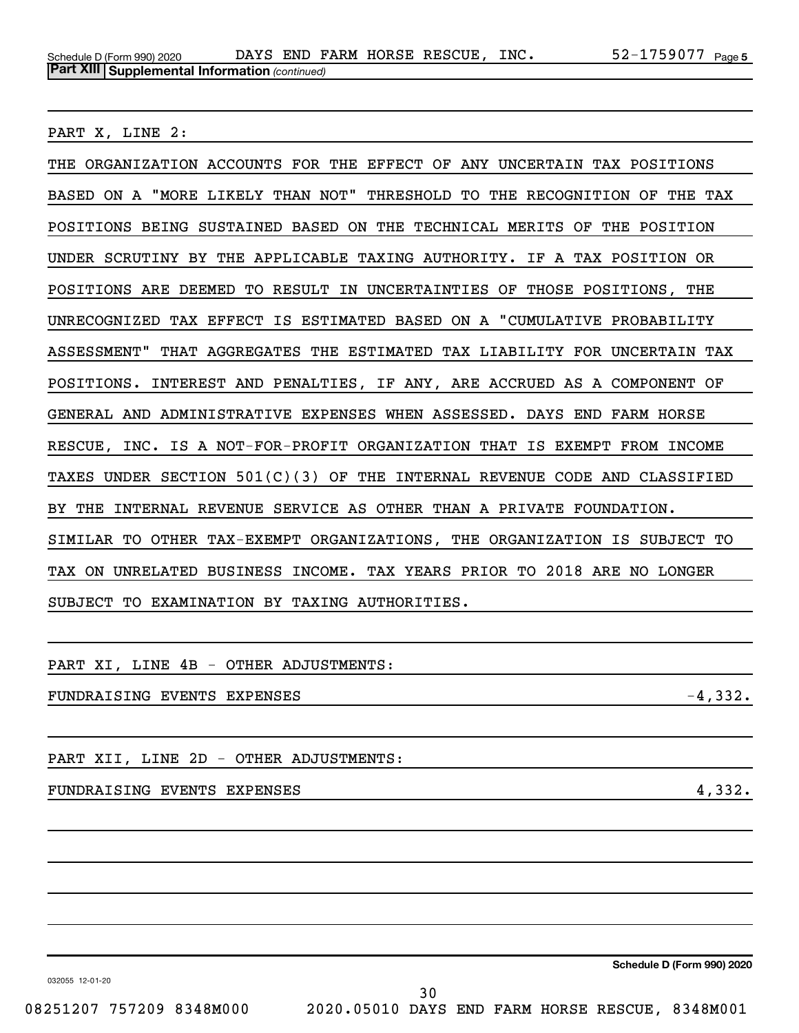**Part XIII Supplemental Information** *(continued)*

PART X, LINE 2:

THE ORGANIZATION ACCOUNTS FOR THE EFFECT OF ANY UNCERTAIN TAX POSITIONS BASED ON A "MORE LIKELY THAN NOT" THRESHOLD TO THE RECOGNITION OF THE TAX POSITIONS BEING SUSTAINED BASED ON THE TECHNICAL MERITS OF THE POSITION UNDER SCRUTINY BY THE APPLICABLE TAXING AUTHORITY. IF A TAX POSITION OR POSITIONS ARE DEEMED TO RESULT IN UNCERTAINTIES OF THOSE POSITIONS, THE UNRECOGNIZED TAX EFFECT IS ESTIMATED BASED ON A "CUMULATIVE PROBABILITY ASSESSMENT" THAT AGGREGATES THE ESTIMATED TAX LIABILITY FOR UNCERTAIN TAX POSITIONS. INTEREST AND PENALTIES, IF ANY, ARE ACCRUED AS A COMPONENT OF GENERAL AND ADMINISTRATIVE EXPENSES WHEN ASSESSED. DAYS END FARM HORSE RESCUE, INC. IS A NOT-FOR-PROFIT ORGANIZATION THAT IS EXEMPT FROM INCOME TAXES UNDER SECTION 501(C)(3) OF THE INTERNAL REVENUE CODE AND CLASSIFIED BY THE INTERNAL REVENUE SERVICE AS OTHER THAN A PRIVATE FOUNDATION. SIMILAR TO OTHER TAX-EXEMPT ORGANIZATIONS, THE ORGANIZATION IS SUBJECT TO TAX ON UNRELATED BUSINESS INCOME. TAX YEARS PRIOR TO 2018 ARE NO LONGER SUBJECT TO EXAMINATION BY TAXING AUTHORITIES.

PART XI, LINE 4B - OTHER ADJUSTMENTS:

| | |
|---|---|
| FUNDRAISING EVENTS EXPENSES | -4,332. |

PART XII, LINE 2D - OTHER ADJUSTMENTS:

| | |
|---|---|
| FUNDRAISING EVENTS EXPENSES | 4,332. |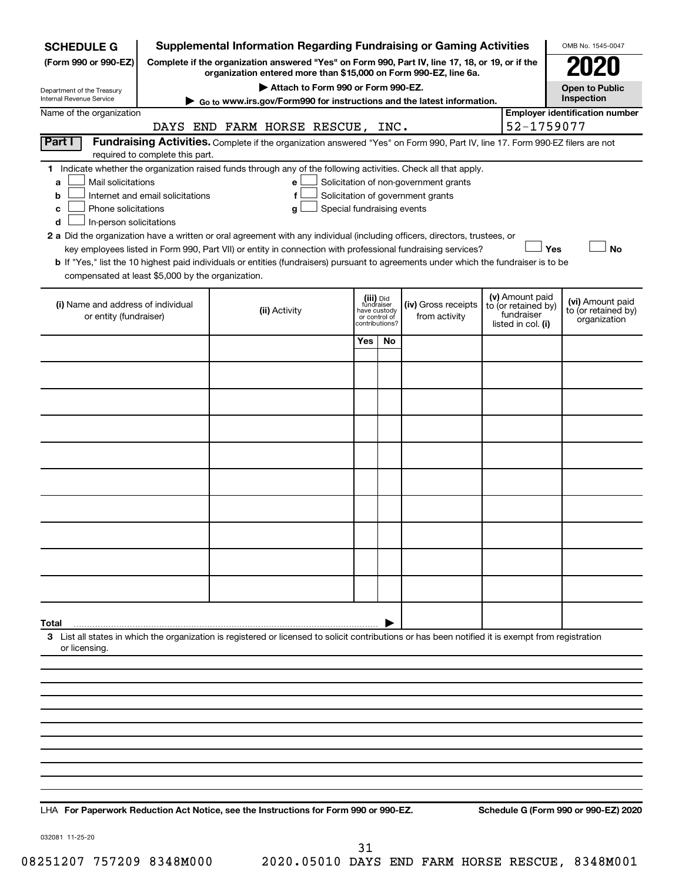**SCHEDULE G** (Form 990 or 990-EZ)

Department of the Treasury
Internal Revenue Service

# Supplemental Information Regarding Fundraising or Gaming Activities

**Complete if the organization answered "Yes" on Form 990, Part IV, line 17, 18, or 19, or if the organization entered more than $15,000 on Form 990-EZ, line 6a.**

▶ **Attach to Form 990 or Form 990-EZ.**

▶ **Go to www.irs.gov/Form990 for instructions and the latest information.**

OMB No. 1545-0047

**2020**

**Open to Public Inspection**

Name of the organization: DAYS END FARM HORSE RESCUE, INC.

**Employer identification number:** 52-1759077

**Part I** **Fundraising Activities.** Complete if the organization answered "Yes" on Form 990, Part IV, line 17. Form 990-EZ filers are not required to complete this part.

**1** Indicate whether the organization raised funds through any of the following activities. Check all that apply.

- **a** ☐ Mail solicitations
- **b** ☐ Internet and email solicitations
- **c** ☐ Phone solicitations
- **d** ☐ In-person solicitations
- **e** ☐ Solicitation of non-government grants
- **f** ☐ Solicitation of government grants
- **g** ☐ Special fundraising events

**2 a** Did the organization have a written or oral agreement with any individual (including officers, directors, trustees, or key employees listed in Form 990, Part VII) or entity in connection with professional fundraising services? ☐ **Yes** ☐ **No**

**b** If "Yes," list the 10 highest paid individuals or entities (fundraisers) pursuant to agreements under which the fundraiser is to be compensated at least $5,000 by the organization.

| (i) Name and address of individual or entity (fundraiser) | (ii) Activity | (iii) Did fundraiser have custody or control of contributions? Yes | No | (iv) Gross receipts from activity | (v) Amount paid to (or retained by) fundraiser listed in col. (i) | (vi) Amount paid to (or retained by) organization |
|---|---|---|---|---|---|---|
| | | | | | | |
| | | | | | | |
| | | | | | | |
| | | | | | | |
| | | | | | | |
| | | | | | | |
| | | | | | | |
| | | | | | | |
| | | | | | | |
| | | | | | | |
| **Total** ▶ | | | | | | |

**3** List all states in which the organization is registered or licensed to solicit contributions or has been notified it is exempt from registration or licensing.

LHA **For Paperwork Reduction Act Notice, see the Instructions for Form 990 or 990-EZ.** **Schedule G (Form 990 or 990-EZ) 2020**

032081 11-25-20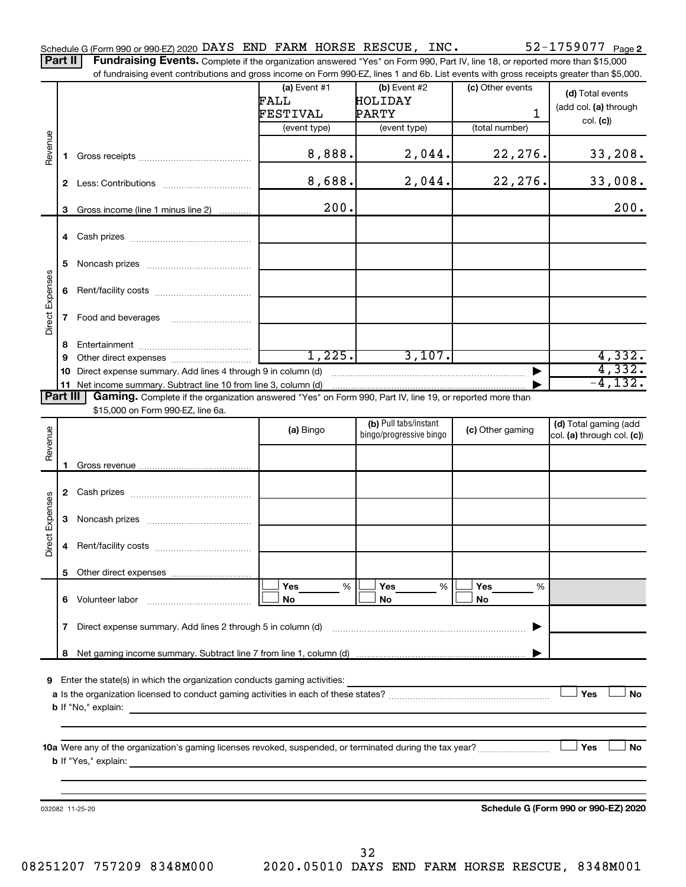Schedule G (Form 990 or 990-EZ) 2020 DAYS END FARM HORSE RESCUE, INC. 52-1759077 Page **2**

**Part II** **Fundraising Events.** Complete if the organization answered "Yes" on Form 990, Part IV, line 18, or reported more than $15,000 of fundraising event contributions and gross income on Form 990-EZ, lines 1 and 6b. List events with gross receipts greater than $5,000.

| | | (a) Event #1 FALL FESTIVAL (event type) | (b) Event #2 HOLIDAY PARTY (event type) | (c) Other events 1 (total number) | (d) Total events (add col. (a) through col. (c)) |
|---|---|---|---|---|---|
| Revenue | 1 Gross receipts | 8,888. | 2,044. | 22,276. | 33,208. |
| | 2 Less: Contributions | 8,688. | 2,044. | 22,276. | 33,008. |
| | 3 Gross income (line 1 minus line 2) | 200. | | | 200. |
| Direct Expenses | 4 Cash prizes | | | | |
| | 5 Noncash prizes | | | | |
| | 6 Rent/facility costs | | | | |
| | 7 Food and beverages | | | | |
| | 8 Entertainment | | | | |
| | 9 Other direct expenses | 1,225. | 3,107. | | 4,332. |
| | 10 Direct expense summary. Add lines 4 through 9 in column (d) | | | | 4,332. |
| | 11 Net income summary. Subtract line 10 from line 3, column (d) | | | | -4,132. |

**Part III** **Gaming.** Complete if the organization answered "Yes" on Form 990, Part IV, line 19, or reported more than $15,000 on Form 990-EZ, line 6a.

| | | (a) Bingo | (b) Pull tabs/instant bingo/progressive bingo | (c) Other gaming | (d) Total gaming (add col. (a) through col. (c)) |
|---|---|---|---|---|---|
| Revenue | 1 Gross revenue | | | | |
| Direct Expenses | 2 Cash prizes | | | | |
| | 3 Noncash prizes | | | | |
| | 4 Rent/facility costs | | | | |
| | 5 Other direct expenses | | | | |
| | 6 Volunteer labor | ☐ Yes ___ % ☐ No | ☐ Yes ___ % ☐ No | ☐ Yes ___ % ☐ No | |
| | 7 Direct expense summary. Add lines 2 through 5 in column (d) | | | | |
| | 8 Net gaming income summary. Subtract line 7 from line 1, column (d) | | | | |

**9** Enter the state(s) in which the organization conducts gaming activities:

**a** Is the organization licensed to conduct gaming activities in each of these states? ☐ Yes ☐ No

**b** If "No," explain:

**10a** Were any of the organization's gaming licenses revoked, suspended, or terminated during the tax year? ☐ Yes ☐ No

**b** If "Yes," explain:

032082 11-25-20 **Schedule G (Form 990 or 990-EZ) 2020**

08251207 757209 8348M000 2020.05010 DAYS END FARM HORSE RESCUE, 8348M001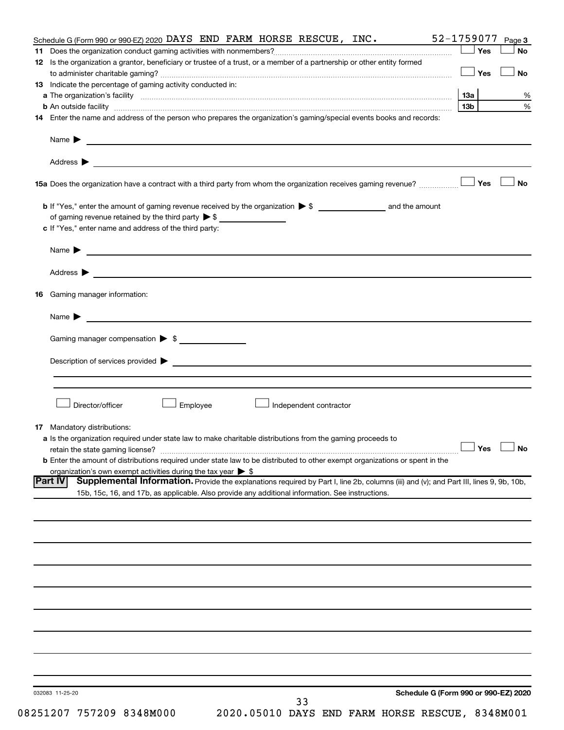Schedule G (Form 990 or 990-EZ) 2020 DAYS END FARM HORSE RESCUE, INC. 52-1759077 Page 3

**11** Does the organization conduct gaming activities with nonmembers? ☐ Yes ☐ No

**12** Is the organization a grantor, beneficiary or trustee of a trust, or a member of a partnership or other entity formed to administer charitable gaming? ☐ Yes ☐ No

**13** Indicate the percentage of gaming activity conducted in:

**a** The organization's facility | 13a | %

**b** An outside facility | 13b | %

**14** Enter the name and address of the person who prepares the organization's gaming/special events books and records:

Name ▶

Address ▶

**15a** Does the organization have a contract with a third party from whom the organization receives gaming revenue? ☐ Yes ☐ No

**b** If "Yes," enter the amount of gaming revenue received by the organization ▶ $ ______ and the amount of gaming revenue retained by the third party ▶ $ ______

**c** If "Yes," enter name and address of the third party:

Name ▶

Address ▶

**16** Gaming manager information:

Name ▶

Gaming manager compensation ▶ $

Description of services provided ▶

☐ Director/officer ☐ Employee ☐ Independent contractor

**17** Mandatory distributions:

**a** Is the organization required under state law to make charitable distributions from the gaming proceeds to retain the state gaming license? ☐ Yes ☐ No

**b** Enter the amount of distributions required under state law to be distributed to other exempt organizations or spent in the organization's own exempt activities during the tax year ▶ $

**Part IV** **Supplemental Information.** Provide the explanations required by Part I, line 2b, columns (iii) and (v); and Part III, lines 9, 9b, 10b, 15b, 15c, 16, and 17b, as applicable. Also provide any additional information. See instructions.

032083 11-25-20 **Schedule G (Form 990 or 990-EZ) 2020**

08251207 757209 8348M000 2020.05010 DAYS END FARM HORSE RESCUE, 8348M001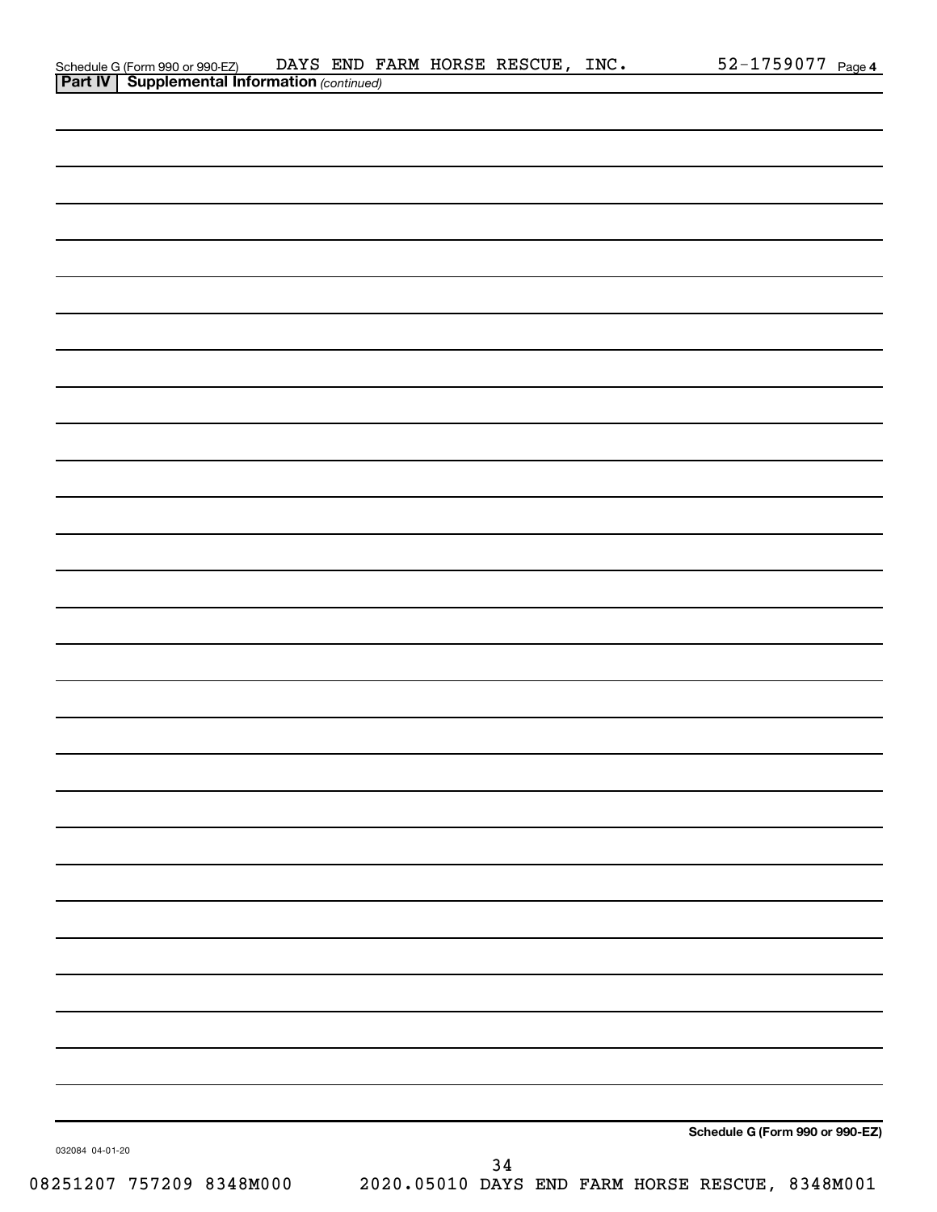Schedule G (Form 990 or 990-EZ) DAYS END FARM HORSE RESCUE, INC. 52-1759077 Page 4

**Part IV | Supplemental Information** *(continued)*

**Schedule G (Form 990 or 990-EZ)**

032084 04-01-20

08251207 757209 8348M000 2020.05010 DAYS END FARM HORSE RESCUE, 8348M001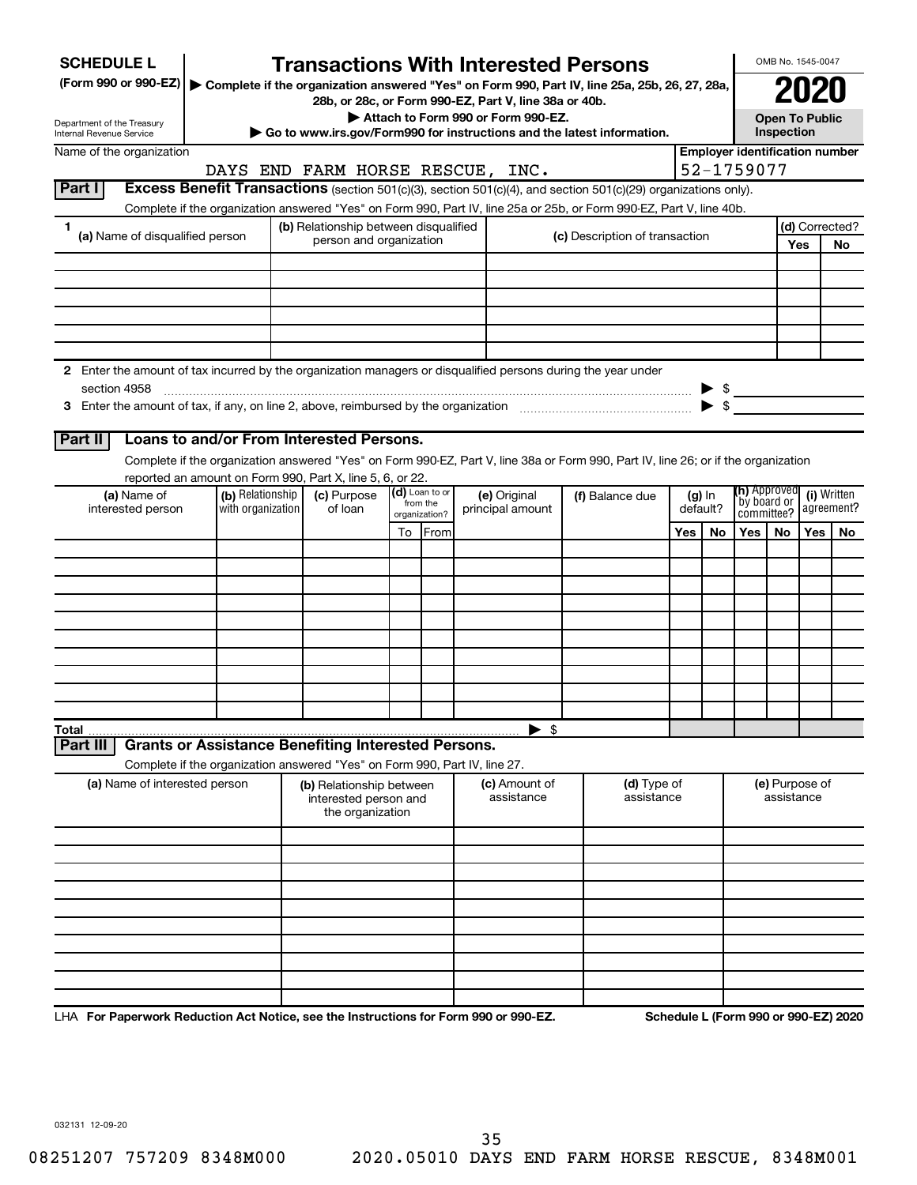**SCHEDULE L**
**(Form 990 or 990-EZ)**

Department of the Treasury
Internal Revenue Service

# Transactions With Interested Persons

▶ **Complete if the organization answered "Yes" on Form 990, Part IV, line 25a, 25b, 26, 27, 28a, 28b, or 28c, or Form 990-EZ, Part V, line 38a or 40b.**
▶ **Attach to Form 990 or Form 990-EZ.**
▶ **Go to www.irs.gov/Form990 for instructions and the latest information.**

OMB No. 1545-0047

**2020**

**Open To Public Inspection**

Name of the organization: DAYS END FARM HORSE RESCUE, INC.

**Employer identification number** 52-1759077

## Part I — Excess Benefit Transactions (section 501(c)(3), section 501(c)(4), and section 501(c)(29) organizations only).

Complete if the organization answered "Yes" on Form 990, Part IV, line 25a or 25b, or Form 990-EZ, Part V, line 40b.

| 1 (a) Name of disqualified person | (b) Relationship between disqualified person and organization | (c) Description of transaction | (d) Corrected? Yes | No |
|---|---|---|---|---|
| | | | | |
| | | | | |
| | | | | |
| | | | | |
| | | | | |
| | | | | |

2 Enter the amount of tax incurred by the organization managers or disqualified persons during the year under section 4958 ▶ $

3 Enter the amount of tax, if any, on line 2, above, reimbursed by the organization ▶ $

## Part II — Loans to and/or From Interested Persons.

Complete if the organization answered "Yes" on Form 990-EZ, Part V, line 38a or Form 990, Part IV, line 26; or if the organization reported an amount on Form 990, Part X, line 5, 6, or 22.

| (a) Name of interested person | (b) Relationship with organization | (c) Purpose of loan | (d) Loan to or from the organization? To | From | (e) Original principal amount | (f) Balance due | (g) In default? Yes | No | (h) Approved by board or committee? Yes | No | (i) Written agreement? Yes | No |
|---|---|---|---|---|---|---|---|---|---|---|---|---|
| | | | | | | | | | | | | |
| | | | | | | | | | | | | |
| | | | | | | | | | | | | |
| | | | | | | | | | | | | |
| | | | | | | | | | | | | |
| | | | | | | | | | | | | |
| | | | | | | | | | | | | |
| | | | | | | | | | | | | |
| | | | | | | | | | | | | |
| | | | | | | | | | | | | |
| **Total** | | | | | ▶ $ | | | | | | | |

## Part III — Grants or Assistance Benefiting Interested Persons.

Complete if the organization answered "Yes" on Form 990, Part IV, line 27.

| (a) Name of interested person | (b) Relationship between interested person and the organization | (c) Amount of assistance | (d) Type of assistance | (e) Purpose of assistance |
|---|---|---|---|---|
| | | | | |
| | | | | |
| | | | | |
| | | | | |
| | | | | |
| | | | | |
| | | | | |
| | | | | |
| | | | | |
| | | | | |

LHA **For Paperwork Reduction Act Notice, see the Instructions for Form 990 or 990-EZ.** **Schedule L (Form 990 or 990-EZ) 2020**

032131 12-09-20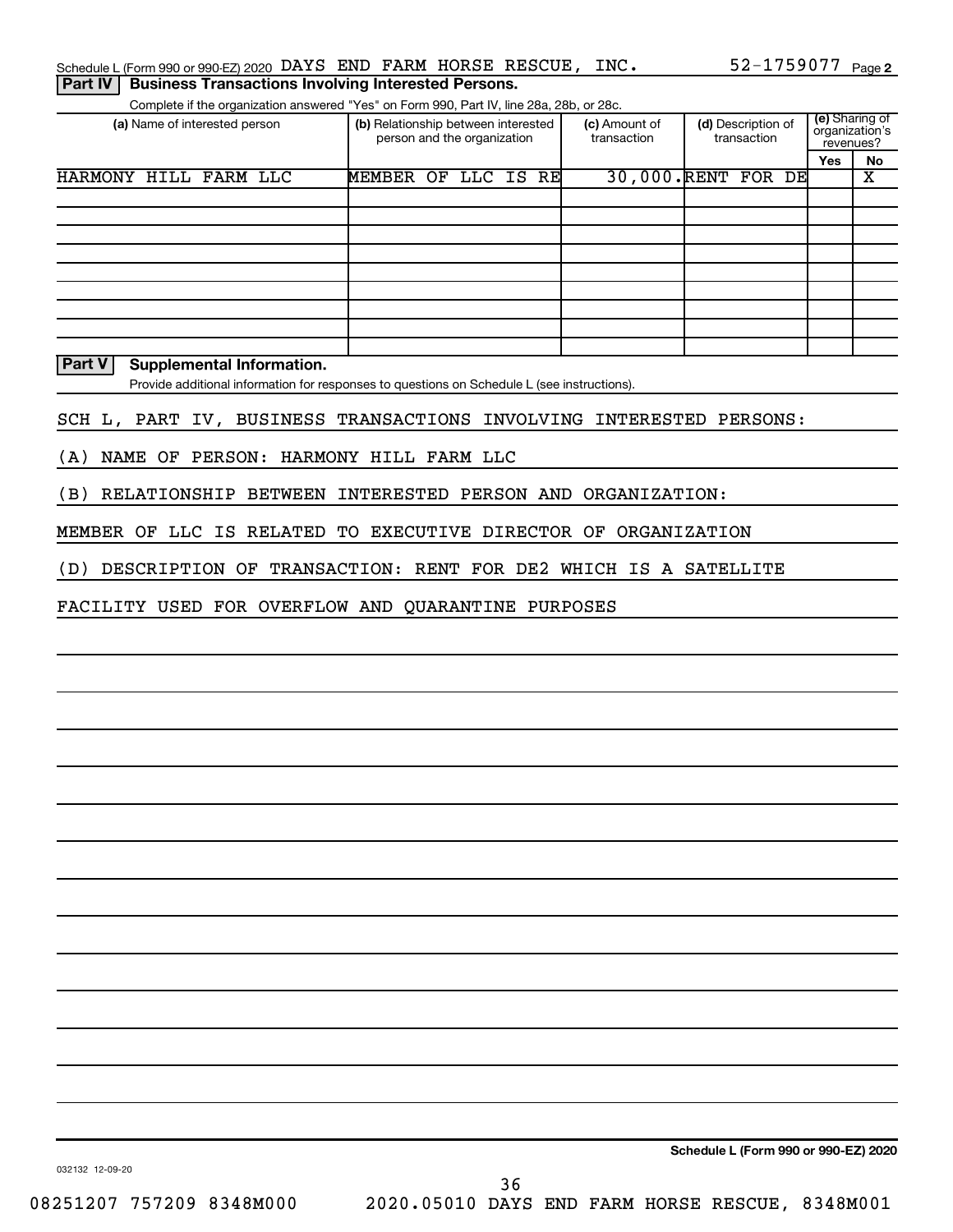Schedule L (Form 990 or 990-EZ) 2020 DAYS END FARM HORSE RESCUE, INC. 52-1759077 Page 2

**Part IV | Business Transactions Involving Interested Persons.**

Complete if the organization answered "Yes" on Form 990, Part IV, line 28a, 28b, or 28c.

| (a) Name of interested person | (b) Relationship between interested person and the organization | (c) Amount of transaction | (d) Description of transaction | (e) Sharing of organization's revenues? Yes | No |
|---|---|---|---|---|---|
| HARMONY HILL FARM LLC | MEMBER OF LLC IS RE | 30,000. | RENT FOR DE | | X |
| | | | | | |
| | | | | | |
| | | | | | |
| | | | | | |
| | | | | | |
| | | | | | |
| | | | | | |
| | | | | | |

**Part V | Supplemental Information.**

Provide additional information for responses to questions on Schedule L (see instructions).

SCH L, PART IV, BUSINESS TRANSACTIONS INVOLVING INTERESTED PERSONS:

(A) NAME OF PERSON: HARMONY HILL FARM LLC

(B) RELATIONSHIP BETWEEN INTERESTED PERSON AND ORGANIZATION:

MEMBER OF LLC IS RELATED TO EXECUTIVE DIRECTOR OF ORGANIZATION

(D) DESCRIPTION OF TRANSACTION: RENT FOR DE2 WHICH IS A SATELLITE

FACILITY USED FOR OVERFLOW AND QUARANTINE PURPOSES

Schedule L (Form 990 or 990-EZ) 2020

032132 12-09-20

08251207 757209 8348M000 2020.05010 DAYS END FARM HORSE RESCUE, 8348M001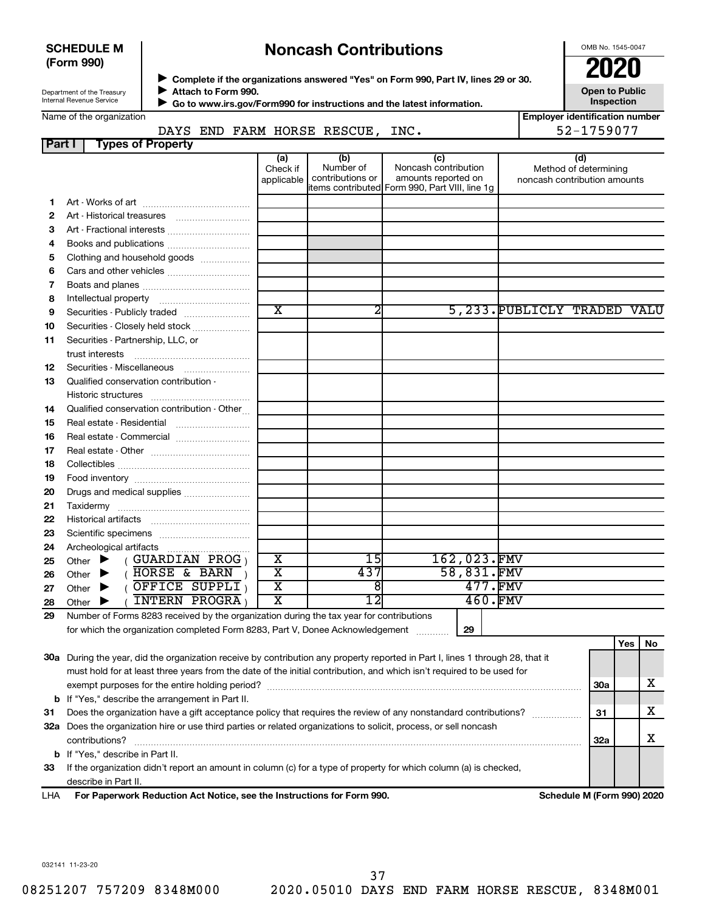**SCHEDULE M (Form 990)**

Department of the Treasury
Internal Revenue Service

# Noncash Contributions

▶ Complete if the organizations answered "Yes" on Form 990, Part IV, lines 29 or 30.
▶ Attach to Form 990.
▶ Go to www.irs.gov/Form990 for instructions and the latest information.

OMB No. 1545-0047

**2020**

**Open to Public Inspection**

Name of the organization: DAYS END FARM HORSE RESCUE, INC.

Employer identification number: 52-1759077

**Part I Types of Property**

| | | (a) Check if applicable | (b) Number of contributions or items contributed | (c) Noncash contribution amounts reported on Form 990, Part VIII, line 1g | (d) Method of determining noncash contribution amounts |
|---|---|---|---|---|---|
| 1 | Art - Works of art | | | | |
| 2 | Art - Historical treasures | | | | |
| 3 | Art - Fractional interests | | | | |
| 4 | Books and publications | | | | |
| 5 | Clothing and household goods | | | | |
| 6 | Cars and other vehicles | | | | |
| 7 | Boats and planes | | | | |
| 8 | Intellectual property | | | | |
| 9 | Securities - Publicly traded | X | 2 | 5,233. | PUBLICLY TRADED VALU |
| 10 | Securities - Closely held stock | | | | |
| 11 | Securities - Partnership, LLC, or trust interests | | | | |
| 12 | Securities - Miscellaneous | | | | |
| 13 | Qualified conservation contribution - Historic structures | | | | |
| 14 | Qualified conservation contribution - Other | | | | |
| 15 | Real estate - Residential | | | | |
| 16 | Real estate - Commercial | | | | |
| 17 | Real estate - Other | | | | |
| 18 | Collectibles | | | | |
| 19 | Food inventory | | | | |
| 20 | Drugs and medical supplies | | | | |
| 21 | Taxidermy | | | | |
| 22 | Historical artifacts | | | | |
| 23 | Scientific specimens | | | | |
| 24 | Archeological artifacts | | | | |
| 25 | Other ▶ ( GUARDIAN PROG ) | X | 15 | 162,023. | FMV |
| 26 | Other ▶ ( HORSE & BARN ) | X | 437 | 58,831. | FMV |
| 27 | Other ▶ ( OFFICE SUPPLI ) | X | 8 | 477. | FMV |
| 28 | Other ▶ ( INTERN PROGRA ) | X | 12 | 460. | FMV |

29 Number of Forms 8283 received by the organization during the tax year for contributions for which the organization completed Form 8283, Part V, Donee Acknowledgement ..... **29**

| | | | Yes | No |
|---|---|---|---|---|
| 30a | During the year, did the organization receive by contribution any property reported in Part I, lines 1 through 28, that it must hold for at least three years from the date of the initial contribution, and which isn't required to be used for exempt purposes for the entire holding period? | 30a | | X |
| b | If "Yes," describe the arrangement in Part II. | | | |
| 31 | Does the organization have a gift acceptance policy that requires the review of any nonstandard contributions? | 31 | | X |
| 32a | Does the organization hire or use third parties or related organizations to solicit, process, or sell noncash contributions? | 32a | | X |
| b | If "Yes," describe in Part II. | | | |
| 33 | If the organization didn't report an amount in column (c) for a type of property for which column (a) is checked, describe in Part II. | | | |

LHA **For Paperwork Reduction Act Notice, see the Instructions for Form 990.** **Schedule M (Form 990) 2020**

032141 11-23-20

08251207 757209 8348M000 2020.05010 DAYS END FARM HORSE RESCUE, 8348M001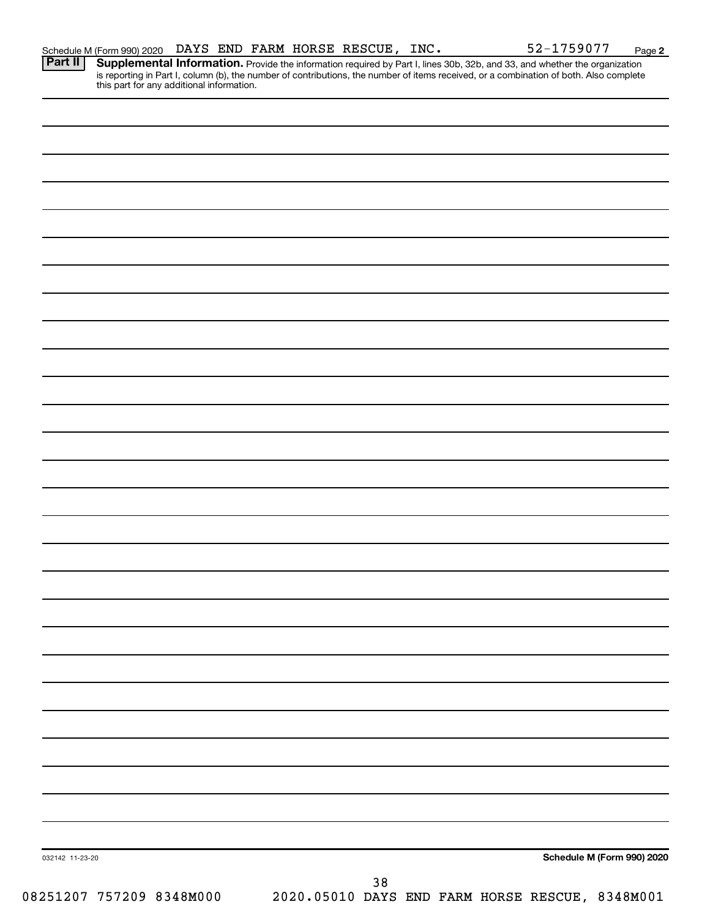Schedule M (Form 990) 2020 DAYS END FARM HORSE RESCUE, INC. 52-1759077 Page 2

**Part II** **Supplemental Information.** Provide the information required by Part I, lines 30b, 32b, and 33, and whether the organization is reporting in Part I, column (b), the number of contributions, the number of items received, or a combination of both. Also complete this part for any additional information.

032142 11-23-20

**Schedule M (Form 990) 2020**

08251207 757209 8348M000 2020.05010 DAYS END FARM HORSE RESCUE, 8348M001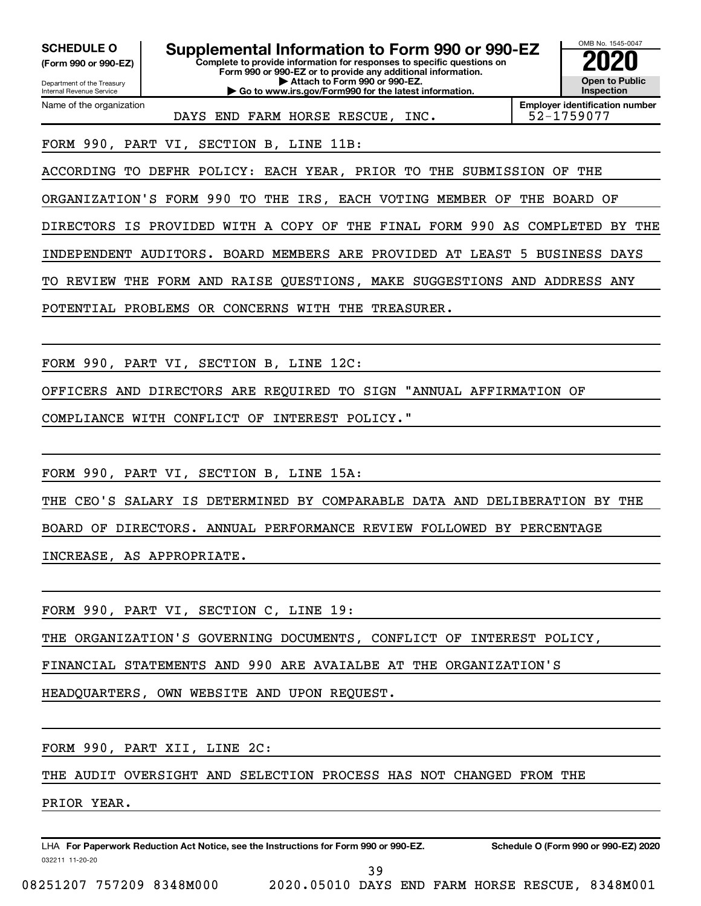**SCHEDULE O**
**(Form 990 or 990-EZ)**

Department of the Treasury
Internal Revenue Service

# Supplemental Information to Form 990 or 990-EZ

**Complete to provide information for responses to specific questions on Form 990 or 990-EZ or to provide any additional information.**
**▶ Attach to Form 990 or 990-EZ.**
**▶ Go to www.irs.gov/Form990 for the latest information.**

OMB No. 1545-0047
**2020**
**Open to Public Inspection**

| Name of the organization | Employer identification number |
|---|---|
| DAYS END FARM HORSE RESCUE, INC. | 52-1759077 |

FORM 990, PART VI, SECTION B, LINE 11B:

ACCORDING TO DEFHR POLICY: EACH YEAR, PRIOR TO THE SUBMISSION OF THE ORGANIZATION'S FORM 990 TO THE IRS, EACH VOTING MEMBER OF THE BOARD OF DIRECTORS IS PROVIDED WITH A COPY OF THE FINAL FORM 990 AS COMPLETED BY THE INDEPENDENT AUDITORS. BOARD MEMBERS ARE PROVIDED AT LEAST 5 BUSINESS DAYS TO REVIEW THE FORM AND RAISE QUESTIONS, MAKE SUGGESTIONS AND ADDRESS ANY POTENTIAL PROBLEMS OR CONCERNS WITH THE TREASURER.

FORM 990, PART VI, SECTION B, LINE 12C:

OFFICERS AND DIRECTORS ARE REQUIRED TO SIGN "ANNUAL AFFIRMATION OF COMPLIANCE WITH CONFLICT OF INTEREST POLICY."

FORM 990, PART VI, SECTION B, LINE 15A:

THE CEO'S SALARY IS DETERMINED BY COMPARABLE DATA AND DELIBERATION BY THE BOARD OF DIRECTORS. ANNUAL PERFORMANCE REVIEW FOLLOWED BY PERCENTAGE INCREASE, AS APPROPRIATE.

FORM 990, PART VI, SECTION C, LINE 19:

THE ORGANIZATION'S GOVERNING DOCUMENTS, CONFLICT OF INTEREST POLICY, FINANCIAL STATEMENTS AND 990 ARE AVAIALBE AT THE ORGANIZATION'S HEADQUARTERS, OWN WEBSITE AND UPON REQUEST.

FORM 990, PART XII, LINE 2C:

THE AUDIT OVERSIGHT AND SELECTION PROCESS HAS NOT CHANGED FROM THE PRIOR YEAR.

LHA **For Paperwork Reduction Act Notice, see the Instructions for Form 990 or 990-EZ.** **Schedule O (Form 990 or 990-EZ) 2020**
032211 11-20-20

08251207 757209 8348M000 2020.05010 DAYS END FARM HORSE RESCUE, 8348M001